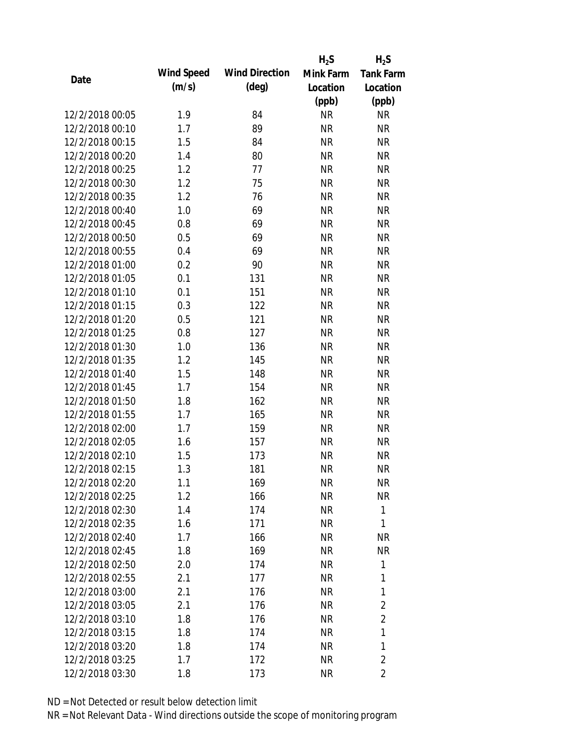| Date | Wind Speed (m/s) | Wind Direction (deg) | $H_2S$ Mink Farm Location (ppb) | $H_2S$ Tank Farm Location (ppb) |
|---|---|---|---|---|
| 12/2/2018 00:05 | 1.9 | 84 | NR | NR |
| 12/2/2018 00:10 | 1.7 | 89 | NR | NR |
| 12/2/2018 00:15 | 1.5 | 84 | NR | NR |
| 12/2/2018 00:20 | 1.4 | 80 | NR | NR |
| 12/2/2018 00:25 | 1.2 | 77 | NR | NR |
| 12/2/2018 00:30 | 1.2 | 75 | NR | NR |
| 12/2/2018 00:35 | 1.2 | 76 | NR | NR |
| 12/2/2018 00:40 | 1.0 | 69 | NR | NR |
| 12/2/2018 00:45 | 0.8 | 69 | NR | NR |
| 12/2/2018 00:50 | 0.5 | 69 | NR | NR |
| 12/2/2018 00:55 | 0.4 | 69 | NR | NR |
| 12/2/2018 01:00 | 0.2 | 90 | NR | NR |
| 12/2/2018 01:05 | 0.1 | 131 | NR | NR |
| 12/2/2018 01:10 | 0.1 | 151 | NR | NR |
| 12/2/2018 01:15 | 0.3 | 122 | NR | NR |
| 12/2/2018 01:20 | 0.5 | 121 | NR | NR |
| 12/2/2018 01:25 | 0.8 | 127 | NR | NR |
| 12/2/2018 01:30 | 1.0 | 136 | NR | NR |
| 12/2/2018 01:35 | 1.2 | 145 | NR | NR |
| 12/2/2018 01:40 | 1.5 | 148 | NR | NR |
| 12/2/2018 01:45 | 1.7 | 154 | NR | NR |
| 12/2/2018 01:50 | 1.8 | 162 | NR | NR |
| 12/2/2018 01:55 | 1.7 | 165 | NR | NR |
| 12/2/2018 02:00 | 1.7 | 159 | NR | NR |
| 12/2/2018 02:05 | 1.6 | 157 | NR | NR |
| 12/2/2018 02:10 | 1.5 | 173 | NR | NR |
| 12/2/2018 02:15 | 1.3 | 181 | NR | NR |
| 12/2/2018 02:20 | 1.1 | 169 | NR | NR |
| 12/2/2018 02:25 | 1.2 | 166 | NR | NR |
| 12/2/2018 02:30 | 1.4 | 174 | NR | 1 |
| 12/2/2018 02:35 | 1.6 | 171 | NR | 1 |
| 12/2/2018 02:40 | 1.7 | 166 | NR | NR |
| 12/2/2018 02:45 | 1.8 | 169 | NR | NR |
| 12/2/2018 02:50 | 2.0 | 174 | NR | 1 |
| 12/2/2018 02:55 | 2.1 | 177 | NR | 1 |
| 12/2/2018 03:00 | 2.1 | 176 | NR | 1 |
| 12/2/2018 03:05 | 2.1 | 176 | NR | 2 |
| 12/2/2018 03:10 | 1.8 | 176 | NR | 2 |
| 12/2/2018 03:15 | 1.8 | 174 | NR | 1 |
| 12/2/2018 03:20 | 1.8 | 174 | NR | 1 |
| 12/2/2018 03:25 | 1.7 | 172 | NR | 2 |
| 12/2/2018 03:30 | 1.8 | 173 | NR | 2 |

ND = Not Detected or result below detection limit

NR = Not Relevant Data - Wind directions outside the scope of monitoring program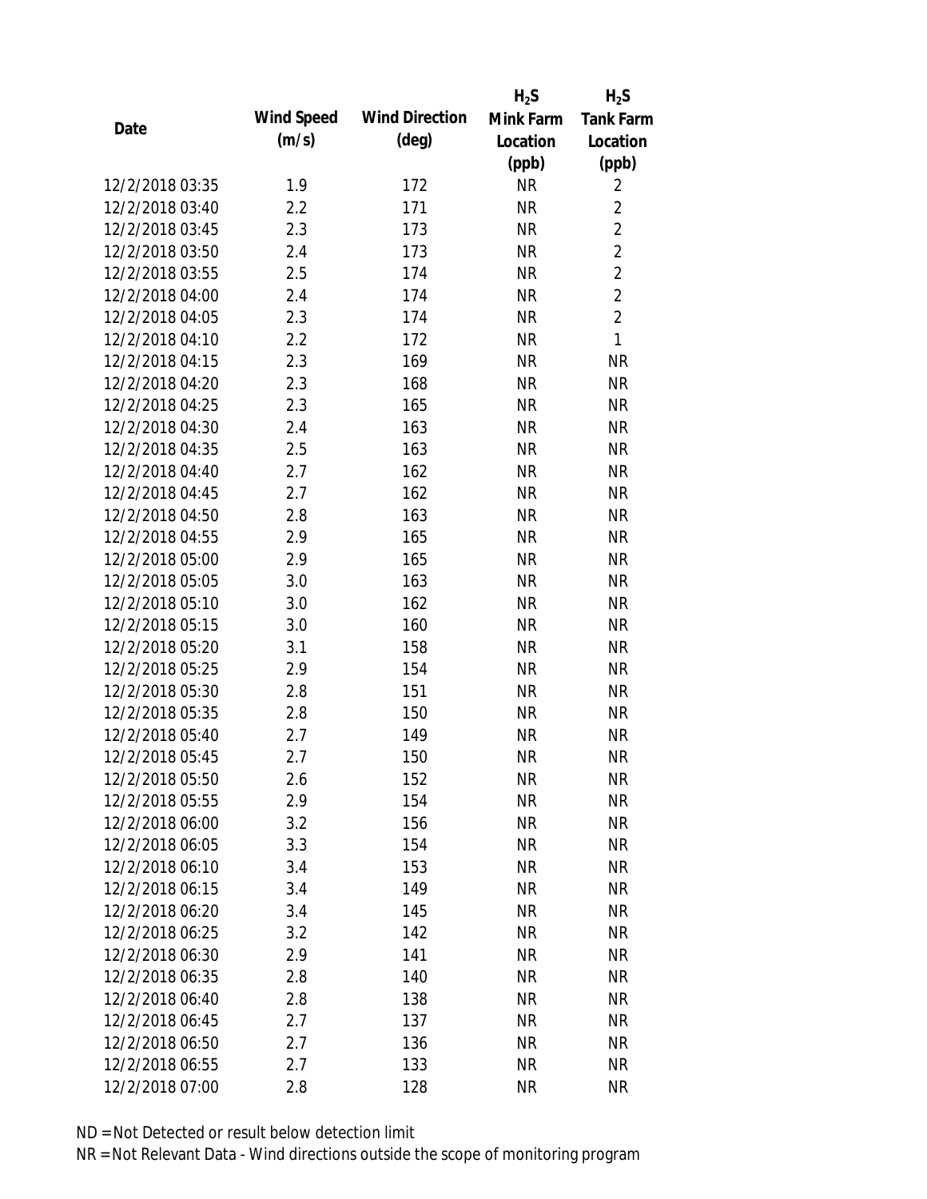| Date | Wind Speed (m/s) | Wind Direction (deg) | $H_2S$ Mink Farm Location (ppb) | $H_2S$ Tank Farm Location (ppb) |
|---|---|---|---|---|
| 12/2/2018 03:35 | 1.9 | 172 | NR | 2 |
| 12/2/2018 03:40 | 2.2 | 171 | NR | 2 |
| 12/2/2018 03:45 | 2.3 | 173 | NR | 2 |
| 12/2/2018 03:50 | 2.4 | 173 | NR | 2 |
| 12/2/2018 03:55 | 2.5 | 174 | NR | 2 |
| 12/2/2018 04:00 | 2.4 | 174 | NR | 2 |
| 12/2/2018 04:05 | 2.3 | 174 | NR | 2 |
| 12/2/2018 04:10 | 2.2 | 172 | NR | 1 |
| 12/2/2018 04:15 | 2.3 | 169 | NR | NR |
| 12/2/2018 04:20 | 2.3 | 168 | NR | NR |
| 12/2/2018 04:25 | 2.3 | 165 | NR | NR |
| 12/2/2018 04:30 | 2.4 | 163 | NR | NR |
| 12/2/2018 04:35 | 2.5 | 163 | NR | NR |
| 12/2/2018 04:40 | 2.7 | 162 | NR | NR |
| 12/2/2018 04:45 | 2.7 | 162 | NR | NR |
| 12/2/2018 04:50 | 2.8 | 163 | NR | NR |
| 12/2/2018 04:55 | 2.9 | 165 | NR | NR |
| 12/2/2018 05:00 | 2.9 | 165 | NR | NR |
| 12/2/2018 05:05 | 3.0 | 163 | NR | NR |
| 12/2/2018 05:10 | 3.0 | 162 | NR | NR |
| 12/2/2018 05:15 | 3.0 | 160 | NR | NR |
| 12/2/2018 05:20 | 3.1 | 158 | NR | NR |
| 12/2/2018 05:25 | 2.9 | 154 | NR | NR |
| 12/2/2018 05:30 | 2.8 | 151 | NR | NR |
| 12/2/2018 05:35 | 2.8 | 150 | NR | NR |
| 12/2/2018 05:40 | 2.7 | 149 | NR | NR |
| 12/2/2018 05:45 | 2.7 | 150 | NR | NR |
| 12/2/2018 05:50 | 2.6 | 152 | NR | NR |
| 12/2/2018 05:55 | 2.9 | 154 | NR | NR |
| 12/2/2018 06:00 | 3.2 | 156 | NR | NR |
| 12/2/2018 06:05 | 3.3 | 154 | NR | NR |
| 12/2/2018 06:10 | 3.4 | 153 | NR | NR |
| 12/2/2018 06:15 | 3.4 | 149 | NR | NR |
| 12/2/2018 06:20 | 3.4 | 145 | NR | NR |
| 12/2/2018 06:25 | 3.2 | 142 | NR | NR |
| 12/2/2018 06:30 | 2.9 | 141 | NR | NR |
| 12/2/2018 06:35 | 2.8 | 140 | NR | NR |
| 12/2/2018 06:40 | 2.8 | 138 | NR | NR |
| 12/2/2018 06:45 | 2.7 | 137 | NR | NR |
| 12/2/2018 06:50 | 2.7 | 136 | NR | NR |
| 12/2/2018 06:55 | 2.7 | 133 | NR | NR |
| 12/2/2018 07:00 | 2.8 | 128 | NR | NR |

ND = Not Detected or result below detection limit
NR = Not Relevant Data - Wind directions outside the scope of monitoring program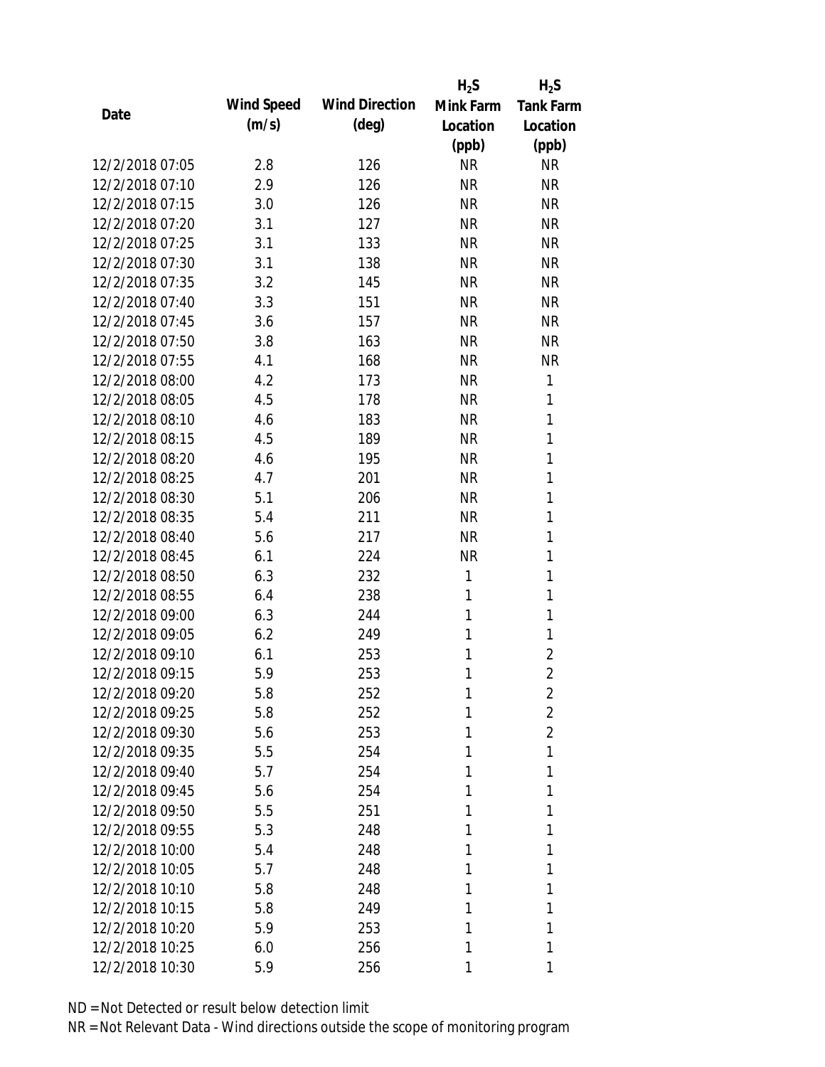| Date | Wind Speed (m/s) | Wind Direction (deg) | $H_2S$ Mink Farm Location (ppb) | $H_2S$ Tank Farm Location (ppb) |
|---|---|---|---|---|
| 12/2/2018 07:05 | 2.8 | 126 | NR | NR |
| 12/2/2018 07:10 | 2.9 | 126 | NR | NR |
| 12/2/2018 07:15 | 3.0 | 126 | NR | NR |
| 12/2/2018 07:20 | 3.1 | 127 | NR | NR |
| 12/2/2018 07:25 | 3.1 | 133 | NR | NR |
| 12/2/2018 07:30 | 3.1 | 138 | NR | NR |
| 12/2/2018 07:35 | 3.2 | 145 | NR | NR |
| 12/2/2018 07:40 | 3.3 | 151 | NR | NR |
| 12/2/2018 07:45 | 3.6 | 157 | NR | NR |
| 12/2/2018 07:50 | 3.8 | 163 | NR | NR |
| 12/2/2018 07:55 | 4.1 | 168 | NR | NR |
| 12/2/2018 08:00 | 4.2 | 173 | NR | 1 |
| 12/2/2018 08:05 | 4.5 | 178 | NR | 1 |
| 12/2/2018 08:10 | 4.6 | 183 | NR | 1 |
| 12/2/2018 08:15 | 4.5 | 189 | NR | 1 |
| 12/2/2018 08:20 | 4.6 | 195 | NR | 1 |
| 12/2/2018 08:25 | 4.7 | 201 | NR | 1 |
| 12/2/2018 08:30 | 5.1 | 206 | NR | 1 |
| 12/2/2018 08:35 | 5.4 | 211 | NR | 1 |
| 12/2/2018 08:40 | 5.6 | 217 | NR | 1 |
| 12/2/2018 08:45 | 6.1 | 224 | NR | 1 |
| 12/2/2018 08:50 | 6.3 | 232 | 1 | 1 |
| 12/2/2018 08:55 | 6.4 | 238 | 1 | 1 |
| 12/2/2018 09:00 | 6.3 | 244 | 1 | 1 |
| 12/2/2018 09:05 | 6.2 | 249 | 1 | 1 |
| 12/2/2018 09:10 | 6.1 | 253 | 1 | 2 |
| 12/2/2018 09:15 | 5.9 | 253 | 1 | 2 |
| 12/2/2018 09:20 | 5.8 | 252 | 1 | 2 |
| 12/2/2018 09:25 | 5.8 | 252 | 1 | 2 |
| 12/2/2018 09:30 | 5.6 | 253 | 1 | 2 |
| 12/2/2018 09:35 | 5.5 | 254 | 1 | 1 |
| 12/2/2018 09:40 | 5.7 | 254 | 1 | 1 |
| 12/2/2018 09:45 | 5.6 | 254 | 1 | 1 |
| 12/2/2018 09:50 | 5.5 | 251 | 1 | 1 |
| 12/2/2018 09:55 | 5.3 | 248 | 1 | 1 |
| 12/2/2018 10:00 | 5.4 | 248 | 1 | 1 |
| 12/2/2018 10:05 | 5.7 | 248 | 1 | 1 |
| 12/2/2018 10:10 | 5.8 | 248 | 1 | 1 |
| 12/2/2018 10:15 | 5.8 | 249 | 1 | 1 |
| 12/2/2018 10:20 | 5.9 | 253 | 1 | 1 |
| 12/2/2018 10:25 | 6.0 | 256 | 1 | 1 |
| 12/2/2018 10:30 | 5.9 | 256 | 1 | 1 |

ND = Not Detected or result below detection limit

NR = Not Relevant Data - Wind directions outside the scope of monitoring program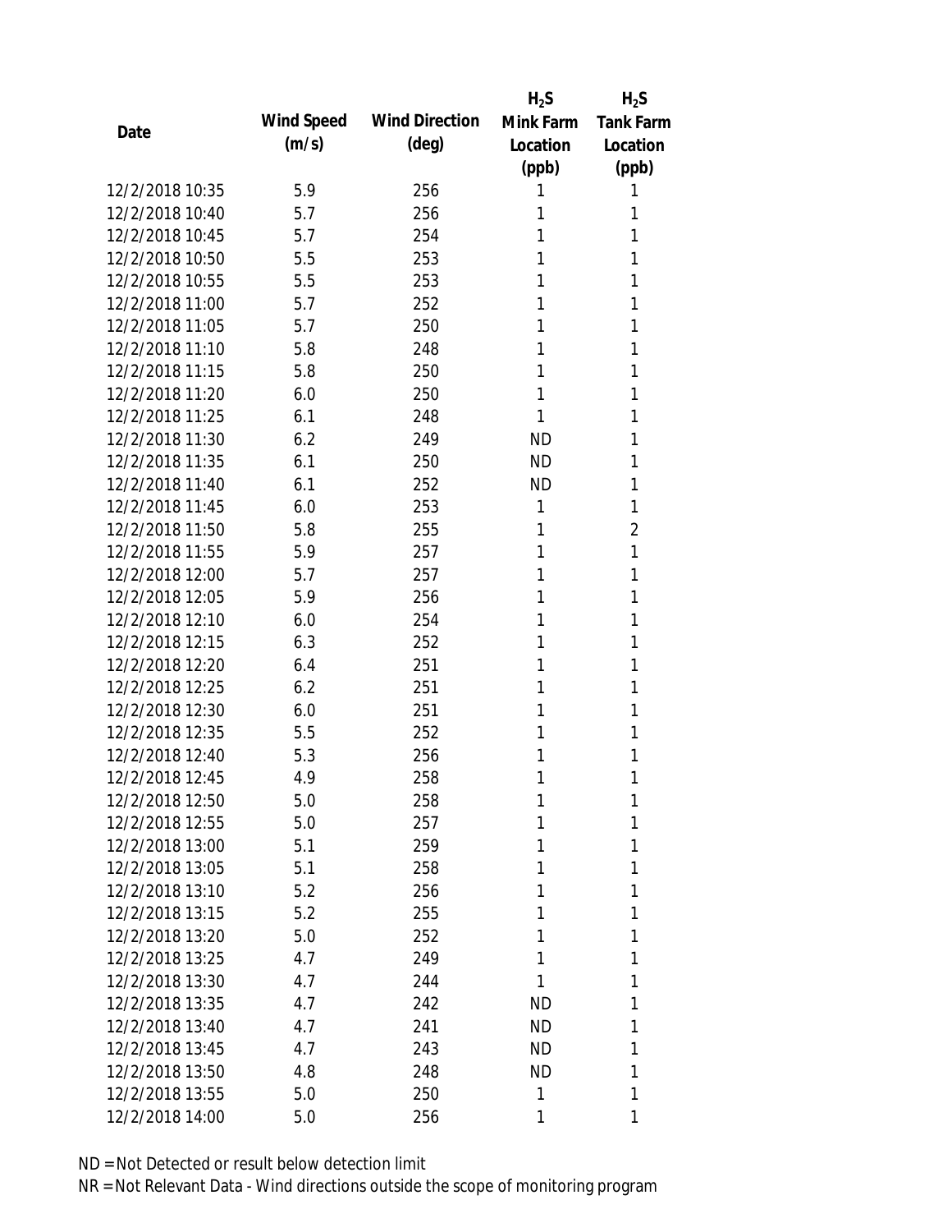| Date | Wind Speed (m/s) | Wind Direction (deg) | $H_2S$ Mink Farm Location (ppb) | $H_2S$ Tank Farm Location (ppb) |
|---|---|---|---|---|
| 12/2/2018 10:35 | 5.9 | 256 | 1 | 1 |
| 12/2/2018 10:40 | 5.7 | 256 | 1 | 1 |
| 12/2/2018 10:45 | 5.7 | 254 | 1 | 1 |
| 12/2/2018 10:50 | 5.5 | 253 | 1 | 1 |
| 12/2/2018 10:55 | 5.5 | 253 | 1 | 1 |
| 12/2/2018 11:00 | 5.7 | 252 | 1 | 1 |
| 12/2/2018 11:05 | 5.7 | 250 | 1 | 1 |
| 12/2/2018 11:10 | 5.8 | 248 | 1 | 1 |
| 12/2/2018 11:15 | 5.8 | 250 | 1 | 1 |
| 12/2/2018 11:20 | 6.0 | 250 | 1 | 1 |
| 12/2/2018 11:25 | 6.1 | 248 | 1 | 1 |
| 12/2/2018 11:30 | 6.2 | 249 | ND | 1 |
| 12/2/2018 11:35 | 6.1 | 250 | ND | 1 |
| 12/2/2018 11:40 | 6.1 | 252 | ND | 1 |
| 12/2/2018 11:45 | 6.0 | 253 | 1 | 1 |
| 12/2/2018 11:50 | 5.8 | 255 | 1 | 2 |
| 12/2/2018 11:55 | 5.9 | 257 | 1 | 1 |
| 12/2/2018 12:00 | 5.7 | 257 | 1 | 1 |
| 12/2/2018 12:05 | 5.9 | 256 | 1 | 1 |
| 12/2/2018 12:10 | 6.0 | 254 | 1 | 1 |
| 12/2/2018 12:15 | 6.3 | 252 | 1 | 1 |
| 12/2/2018 12:20 | 6.4 | 251 | 1 | 1 |
| 12/2/2018 12:25 | 6.2 | 251 | 1 | 1 |
| 12/2/2018 12:30 | 6.0 | 251 | 1 | 1 |
| 12/2/2018 12:35 | 5.5 | 252 | 1 | 1 |
| 12/2/2018 12:40 | 5.3 | 256 | 1 | 1 |
| 12/2/2018 12:45 | 4.9 | 258 | 1 | 1 |
| 12/2/2018 12:50 | 5.0 | 258 | 1 | 1 |
| 12/2/2018 12:55 | 5.0 | 257 | 1 | 1 |
| 12/2/2018 13:00 | 5.1 | 259 | 1 | 1 |
| 12/2/2018 13:05 | 5.1 | 258 | 1 | 1 |
| 12/2/2018 13:10 | 5.2 | 256 | 1 | 1 |
| 12/2/2018 13:15 | 5.2 | 255 | 1 | 1 |
| 12/2/2018 13:20 | 5.0 | 252 | 1 | 1 |
| 12/2/2018 13:25 | 4.7 | 249 | 1 | 1 |
| 12/2/2018 13:30 | 4.7 | 244 | 1 | 1 |
| 12/2/2018 13:35 | 4.7 | 242 | ND | 1 |
| 12/2/2018 13:40 | 4.7 | 241 | ND | 1 |
| 12/2/2018 13:45 | 4.7 | 243 | ND | 1 |
| 12/2/2018 13:50 | 4.8 | 248 | ND | 1 |
| 12/2/2018 13:55 | 5.0 | 250 | 1 | 1 |
| 12/2/2018 14:00 | 5.0 | 256 | 1 | 1 |

ND = Not Detected or result below detection limit

NR = Not Relevant Data - Wind directions outside the scope of monitoring program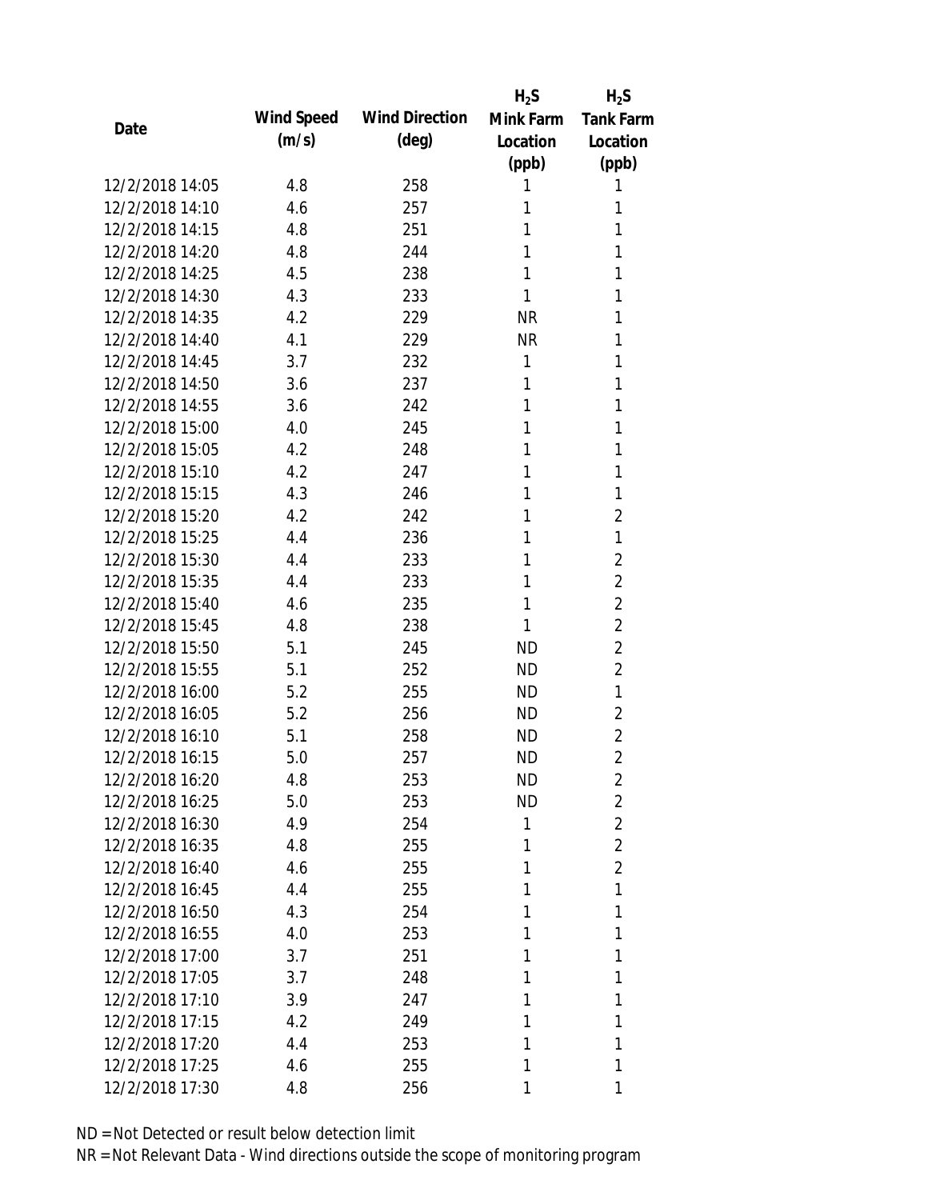| Date | Wind Speed (m/s) | Wind Direction (deg) | $H_2S$ Mink Farm Location (ppb) | $H_2S$ Tank Farm Location (ppb) |
|---|---|---|---|---|
| 12/2/2018 14:05 | 4.8 | 258 | 1 | 1 |
| 12/2/2018 14:10 | 4.6 | 257 | 1 | 1 |
| 12/2/2018 14:15 | 4.8 | 251 | 1 | 1 |
| 12/2/2018 14:20 | 4.8 | 244 | 1 | 1 |
| 12/2/2018 14:25 | 4.5 | 238 | 1 | 1 |
| 12/2/2018 14:30 | 4.3 | 233 | 1 | 1 |
| 12/2/2018 14:35 | 4.2 | 229 | NR | 1 |
| 12/2/2018 14:40 | 4.1 | 229 | NR | 1 |
| 12/2/2018 14:45 | 3.7 | 232 | 1 | 1 |
| 12/2/2018 14:50 | 3.6 | 237 | 1 | 1 |
| 12/2/2018 14:55 | 3.6 | 242 | 1 | 1 |
| 12/2/2018 15:00 | 4.0 | 245 | 1 | 1 |
| 12/2/2018 15:05 | 4.2 | 248 | 1 | 1 |
| 12/2/2018 15:10 | 4.2 | 247 | 1 | 1 |
| 12/2/2018 15:15 | 4.3 | 246 | 1 | 1 |
| 12/2/2018 15:20 | 4.2 | 242 | 1 | 2 |
| 12/2/2018 15:25 | 4.4 | 236 | 1 | 1 |
| 12/2/2018 15:30 | 4.4 | 233 | 1 | 2 |
| 12/2/2018 15:35 | 4.4 | 233 | 1 | 2 |
| 12/2/2018 15:40 | 4.6 | 235 | 1 | 2 |
| 12/2/2018 15:45 | 4.8 | 238 | 1 | 2 |
| 12/2/2018 15:50 | 5.1 | 245 | ND | 2 |
| 12/2/2018 15:55 | 5.1 | 252 | ND | 2 |
| 12/2/2018 16:00 | 5.2 | 255 | ND | 1 |
| 12/2/2018 16:05 | 5.2 | 256 | ND | 2 |
| 12/2/2018 16:10 | 5.1 | 258 | ND | 2 |
| 12/2/2018 16:15 | 5.0 | 257 | ND | 2 |
| 12/2/2018 16:20 | 4.8 | 253 | ND | 2 |
| 12/2/2018 16:25 | 5.0 | 253 | ND | 2 |
| 12/2/2018 16:30 | 4.9 | 254 | 1 | 2 |
| 12/2/2018 16:35 | 4.8 | 255 | 1 | 2 |
| 12/2/2018 16:40 | 4.6 | 255 | 1 | 2 |
| 12/2/2018 16:45 | 4.4 | 255 | 1 | 1 |
| 12/2/2018 16:50 | 4.3 | 254 | 1 | 1 |
| 12/2/2018 16:55 | 4.0 | 253 | 1 | 1 |
| 12/2/2018 17:00 | 3.7 | 251 | 1 | 1 |
| 12/2/2018 17:05 | 3.7 | 248 | 1 | 1 |
| 12/2/2018 17:10 | 3.9 | 247 | 1 | 1 |
| 12/2/2018 17:15 | 4.2 | 249 | 1 | 1 |
| 12/2/2018 17:20 | 4.4 | 253 | 1 | 1 |
| 12/2/2018 17:25 | 4.6 | 255 | 1 | 1 |
| 12/2/2018 17:30 | 4.8 | 256 | 1 | 1 |

ND = Not Detected or result below detection limit

NR = Not Relevant Data - Wind directions outside the scope of monitoring program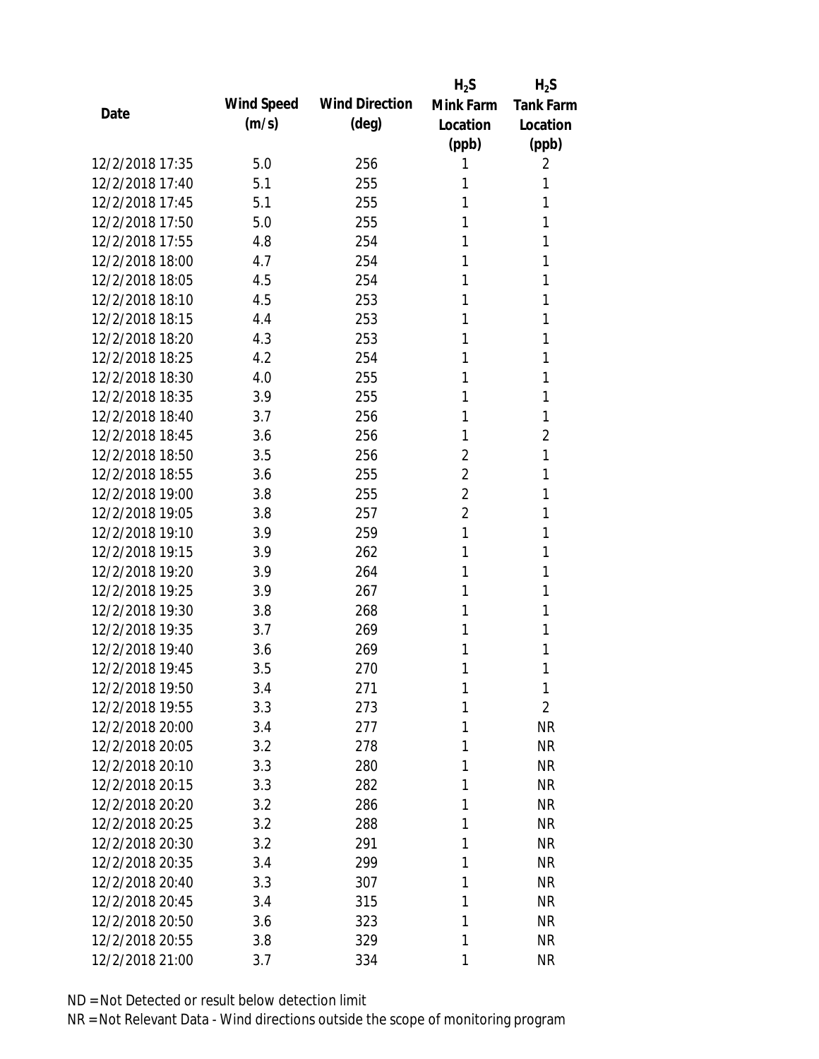| Date | Wind Speed (m/s) | Wind Direction (deg) | $H_2S$ Mink Farm Location (ppb) | $H_2S$ Tank Farm Location (ppb) |
| --- | --- | --- | --- | --- |
| 12/2/2018 17:35 | 5.0 | 256 | 1 | 2 |
| 12/2/2018 17:40 | 5.1 | 255 | 1 | 1 |
| 12/2/2018 17:45 | 5.1 | 255 | 1 | 1 |
| 12/2/2018 17:50 | 5.0 | 255 | 1 | 1 |
| 12/2/2018 17:55 | 4.8 | 254 | 1 | 1 |
| 12/2/2018 18:00 | 4.7 | 254 | 1 | 1 |
| 12/2/2018 18:05 | 4.5 | 254 | 1 | 1 |
| 12/2/2018 18:10 | 4.5 | 253 | 1 | 1 |
| 12/2/2018 18:15 | 4.4 | 253 | 1 | 1 |
| 12/2/2018 18:20 | 4.3 | 253 | 1 | 1 |
| 12/2/2018 18:25 | 4.2 | 254 | 1 | 1 |
| 12/2/2018 18:30 | 4.0 | 255 | 1 | 1 |
| 12/2/2018 18:35 | 3.9 | 255 | 1 | 1 |
| 12/2/2018 18:40 | 3.7 | 256 | 1 | 1 |
| 12/2/2018 18:45 | 3.6 | 256 | 1 | 2 |
| 12/2/2018 18:50 | 3.5 | 256 | 2 | 1 |
| 12/2/2018 18:55 | 3.6 | 255 | 2 | 1 |
| 12/2/2018 19:00 | 3.8 | 255 | 2 | 1 |
| 12/2/2018 19:05 | 3.8 | 257 | 2 | 1 |
| 12/2/2018 19:10 | 3.9 | 259 | 1 | 1 |
| 12/2/2018 19:15 | 3.9 | 262 | 1 | 1 |
| 12/2/2018 19:20 | 3.9 | 264 | 1 | 1 |
| 12/2/2018 19:25 | 3.9 | 267 | 1 | 1 |
| 12/2/2018 19:30 | 3.8 | 268 | 1 | 1 |
| 12/2/2018 19:35 | 3.7 | 269 | 1 | 1 |
| 12/2/2018 19:40 | 3.6 | 269 | 1 | 1 |
| 12/2/2018 19:45 | 3.5 | 270 | 1 | 1 |
| 12/2/2018 19:50 | 3.4 | 271 | 1 | 1 |
| 12/2/2018 19:55 | 3.3 | 273 | 1 | 2 |
| 12/2/2018 20:00 | 3.4 | 277 | 1 | NR |
| 12/2/2018 20:05 | 3.2 | 278 | 1 | NR |
| 12/2/2018 20:10 | 3.3 | 280 | 1 | NR |
| 12/2/2018 20:15 | 3.3 | 282 | 1 | NR |
| 12/2/2018 20:20 | 3.2 | 286 | 1 | NR |
| 12/2/2018 20:25 | 3.2 | 288 | 1 | NR |
| 12/2/2018 20:30 | 3.2 | 291 | 1 | NR |
| 12/2/2018 20:35 | 3.4 | 299 | 1 | NR |
| 12/2/2018 20:40 | 3.3 | 307 | 1 | NR |
| 12/2/2018 20:45 | 3.4 | 315 | 1 | NR |
| 12/2/2018 20:50 | 3.6 | 323 | 1 | NR |
| 12/2/2018 20:55 | 3.8 | 329 | 1 | NR |
| 12/2/2018 21:00 | 3.7 | 334 | 1 | NR |

ND = Not Detected or result below detection limit

NR = Not Relevant Data - Wind directions outside the scope of monitoring program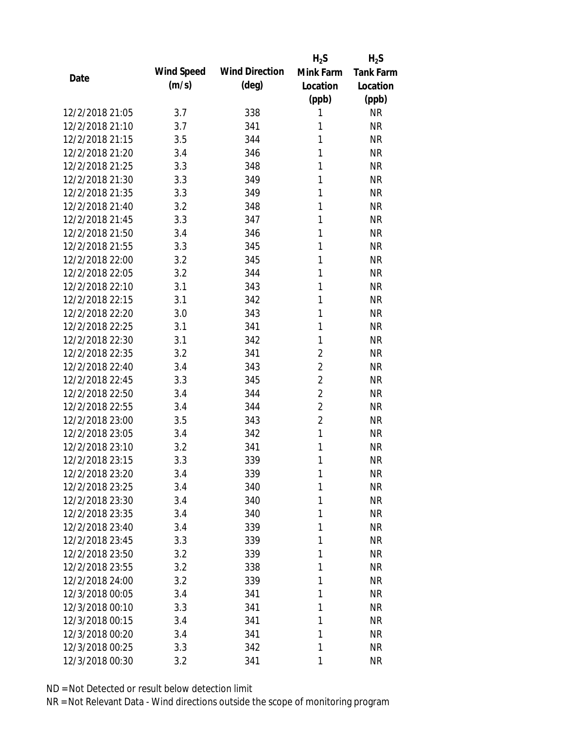| Date | Wind Speed (m/s) | Wind Direction (deg) | $H_2S$ Mink Farm Location (ppb) | $H_2S$ Tank Farm Location (ppb) |
|---|---|---|---|---|
| 12/2/2018 21:05 | 3.7 | 338 | 1 | NR |
| 12/2/2018 21:10 | 3.7 | 341 | 1 | NR |
| 12/2/2018 21:15 | 3.5 | 344 | 1 | NR |
| 12/2/2018 21:20 | 3.4 | 346 | 1 | NR |
| 12/2/2018 21:25 | 3.3 | 348 | 1 | NR |
| 12/2/2018 21:30 | 3.3 | 349 | 1 | NR |
| 12/2/2018 21:35 | 3.3 | 349 | 1 | NR |
| 12/2/2018 21:40 | 3.2 | 348 | 1 | NR |
| 12/2/2018 21:45 | 3.3 | 347 | 1 | NR |
| 12/2/2018 21:50 | 3.4 | 346 | 1 | NR |
| 12/2/2018 21:55 | 3.3 | 345 | 1 | NR |
| 12/2/2018 22:00 | 3.2 | 345 | 1 | NR |
| 12/2/2018 22:05 | 3.2 | 344 | 1 | NR |
| 12/2/2018 22:10 | 3.1 | 343 | 1 | NR |
| 12/2/2018 22:15 | 3.1 | 342 | 1 | NR |
| 12/2/2018 22:20 | 3.0 | 343 | 1 | NR |
| 12/2/2018 22:25 | 3.1 | 341 | 1 | NR |
| 12/2/2018 22:30 | 3.1 | 342 | 1 | NR |
| 12/2/2018 22:35 | 3.2 | 341 | 2 | NR |
| 12/2/2018 22:40 | 3.4 | 343 | 2 | NR |
| 12/2/2018 22:45 | 3.3 | 345 | 2 | NR |
| 12/2/2018 22:50 | 3.4 | 344 | 2 | NR |
| 12/2/2018 22:55 | 3.4 | 344 | 2 | NR |
| 12/2/2018 23:00 | 3.5 | 343 | 2 | NR |
| 12/2/2018 23:05 | 3.4 | 342 | 1 | NR |
| 12/2/2018 23:10 | 3.2 | 341 | 1 | NR |
| 12/2/2018 23:15 | 3.3 | 339 | 1 | NR |
| 12/2/2018 23:20 | 3.4 | 339 | 1 | NR |
| 12/2/2018 23:25 | 3.4 | 340 | 1 | NR |
| 12/2/2018 23:30 | 3.4 | 340 | 1 | NR |
| 12/2/2018 23:35 | 3.4 | 340 | 1 | NR |
| 12/2/2018 23:40 | 3.4 | 339 | 1 | NR |
| 12/2/2018 23:45 | 3.3 | 339 | 1 | NR |
| 12/2/2018 23:50 | 3.2 | 339 | 1 | NR |
| 12/2/2018 23:55 | 3.2 | 338 | 1 | NR |
| 12/2/2018 24:00 | 3.2 | 339 | 1 | NR |
| 12/3/2018 00:05 | 3.4 | 341 | 1 | NR |
| 12/3/2018 00:10 | 3.3 | 341 | 1 | NR |
| 12/3/2018 00:15 | 3.4 | 341 | 1 | NR |
| 12/3/2018 00:20 | 3.4 | 341 | 1 | NR |
| 12/3/2018 00:25 | 3.3 | 342 | 1 | NR |
| 12/3/2018 00:30 | 3.2 | 341 | 1 | NR |

ND = Not Detected or result below detection limit
NR = Not Relevant Data - Wind directions outside the scope of monitoring program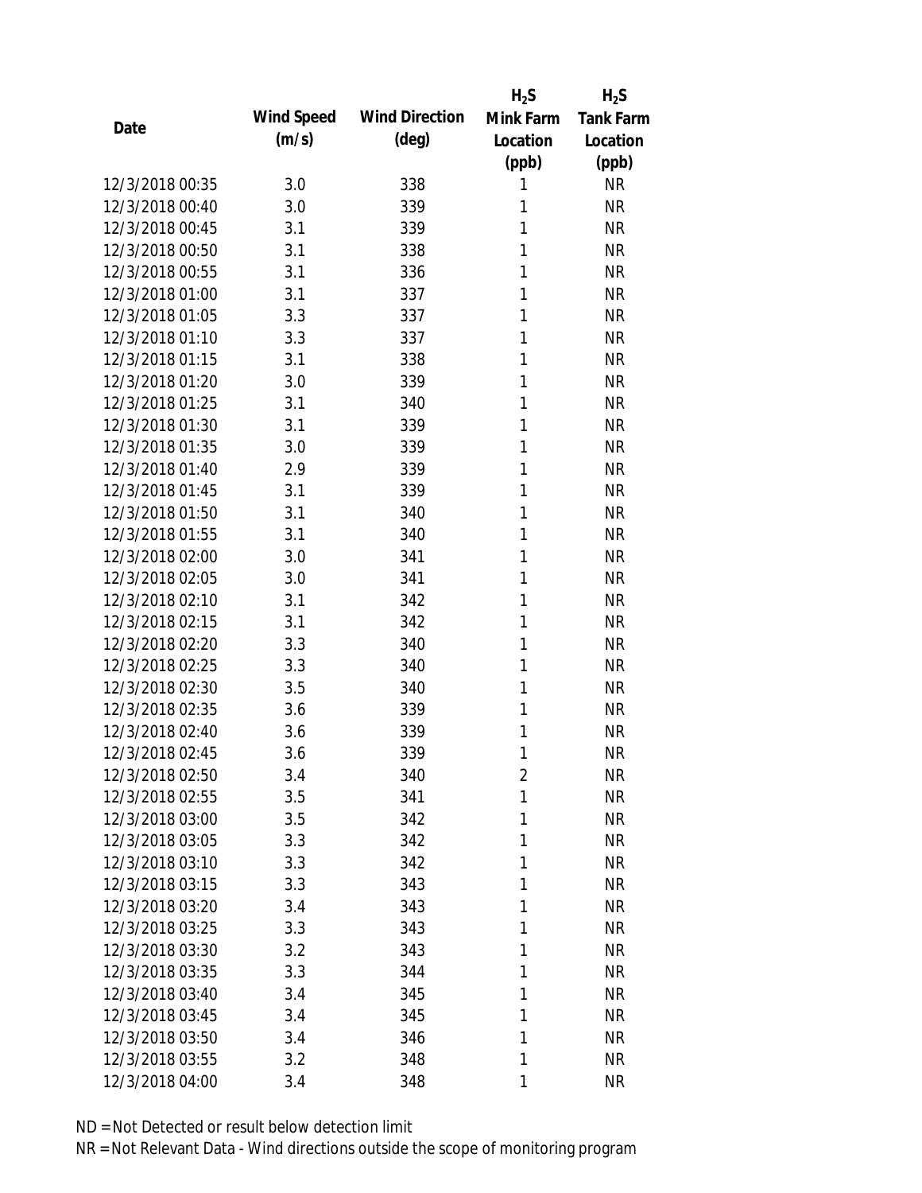| Date | Wind Speed (m/s) | Wind Direction (deg) | $H_2S$ Mink Farm Location (ppb) | $H_2S$ Tank Farm Location (ppb) |
|---|---|---|---|---|
| 12/3/2018 00:35 | 3.0 | 338 | 1 | NR |
| 12/3/2018 00:40 | 3.0 | 339 | 1 | NR |
| 12/3/2018 00:45 | 3.1 | 339 | 1 | NR |
| 12/3/2018 00:50 | 3.1 | 338 | 1 | NR |
| 12/3/2018 00:55 | 3.1 | 336 | 1 | NR |
| 12/3/2018 01:00 | 3.1 | 337 | 1 | NR |
| 12/3/2018 01:05 | 3.3 | 337 | 1 | NR |
| 12/3/2018 01:10 | 3.3 | 337 | 1 | NR |
| 12/3/2018 01:15 | 3.1 | 338 | 1 | NR |
| 12/3/2018 01:20 | 3.0 | 339 | 1 | NR |
| 12/3/2018 01:25 | 3.1 | 340 | 1 | NR |
| 12/3/2018 01:30 | 3.1 | 339 | 1 | NR |
| 12/3/2018 01:35 | 3.0 | 339 | 1 | NR |
| 12/3/2018 01:40 | 2.9 | 339 | 1 | NR |
| 12/3/2018 01:45 | 3.1 | 339 | 1 | NR |
| 12/3/2018 01:50 | 3.1 | 340 | 1 | NR |
| 12/3/2018 01:55 | 3.1 | 340 | 1 | NR |
| 12/3/2018 02:00 | 3.0 | 341 | 1 | NR |
| 12/3/2018 02:05 | 3.0 | 341 | 1 | NR |
| 12/3/2018 02:10 | 3.1 | 342 | 1 | NR |
| 12/3/2018 02:15 | 3.1 | 342 | 1 | NR |
| 12/3/2018 02:20 | 3.3 | 340 | 1 | NR |
| 12/3/2018 02:25 | 3.3 | 340 | 1 | NR |
| 12/3/2018 02:30 | 3.5 | 340 | 1 | NR |
| 12/3/2018 02:35 | 3.6 | 339 | 1 | NR |
| 12/3/2018 02:40 | 3.6 | 339 | 1 | NR |
| 12/3/2018 02:45 | 3.6 | 339 | 1 | NR |
| 12/3/2018 02:50 | 3.4 | 340 | 2 | NR |
| 12/3/2018 02:55 | 3.5 | 341 | 1 | NR |
| 12/3/2018 03:00 | 3.5 | 342 | 1 | NR |
| 12/3/2018 03:05 | 3.3 | 342 | 1 | NR |
| 12/3/2018 03:10 | 3.3 | 342 | 1 | NR |
| 12/3/2018 03:15 | 3.3 | 343 | 1 | NR |
| 12/3/2018 03:20 | 3.4 | 343 | 1 | NR |
| 12/3/2018 03:25 | 3.3 | 343 | 1 | NR |
| 12/3/2018 03:30 | 3.2 | 343 | 1 | NR |
| 12/3/2018 03:35 | 3.3 | 344 | 1 | NR |
| 12/3/2018 03:40 | 3.4 | 345 | 1 | NR |
| 12/3/2018 03:45 | 3.4 | 345 | 1 | NR |
| 12/3/2018 03:50 | 3.4 | 346 | 1 | NR |
| 12/3/2018 03:55 | 3.2 | 348 | 1 | NR |
| 12/3/2018 04:00 | 3.4 | 348 | 1 | NR |

ND = Not Detected or result below detection limit

NR = Not Relevant Data - Wind directions outside the scope of monitoring program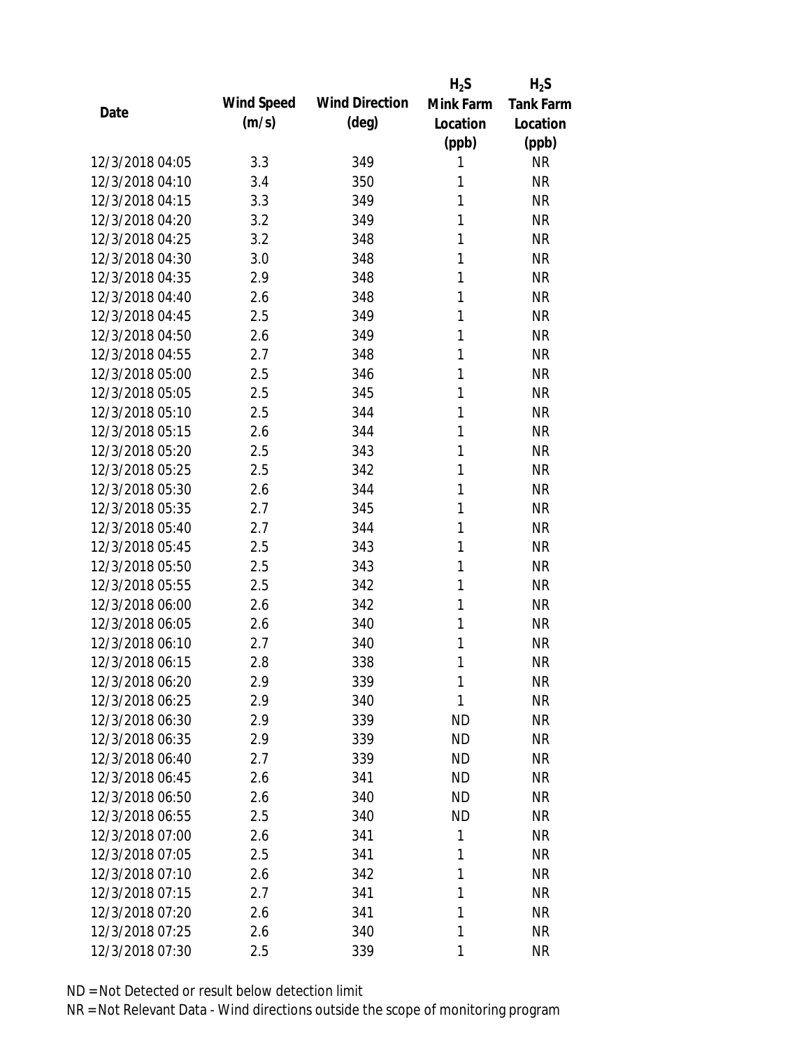| Date | Wind Speed (m/s) | Wind Direction (deg) | $H_2S$ Mink Farm Location (ppb) | $H_2S$ Tank Farm Location (ppb) |
|---|---|---|---|---|
| 12/3/2018 04:05 | 3.3 | 349 | 1 | NR |
| 12/3/2018 04:10 | 3.4 | 350 | 1 | NR |
| 12/3/2018 04:15 | 3.3 | 349 | 1 | NR |
| 12/3/2018 04:20 | 3.2 | 349 | 1 | NR |
| 12/3/2018 04:25 | 3.2 | 348 | 1 | NR |
| 12/3/2018 04:30 | 3.0 | 348 | 1 | NR |
| 12/3/2018 04:35 | 2.9 | 348 | 1 | NR |
| 12/3/2018 04:40 | 2.6 | 348 | 1 | NR |
| 12/3/2018 04:45 | 2.5 | 349 | 1 | NR |
| 12/3/2018 04:50 | 2.6 | 349 | 1 | NR |
| 12/3/2018 04:55 | 2.7 | 348 | 1 | NR |
| 12/3/2018 05:00 | 2.5 | 346 | 1 | NR |
| 12/3/2018 05:05 | 2.5 | 345 | 1 | NR |
| 12/3/2018 05:10 | 2.5 | 344 | 1 | NR |
| 12/3/2018 05:15 | 2.6 | 344 | 1 | NR |
| 12/3/2018 05:20 | 2.5 | 343 | 1 | NR |
| 12/3/2018 05:25 | 2.5 | 342 | 1 | NR |
| 12/3/2018 05:30 | 2.6 | 344 | 1 | NR |
| 12/3/2018 05:35 | 2.7 | 345 | 1 | NR |
| 12/3/2018 05:40 | 2.7 | 344 | 1 | NR |
| 12/3/2018 05:45 | 2.5 | 343 | 1 | NR |
| 12/3/2018 05:50 | 2.5 | 343 | 1 | NR |
| 12/3/2018 05:55 | 2.5 | 342 | 1 | NR |
| 12/3/2018 06:00 | 2.6 | 342 | 1 | NR |
| 12/3/2018 06:05 | 2.6 | 340 | 1 | NR |
| 12/3/2018 06:10 | 2.7 | 340 | 1 | NR |
| 12/3/2018 06:15 | 2.8 | 338 | 1 | NR |
| 12/3/2018 06:20 | 2.9 | 339 | 1 | NR |
| 12/3/2018 06:25 | 2.9 | 340 | 1 | NR |
| 12/3/2018 06:30 | 2.9 | 339 | ND | NR |
| 12/3/2018 06:35 | 2.9 | 339 | ND | NR |
| 12/3/2018 06:40 | 2.7 | 339 | ND | NR |
| 12/3/2018 06:45 | 2.6 | 341 | ND | NR |
| 12/3/2018 06:50 | 2.6 | 340 | ND | NR |
| 12/3/2018 06:55 | 2.5 | 340 | ND | NR |
| 12/3/2018 07:00 | 2.6 | 341 | 1 | NR |
| 12/3/2018 07:05 | 2.5 | 341 | 1 | NR |
| 12/3/2018 07:10 | 2.6 | 342 | 1 | NR |
| 12/3/2018 07:15 | 2.7 | 341 | 1 | NR |
| 12/3/2018 07:20 | 2.6 | 341 | 1 | NR |
| 12/3/2018 07:25 | 2.6 | 340 | 1 | NR |
| 12/3/2018 07:30 | 2.5 | 339 | 1 | NR |

ND = Not Detected or result below detection limit

NR = Not Relevant Data - Wind directions outside the scope of monitoring program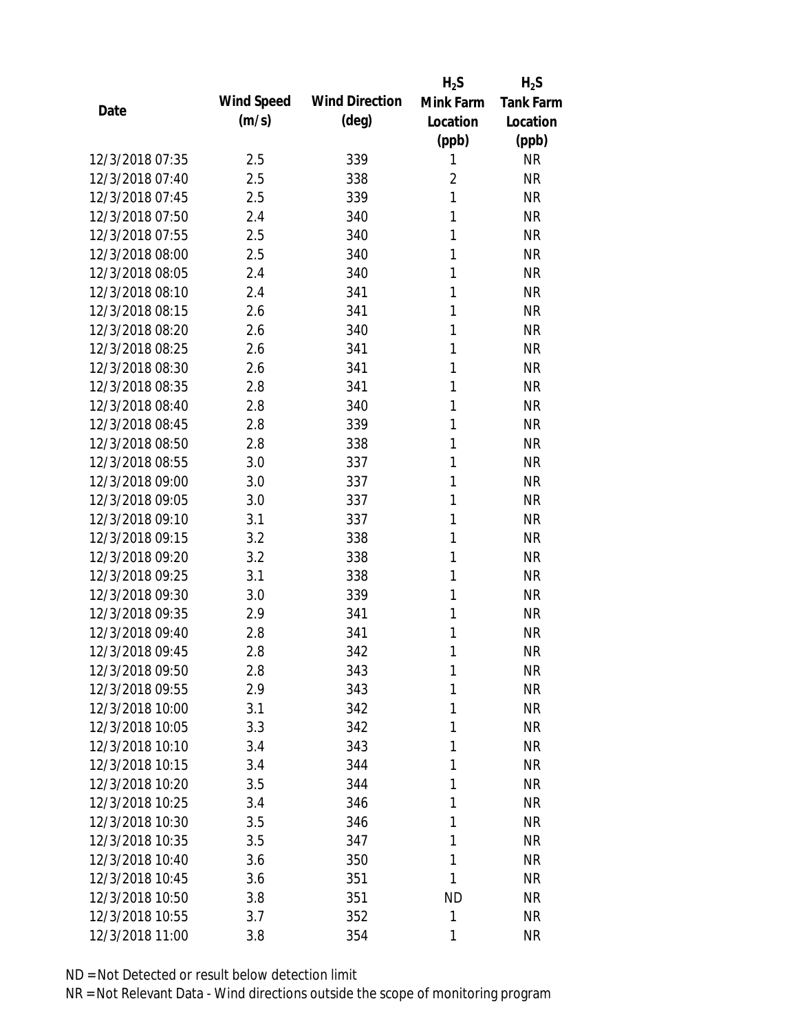| Date | Wind Speed (m/s) | Wind Direction (deg) | $H_2S$ Mink Farm Location (ppb) | $H_2S$ Tank Farm Location (ppb) |
|---|---|---|---|---|
| 12/3/2018 07:35 | 2.5 | 339 | 1 | NR |
| 12/3/2018 07:40 | 2.5 | 338 | 2 | NR |
| 12/3/2018 07:45 | 2.5 | 339 | 1 | NR |
| 12/3/2018 07:50 | 2.4 | 340 | 1 | NR |
| 12/3/2018 07:55 | 2.5 | 340 | 1 | NR |
| 12/3/2018 08:00 | 2.5 | 340 | 1 | NR |
| 12/3/2018 08:05 | 2.4 | 340 | 1 | NR |
| 12/3/2018 08:10 | 2.4 | 341 | 1 | NR |
| 12/3/2018 08:15 | 2.6 | 341 | 1 | NR |
| 12/3/2018 08:20 | 2.6 | 340 | 1 | NR |
| 12/3/2018 08:25 | 2.6 | 341 | 1 | NR |
| 12/3/2018 08:30 | 2.6 | 341 | 1 | NR |
| 12/3/2018 08:35 | 2.8 | 341 | 1 | NR |
| 12/3/2018 08:40 | 2.8 | 340 | 1 | NR |
| 12/3/2018 08:45 | 2.8 | 339 | 1 | NR |
| 12/3/2018 08:50 | 2.8 | 338 | 1 | NR |
| 12/3/2018 08:55 | 3.0 | 337 | 1 | NR |
| 12/3/2018 09:00 | 3.0 | 337 | 1 | NR |
| 12/3/2018 09:05 | 3.0 | 337 | 1 | NR |
| 12/3/2018 09:10 | 3.1 | 337 | 1 | NR |
| 12/3/2018 09:15 | 3.2 | 338 | 1 | NR |
| 12/3/2018 09:20 | 3.2 | 338 | 1 | NR |
| 12/3/2018 09:25 | 3.1 | 338 | 1 | NR |
| 12/3/2018 09:30 | 3.0 | 339 | 1 | NR |
| 12/3/2018 09:35 | 2.9 | 341 | 1 | NR |
| 12/3/2018 09:40 | 2.8 | 341 | 1 | NR |
| 12/3/2018 09:45 | 2.8 | 342 | 1 | NR |
| 12/3/2018 09:50 | 2.8 | 343 | 1 | NR |
| 12/3/2018 09:55 | 2.9 | 343 | 1 | NR |
| 12/3/2018 10:00 | 3.1 | 342 | 1 | NR |
| 12/3/2018 10:05 | 3.3 | 342 | 1 | NR |
| 12/3/2018 10:10 | 3.4 | 343 | 1 | NR |
| 12/3/2018 10:15 | 3.4 | 344 | 1 | NR |
| 12/3/2018 10:20 | 3.5 | 344 | 1 | NR |
| 12/3/2018 10:25 | 3.4 | 346 | 1 | NR |
| 12/3/2018 10:30 | 3.5 | 346 | 1 | NR |
| 12/3/2018 10:35 | 3.5 | 347 | 1 | NR |
| 12/3/2018 10:40 | 3.6 | 350 | 1 | NR |
| 12/3/2018 10:45 | 3.6 | 351 | 1 | NR |
| 12/3/2018 10:50 | 3.8 | 351 | ND | NR |
| 12/3/2018 10:55 | 3.7 | 352 | 1 | NR |
| 12/3/2018 11:00 | 3.8 | 354 | 1 | NR |

ND = Not Detected or result below detection limit

NR = Not Relevant Data - Wind directions outside the scope of monitoring program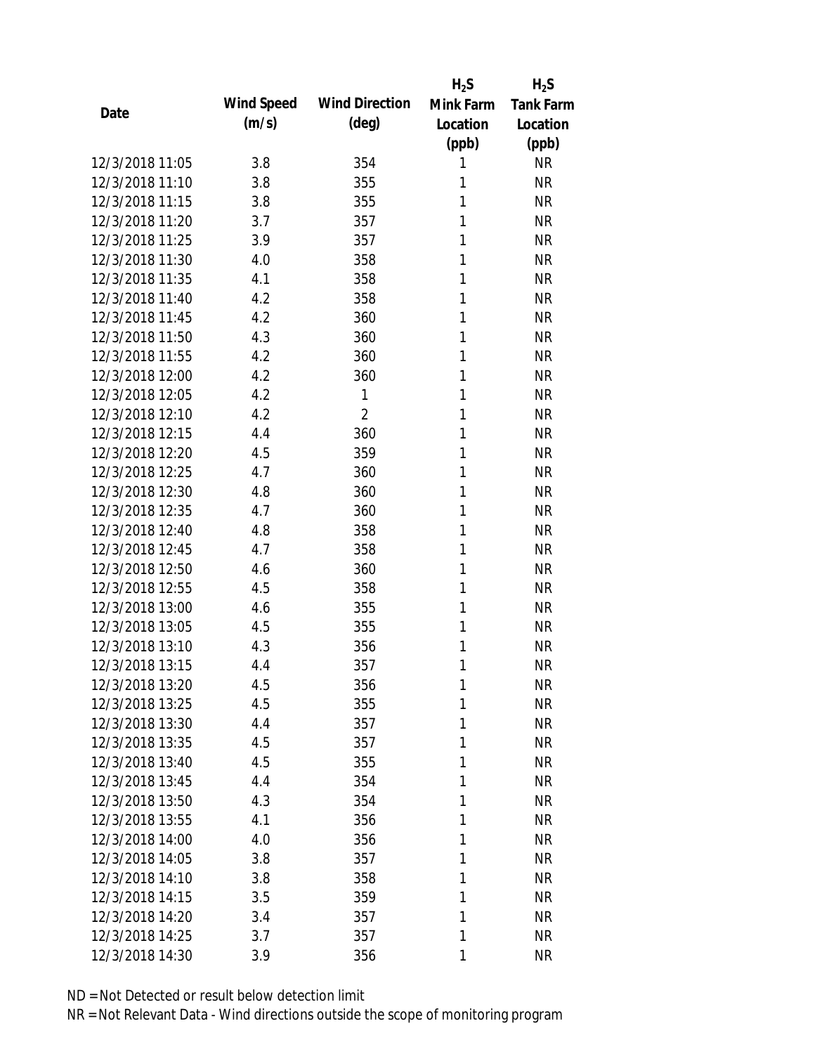| Date | Wind Speed (m/s) | Wind Direction (deg) | $H_2S$ Mink Farm Location (ppb) | $H_2S$ Tank Farm Location (ppb) |
|---|---|---|---|---|
| 12/3/2018 11:05 | 3.8 | 354 | 1 | NR |
| 12/3/2018 11:10 | 3.8 | 355 | 1 | NR |
| 12/3/2018 11:15 | 3.8 | 355 | 1 | NR |
| 12/3/2018 11:20 | 3.7 | 357 | 1 | NR |
| 12/3/2018 11:25 | 3.9 | 357 | 1 | NR |
| 12/3/2018 11:30 | 4.0 | 358 | 1 | NR |
| 12/3/2018 11:35 | 4.1 | 358 | 1 | NR |
| 12/3/2018 11:40 | 4.2 | 358 | 1 | NR |
| 12/3/2018 11:45 | 4.2 | 360 | 1 | NR |
| 12/3/2018 11:50 | 4.3 | 360 | 1 | NR |
| 12/3/2018 11:55 | 4.2 | 360 | 1 | NR |
| 12/3/2018 12:00 | 4.2 | 360 | 1 | NR |
| 12/3/2018 12:05 | 4.2 | 1 | 1 | NR |
| 12/3/2018 12:10 | 4.2 | 2 | 1 | NR |
| 12/3/2018 12:15 | 4.4 | 360 | 1 | NR |
| 12/3/2018 12:20 | 4.5 | 359 | 1 | NR |
| 12/3/2018 12:25 | 4.7 | 360 | 1 | NR |
| 12/3/2018 12:30 | 4.8 | 360 | 1 | NR |
| 12/3/2018 12:35 | 4.7 | 360 | 1 | NR |
| 12/3/2018 12:40 | 4.8 | 358 | 1 | NR |
| 12/3/2018 12:45 | 4.7 | 358 | 1 | NR |
| 12/3/2018 12:50 | 4.6 | 360 | 1 | NR |
| 12/3/2018 12:55 | 4.5 | 358 | 1 | NR |
| 12/3/2018 13:00 | 4.6 | 355 | 1 | NR |
| 12/3/2018 13:05 | 4.5 | 355 | 1 | NR |
| 12/3/2018 13:10 | 4.3 | 356 | 1 | NR |
| 12/3/2018 13:15 | 4.4 | 357 | 1 | NR |
| 12/3/2018 13:20 | 4.5 | 356 | 1 | NR |
| 12/3/2018 13:25 | 4.5 | 355 | 1 | NR |
| 12/3/2018 13:30 | 4.4 | 357 | 1 | NR |
| 12/3/2018 13:35 | 4.5 | 357 | 1 | NR |
| 12/3/2018 13:40 | 4.5 | 355 | 1 | NR |
| 12/3/2018 13:45 | 4.4 | 354 | 1 | NR |
| 12/3/2018 13:50 | 4.3 | 354 | 1 | NR |
| 12/3/2018 13:55 | 4.1 | 356 | 1 | NR |
| 12/3/2018 14:00 | 4.0 | 356 | 1 | NR |
| 12/3/2018 14:05 | 3.8 | 357 | 1 | NR |
| 12/3/2018 14:10 | 3.8 | 358 | 1 | NR |
| 12/3/2018 14:15 | 3.5 | 359 | 1 | NR |
| 12/3/2018 14:20 | 3.4 | 357 | 1 | NR |
| 12/3/2018 14:25 | 3.7 | 357 | 1 | NR |
| 12/3/2018 14:30 | 3.9 | 356 | 1 | NR |

ND = Not Detected or result below detection limit
NR = Not Relevant Data - Wind directions outside the scope of monitoring program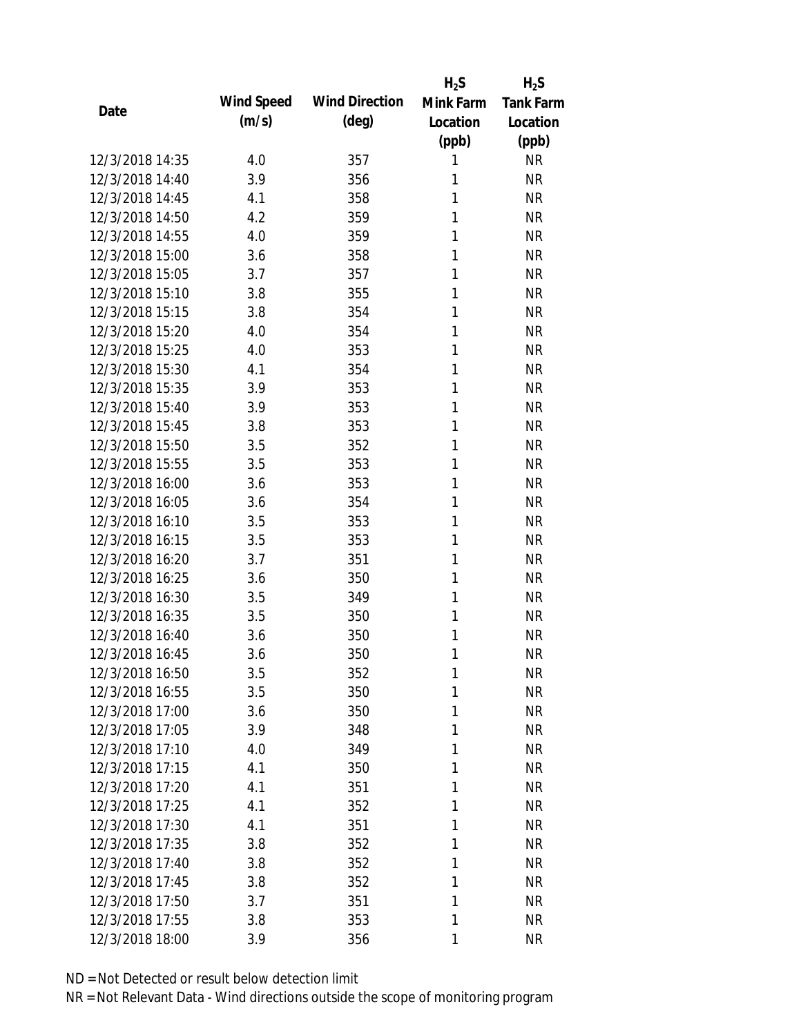| Date | Wind Speed (m/s) | Wind Direction (deg) | $H_2S$ Mink Farm Location (ppb) | $H_2S$ Tank Farm Location (ppb) |
|---|---|---|---|---|
| 12/3/2018 14:35 | 4.0 | 357 | 1 | NR |
| 12/3/2018 14:40 | 3.9 | 356 | 1 | NR |
| 12/3/2018 14:45 | 4.1 | 358 | 1 | NR |
| 12/3/2018 14:50 | 4.2 | 359 | 1 | NR |
| 12/3/2018 14:55 | 4.0 | 359 | 1 | NR |
| 12/3/2018 15:00 | 3.6 | 358 | 1 | NR |
| 12/3/2018 15:05 | 3.7 | 357 | 1 | NR |
| 12/3/2018 15:10 | 3.8 | 355 | 1 | NR |
| 12/3/2018 15:15 | 3.8 | 354 | 1 | NR |
| 12/3/2018 15:20 | 4.0 | 354 | 1 | NR |
| 12/3/2018 15:25 | 4.0 | 353 | 1 | NR |
| 12/3/2018 15:30 | 4.1 | 354 | 1 | NR |
| 12/3/2018 15:35 | 3.9 | 353 | 1 | NR |
| 12/3/2018 15:40 | 3.9 | 353 | 1 | NR |
| 12/3/2018 15:45 | 3.8 | 353 | 1 | NR |
| 12/3/2018 15:50 | 3.5 | 352 | 1 | NR |
| 12/3/2018 15:55 | 3.5 | 353 | 1 | NR |
| 12/3/2018 16:00 | 3.6 | 353 | 1 | NR |
| 12/3/2018 16:05 | 3.6 | 354 | 1 | NR |
| 12/3/2018 16:10 | 3.5 | 353 | 1 | NR |
| 12/3/2018 16:15 | 3.5 | 353 | 1 | NR |
| 12/3/2018 16:20 | 3.7 | 351 | 1 | NR |
| 12/3/2018 16:25 | 3.6 | 350 | 1 | NR |
| 12/3/2018 16:30 | 3.5 | 349 | 1 | NR |
| 12/3/2018 16:35 | 3.5 | 350 | 1 | NR |
| 12/3/2018 16:40 | 3.6 | 350 | 1 | NR |
| 12/3/2018 16:45 | 3.6 | 350 | 1 | NR |
| 12/3/2018 16:50 | 3.5 | 352 | 1 | NR |
| 12/3/2018 16:55 | 3.5 | 350 | 1 | NR |
| 12/3/2018 17:00 | 3.6 | 350 | 1 | NR |
| 12/3/2018 17:05 | 3.9 | 348 | 1 | NR |
| 12/3/2018 17:10 | 4.0 | 349 | 1 | NR |
| 12/3/2018 17:15 | 4.1 | 350 | 1 | NR |
| 12/3/2018 17:20 | 4.1 | 351 | 1 | NR |
| 12/3/2018 17:25 | 4.1 | 352 | 1 | NR |
| 12/3/2018 17:30 | 4.1 | 351 | 1 | NR |
| 12/3/2018 17:35 | 3.8 | 352 | 1 | NR |
| 12/3/2018 17:40 | 3.8 | 352 | 1 | NR |
| 12/3/2018 17:45 | 3.8 | 352 | 1 | NR |
| 12/3/2018 17:50 | 3.7 | 351 | 1 | NR |
| 12/3/2018 17:55 | 3.8 | 353 | 1 | NR |
| 12/3/2018 18:00 | 3.9 | 356 | 1 | NR |

ND = Not Detected or result below detection limit

NR = Not Relevant Data - Wind directions outside the scope of monitoring program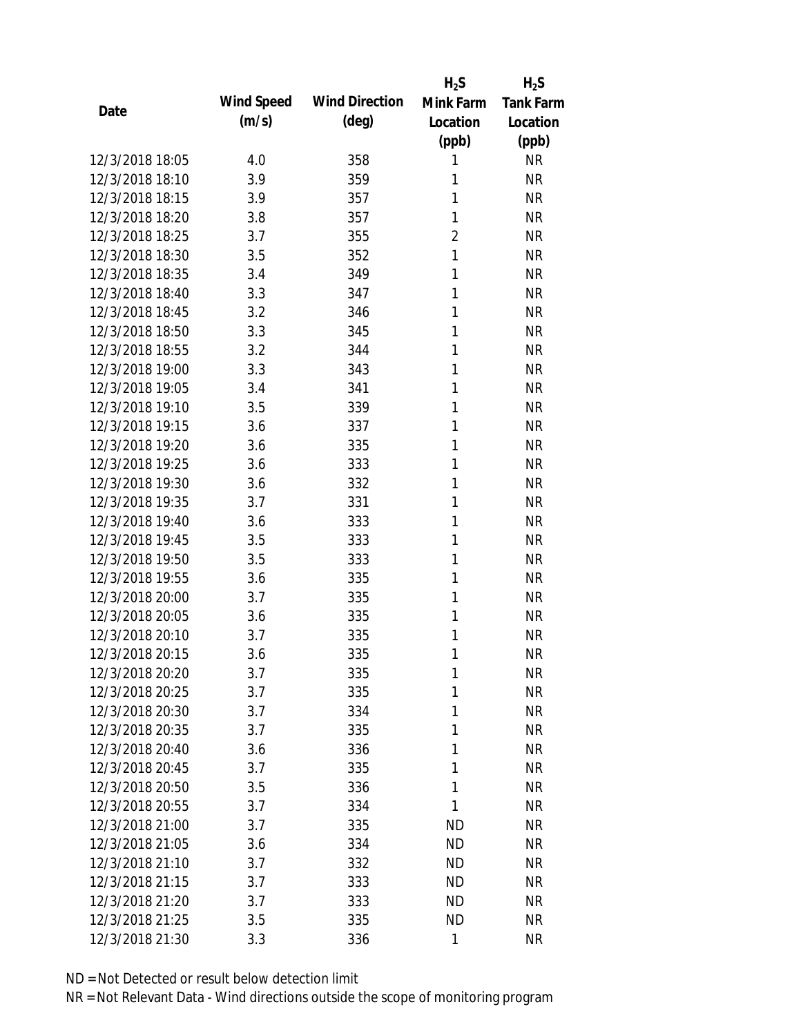| Date | Wind Speed (m/s) | Wind Direction (deg) | $H_2S$ Mink Farm Location (ppb) | $H_2S$ Tank Farm Location (ppb) |
|---|---|---|---|---|
| 12/3/2018 18:05 | 4.0 | 358 | 1 | NR |
| 12/3/2018 18:10 | 3.9 | 359 | 1 | NR |
| 12/3/2018 18:15 | 3.9 | 357 | 1 | NR |
| 12/3/2018 18:20 | 3.8 | 357 | 1 | NR |
| 12/3/2018 18:25 | 3.7 | 355 | 2 | NR |
| 12/3/2018 18:30 | 3.5 | 352 | 1 | NR |
| 12/3/2018 18:35 | 3.4 | 349 | 1 | NR |
| 12/3/2018 18:40 | 3.3 | 347 | 1 | NR |
| 12/3/2018 18:45 | 3.2 | 346 | 1 | NR |
| 12/3/2018 18:50 | 3.3 | 345 | 1 | NR |
| 12/3/2018 18:55 | 3.2 | 344 | 1 | NR |
| 12/3/2018 19:00 | 3.3 | 343 | 1 | NR |
| 12/3/2018 19:05 | 3.4 | 341 | 1 | NR |
| 12/3/2018 19:10 | 3.5 | 339 | 1 | NR |
| 12/3/2018 19:15 | 3.6 | 337 | 1 | NR |
| 12/3/2018 19:20 | 3.6 | 335 | 1 | NR |
| 12/3/2018 19:25 | 3.6 | 333 | 1 | NR |
| 12/3/2018 19:30 | 3.6 | 332 | 1 | NR |
| 12/3/2018 19:35 | 3.7 | 331 | 1 | NR |
| 12/3/2018 19:40 | 3.6 | 333 | 1 | NR |
| 12/3/2018 19:45 | 3.5 | 333 | 1 | NR |
| 12/3/2018 19:50 | 3.5 | 333 | 1 | NR |
| 12/3/2018 19:55 | 3.6 | 335 | 1 | NR |
| 12/3/2018 20:00 | 3.7 | 335 | 1 | NR |
| 12/3/2018 20:05 | 3.6 | 335 | 1 | NR |
| 12/3/2018 20:10 | 3.7 | 335 | 1 | NR |
| 12/3/2018 20:15 | 3.6 | 335 | 1 | NR |
| 12/3/2018 20:20 | 3.7 | 335 | 1 | NR |
| 12/3/2018 20:25 | 3.7 | 335 | 1 | NR |
| 12/3/2018 20:30 | 3.7 | 334 | 1 | NR |
| 12/3/2018 20:35 | 3.7 | 335 | 1 | NR |
| 12/3/2018 20:40 | 3.6 | 336 | 1 | NR |
| 12/3/2018 20:45 | 3.7 | 335 | 1 | NR |
| 12/3/2018 20:50 | 3.5 | 336 | 1 | NR |
| 12/3/2018 20:55 | 3.7 | 334 | 1 | NR |
| 12/3/2018 21:00 | 3.7 | 335 | ND | NR |
| 12/3/2018 21:05 | 3.6 | 334 | ND | NR |
| 12/3/2018 21:10 | 3.7 | 332 | ND | NR |
| 12/3/2018 21:15 | 3.7 | 333 | ND | NR |
| 12/3/2018 21:20 | 3.7 | 333 | ND | NR |
| 12/3/2018 21:25 | 3.5 | 335 | ND | NR |
| 12/3/2018 21:30 | 3.3 | 336 | 1 | NR |

ND = Not Detected or result below detection limit

NR = Not Relevant Data - Wind directions outside the scope of monitoring program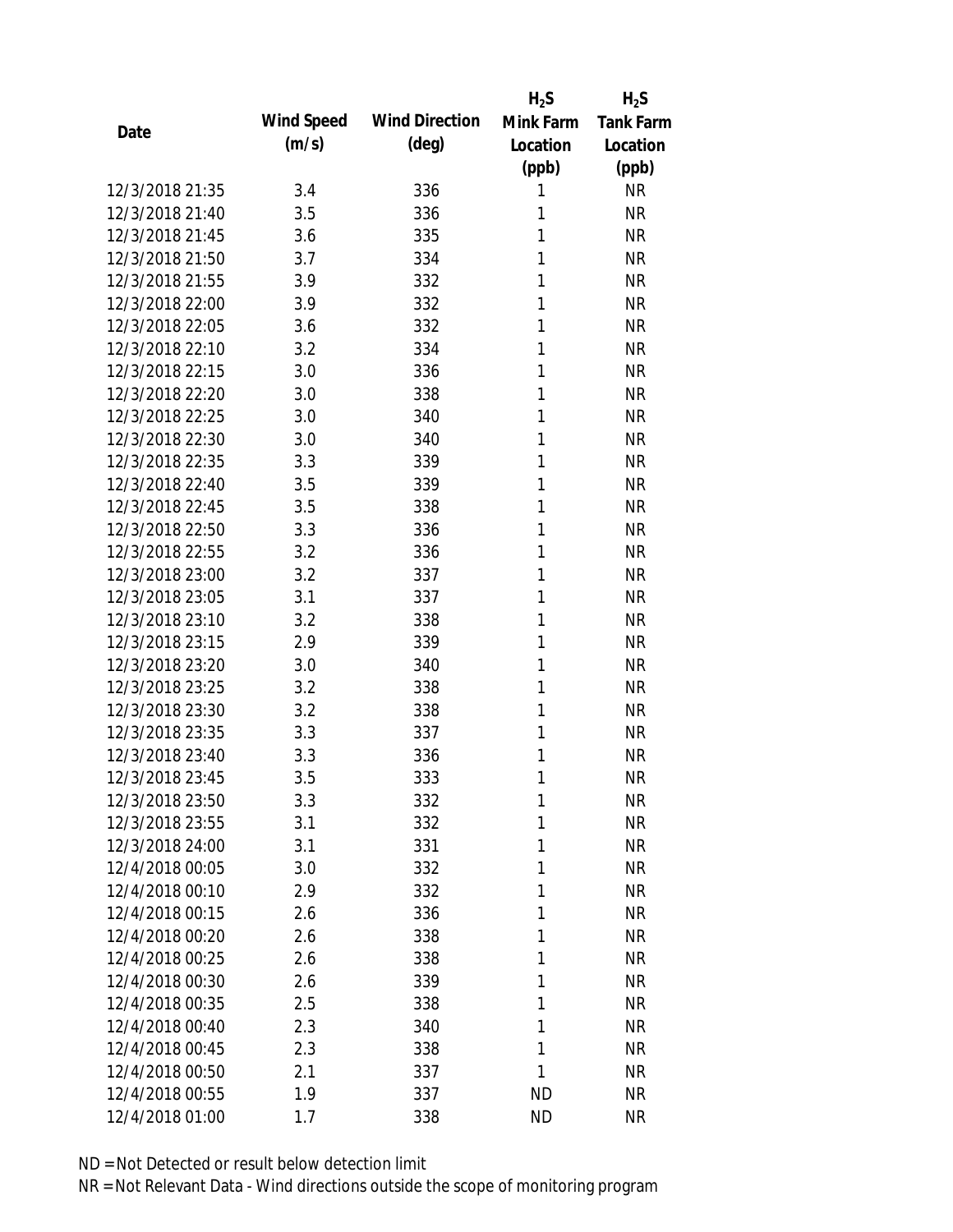| Date | Wind Speed (m/s) | Wind Direction (deg) | $H_2S$ Mink Farm Location (ppb) | $H_2S$ Tank Farm Location (ppb) |
|---|---|---|---|---|
| 12/3/2018 21:35 | 3.4 | 336 | 1 | NR |
| 12/3/2018 21:40 | 3.5 | 336 | 1 | NR |
| 12/3/2018 21:45 | 3.6 | 335 | 1 | NR |
| 12/3/2018 21:50 | 3.7 | 334 | 1 | NR |
| 12/3/2018 21:55 | 3.9 | 332 | 1 | NR |
| 12/3/2018 22:00 | 3.9 | 332 | 1 | NR |
| 12/3/2018 22:05 | 3.6 | 332 | 1 | NR |
| 12/3/2018 22:10 | 3.2 | 334 | 1 | NR |
| 12/3/2018 22:15 | 3.0 | 336 | 1 | NR |
| 12/3/2018 22:20 | 3.0 | 338 | 1 | NR |
| 12/3/2018 22:25 | 3.0 | 340 | 1 | NR |
| 12/3/2018 22:30 | 3.0 | 340 | 1 | NR |
| 12/3/2018 22:35 | 3.3 | 339 | 1 | NR |
| 12/3/2018 22:40 | 3.5 | 339 | 1 | NR |
| 12/3/2018 22:45 | 3.5 | 338 | 1 | NR |
| 12/3/2018 22:50 | 3.3 | 336 | 1 | NR |
| 12/3/2018 22:55 | 3.2 | 336 | 1 | NR |
| 12/3/2018 23:00 | 3.2 | 337 | 1 | NR |
| 12/3/2018 23:05 | 3.1 | 337 | 1 | NR |
| 12/3/2018 23:10 | 3.2 | 338 | 1 | NR |
| 12/3/2018 23:15 | 2.9 | 339 | 1 | NR |
| 12/3/2018 23:20 | 3.0 | 340 | 1 | NR |
| 12/3/2018 23:25 | 3.2 | 338 | 1 | NR |
| 12/3/2018 23:30 | 3.2 | 338 | 1 | NR |
| 12/3/2018 23:35 | 3.3 | 337 | 1 | NR |
| 12/3/2018 23:40 | 3.3 | 336 | 1 | NR |
| 12/3/2018 23:45 | 3.5 | 333 | 1 | NR |
| 12/3/2018 23:50 | 3.3 | 332 | 1 | NR |
| 12/3/2018 23:55 | 3.1 | 332 | 1 | NR |
| 12/3/2018 24:00 | 3.1 | 331 | 1 | NR |
| 12/4/2018 00:05 | 3.0 | 332 | 1 | NR |
| 12/4/2018 00:10 | 2.9 | 332 | 1 | NR |
| 12/4/2018 00:15 | 2.6 | 336 | 1 | NR |
| 12/4/2018 00:20 | 2.6 | 338 | 1 | NR |
| 12/4/2018 00:25 | 2.6 | 338 | 1 | NR |
| 12/4/2018 00:30 | 2.6 | 339 | 1 | NR |
| 12/4/2018 00:35 | 2.5 | 338 | 1 | NR |
| 12/4/2018 00:40 | 2.3 | 340 | 1 | NR |
| 12/4/2018 00:45 | 2.3 | 338 | 1 | NR |
| 12/4/2018 00:50 | 2.1 | 337 | 1 | NR |
| 12/4/2018 00:55 | 1.9 | 337 | ND | NR |
| 12/4/2018 01:00 | 1.7 | 338 | ND | NR |

ND = Not Detected or result below detection limit

NR = Not Relevant Data - Wind directions outside the scope of monitoring program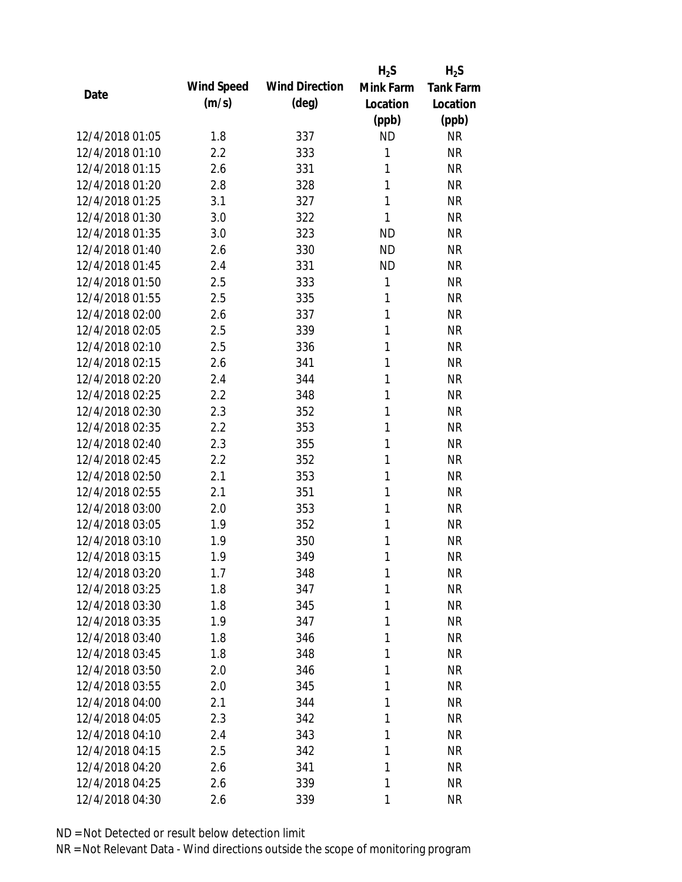| Date | Wind Speed (m/s) | Wind Direction (deg) | $H_2S$ Mink Farm Location (ppb) | $H_2S$ Tank Farm Location (ppb) |
|---|---|---|---|---|
| 12/4/2018 01:05 | 1.8 | 337 | ND | NR |
| 12/4/2018 01:10 | 2.2 | 333 | 1 | NR |
| 12/4/2018 01:15 | 2.6 | 331 | 1 | NR |
| 12/4/2018 01:20 | 2.8 | 328 | 1 | NR |
| 12/4/2018 01:25 | 3.1 | 327 | 1 | NR |
| 12/4/2018 01:30 | 3.0 | 322 | 1 | NR |
| 12/4/2018 01:35 | 3.0 | 323 | ND | NR |
| 12/4/2018 01:40 | 2.6 | 330 | ND | NR |
| 12/4/2018 01:45 | 2.4 | 331 | ND | NR |
| 12/4/2018 01:50 | 2.5 | 333 | 1 | NR |
| 12/4/2018 01:55 | 2.5 | 335 | 1 | NR |
| 12/4/2018 02:00 | 2.6 | 337 | 1 | NR |
| 12/4/2018 02:05 | 2.5 | 339 | 1 | NR |
| 12/4/2018 02:10 | 2.5 | 336 | 1 | NR |
| 12/4/2018 02:15 | 2.6 | 341 | 1 | NR |
| 12/4/2018 02:20 | 2.4 | 344 | 1 | NR |
| 12/4/2018 02:25 | 2.2 | 348 | 1 | NR |
| 12/4/2018 02:30 | 2.3 | 352 | 1 | NR |
| 12/4/2018 02:35 | 2.2 | 353 | 1 | NR |
| 12/4/2018 02:40 | 2.3 | 355 | 1 | NR |
| 12/4/2018 02:45 | 2.2 | 352 | 1 | NR |
| 12/4/2018 02:50 | 2.1 | 353 | 1 | NR |
| 12/4/2018 02:55 | 2.1 | 351 | 1 | NR |
| 12/4/2018 03:00 | 2.0 | 353 | 1 | NR |
| 12/4/2018 03:05 | 1.9 | 352 | 1 | NR |
| 12/4/2018 03:10 | 1.9 | 350 | 1 | NR |
| 12/4/2018 03:15 | 1.9 | 349 | 1 | NR |
| 12/4/2018 03:20 | 1.7 | 348 | 1 | NR |
| 12/4/2018 03:25 | 1.8 | 347 | 1 | NR |
| 12/4/2018 03:30 | 1.8 | 345 | 1 | NR |
| 12/4/2018 03:35 | 1.9 | 347 | 1 | NR |
| 12/4/2018 03:40 | 1.8 | 346 | 1 | NR |
| 12/4/2018 03:45 | 1.8 | 348 | 1 | NR |
| 12/4/2018 03:50 | 2.0 | 346 | 1 | NR |
| 12/4/2018 03:55 | 2.0 | 345 | 1 | NR |
| 12/4/2018 04:00 | 2.1 | 344 | 1 | NR |
| 12/4/2018 04:05 | 2.3 | 342 | 1 | NR |
| 12/4/2018 04:10 | 2.4 | 343 | 1 | NR |
| 12/4/2018 04:15 | 2.5 | 342 | 1 | NR |
| 12/4/2018 04:20 | 2.6 | 341 | 1 | NR |
| 12/4/2018 04:25 | 2.6 | 339 | 1 | NR |
| 12/4/2018 04:30 | 2.6 | 339 | 1 | NR |

ND = Not Detected or result below detection limit

NR = Not Relevant Data - Wind directions outside the scope of monitoring program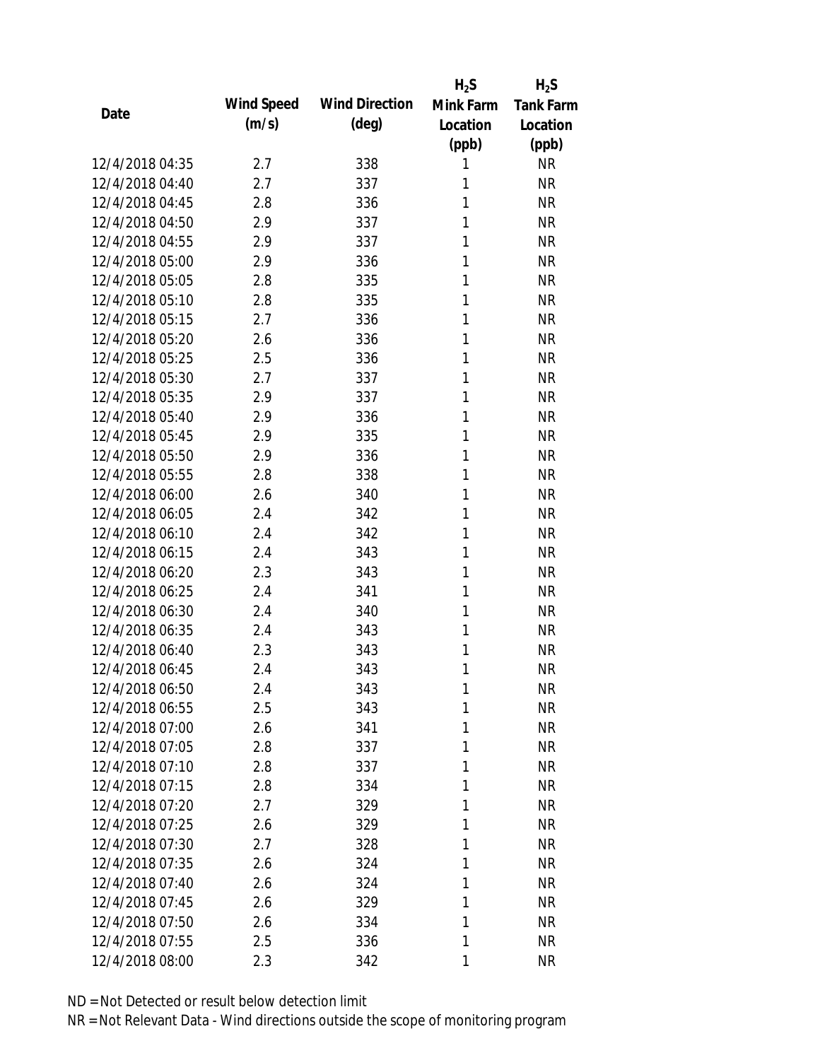| Date | Wind Speed (m/s) | Wind Direction (deg) | $H_2S$ Mink Farm Location (ppb) | $H_2S$ Tank Farm Location (ppb) |
| --- | --- | --- | --- | --- |
| 12/4/2018 04:35 | 2.7 | 338 | 1 | NR |
| 12/4/2018 04:40 | 2.7 | 337 | 1 | NR |
| 12/4/2018 04:45 | 2.8 | 336 | 1 | NR |
| 12/4/2018 04:50 | 2.9 | 337 | 1 | NR |
| 12/4/2018 04:55 | 2.9 | 337 | 1 | NR |
| 12/4/2018 05:00 | 2.9 | 336 | 1 | NR |
| 12/4/2018 05:05 | 2.8 | 335 | 1 | NR |
| 12/4/2018 05:10 | 2.8 | 335 | 1 | NR |
| 12/4/2018 05:15 | 2.7 | 336 | 1 | NR |
| 12/4/2018 05:20 | 2.6 | 336 | 1 | NR |
| 12/4/2018 05:25 | 2.5 | 336 | 1 | NR |
| 12/4/2018 05:30 | 2.7 | 337 | 1 | NR |
| 12/4/2018 05:35 | 2.9 | 337 | 1 | NR |
| 12/4/2018 05:40 | 2.9 | 336 | 1 | NR |
| 12/4/2018 05:45 | 2.9 | 335 | 1 | NR |
| 12/4/2018 05:50 | 2.9 | 336 | 1 | NR |
| 12/4/2018 05:55 | 2.8 | 338 | 1 | NR |
| 12/4/2018 06:00 | 2.6 | 340 | 1 | NR |
| 12/4/2018 06:05 | 2.4 | 342 | 1 | NR |
| 12/4/2018 06:10 | 2.4 | 342 | 1 | NR |
| 12/4/2018 06:15 | 2.4 | 343 | 1 | NR |
| 12/4/2018 06:20 | 2.3 | 343 | 1 | NR |
| 12/4/2018 06:25 | 2.4 | 341 | 1 | NR |
| 12/4/2018 06:30 | 2.4 | 340 | 1 | NR |
| 12/4/2018 06:35 | 2.4 | 343 | 1 | NR |
| 12/4/2018 06:40 | 2.3 | 343 | 1 | NR |
| 12/4/2018 06:45 | 2.4 | 343 | 1 | NR |
| 12/4/2018 06:50 | 2.4 | 343 | 1 | NR |
| 12/4/2018 06:55 | 2.5 | 343 | 1 | NR |
| 12/4/2018 07:00 | 2.6 | 341 | 1 | NR |
| 12/4/2018 07:05 | 2.8 | 337 | 1 | NR |
| 12/4/2018 07:10 | 2.8 | 337 | 1 | NR |
| 12/4/2018 07:15 | 2.8 | 334 | 1 | NR |
| 12/4/2018 07:20 | 2.7 | 329 | 1 | NR |
| 12/4/2018 07:25 | 2.6 | 329 | 1 | NR |
| 12/4/2018 07:30 | 2.7 | 328 | 1 | NR |
| 12/4/2018 07:35 | 2.6 | 324 | 1 | NR |
| 12/4/2018 07:40 | 2.6 | 324 | 1 | NR |
| 12/4/2018 07:45 | 2.6 | 329 | 1 | NR |
| 12/4/2018 07:50 | 2.6 | 334 | 1 | NR |
| 12/4/2018 07:55 | 2.5 | 336 | 1 | NR |
| 12/4/2018 08:00 | 2.3 | 342 | 1 | NR |

ND = Not Detected or result below detection limit

NR = Not Relevant Data - Wind directions outside the scope of monitoring program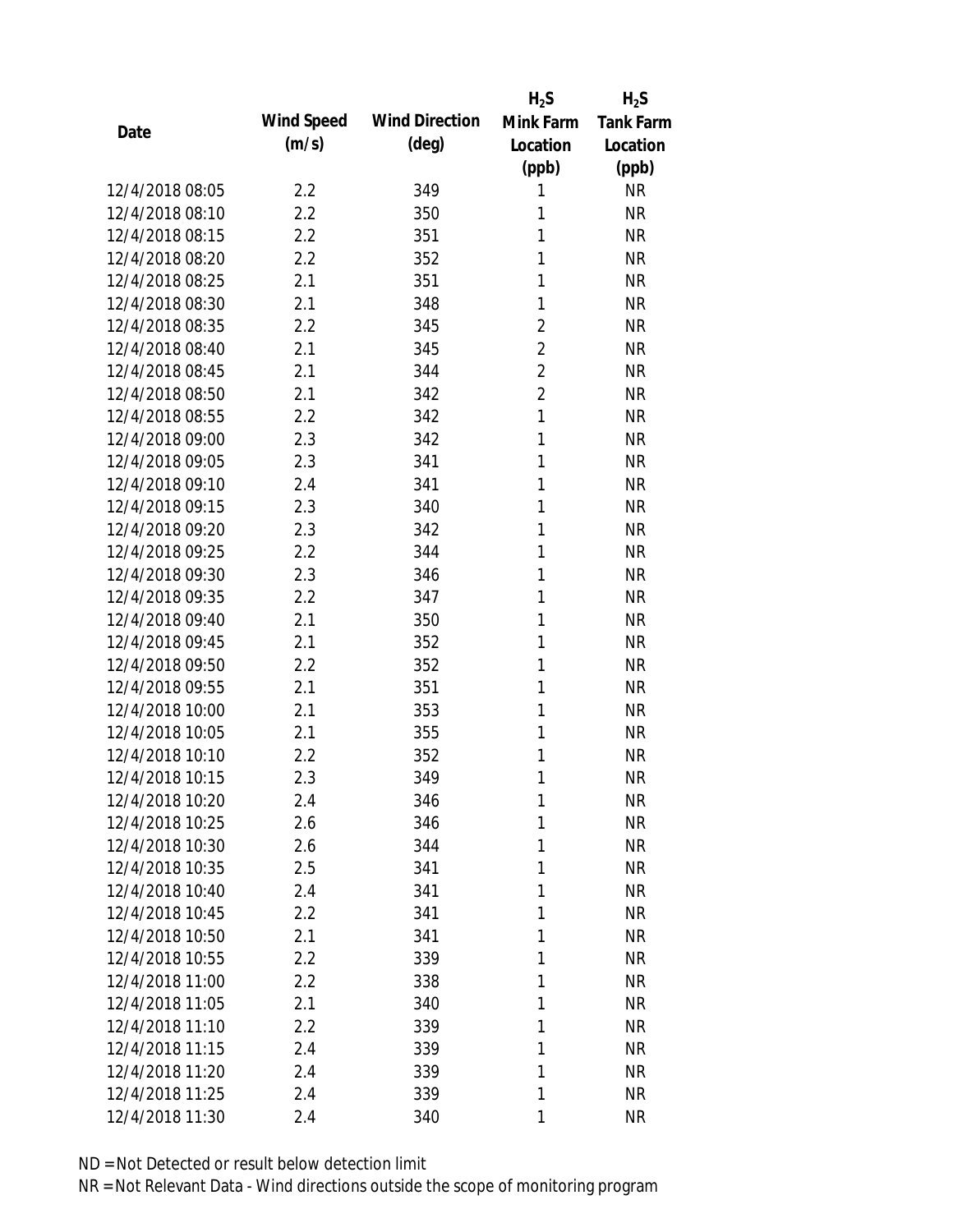| Date | Wind Speed (m/s) | Wind Direction (deg) | $H_2S$ Mink Farm Location (ppb) | $H_2S$ Tank Farm Location (ppb) |
|---|---|---|---|---|
| 12/4/2018 08:05 | 2.2 | 349 | 1 | NR |
| 12/4/2018 08:10 | 2.2 | 350 | 1 | NR |
| 12/4/2018 08:15 | 2.2 | 351 | 1 | NR |
| 12/4/2018 08:20 | 2.2 | 352 | 1 | NR |
| 12/4/2018 08:25 | 2.1 | 351 | 1 | NR |
| 12/4/2018 08:30 | 2.1 | 348 | 1 | NR |
| 12/4/2018 08:35 | 2.2 | 345 | 2 | NR |
| 12/4/2018 08:40 | 2.1 | 345 | 2 | NR |
| 12/4/2018 08:45 | 2.1 | 344 | 2 | NR |
| 12/4/2018 08:50 | 2.1 | 342 | 2 | NR |
| 12/4/2018 08:55 | 2.2 | 342 | 1 | NR |
| 12/4/2018 09:00 | 2.3 | 342 | 1 | NR |
| 12/4/2018 09:05 | 2.3 | 341 | 1 | NR |
| 12/4/2018 09:10 | 2.4 | 341 | 1 | NR |
| 12/4/2018 09:15 | 2.3 | 340 | 1 | NR |
| 12/4/2018 09:20 | 2.3 | 342 | 1 | NR |
| 12/4/2018 09:25 | 2.2 | 344 | 1 | NR |
| 12/4/2018 09:30 | 2.3 | 346 | 1 | NR |
| 12/4/2018 09:35 | 2.2 | 347 | 1 | NR |
| 12/4/2018 09:40 | 2.1 | 350 | 1 | NR |
| 12/4/2018 09:45 | 2.1 | 352 | 1 | NR |
| 12/4/2018 09:50 | 2.2 | 352 | 1 | NR |
| 12/4/2018 09:55 | 2.1 | 351 | 1 | NR |
| 12/4/2018 10:00 | 2.1 | 353 | 1 | NR |
| 12/4/2018 10:05 | 2.1 | 355 | 1 | NR |
| 12/4/2018 10:10 | 2.2 | 352 | 1 | NR |
| 12/4/2018 10:15 | 2.3 | 349 | 1 | NR |
| 12/4/2018 10:20 | 2.4 | 346 | 1 | NR |
| 12/4/2018 10:25 | 2.6 | 346 | 1 | NR |
| 12/4/2018 10:30 | 2.6 | 344 | 1 | NR |
| 12/4/2018 10:35 | 2.5 | 341 | 1 | NR |
| 12/4/2018 10:40 | 2.4 | 341 | 1 | NR |
| 12/4/2018 10:45 | 2.2 | 341 | 1 | NR |
| 12/4/2018 10:50 | 2.1 | 341 | 1 | NR |
| 12/4/2018 10:55 | 2.2 | 339 | 1 | NR |
| 12/4/2018 11:00 | 2.2 | 338 | 1 | NR |
| 12/4/2018 11:05 | 2.1 | 340 | 1 | NR |
| 12/4/2018 11:10 | 2.2 | 339 | 1 | NR |
| 12/4/2018 11:15 | 2.4 | 339 | 1 | NR |
| 12/4/2018 11:20 | 2.4 | 339 | 1 | NR |
| 12/4/2018 11:25 | 2.4 | 339 | 1 | NR |
| 12/4/2018 11:30 | 2.4 | 340 | 1 | NR |

ND = Not Detected or result below detection limit

NR = Not Relevant Data - Wind directions outside the scope of monitoring program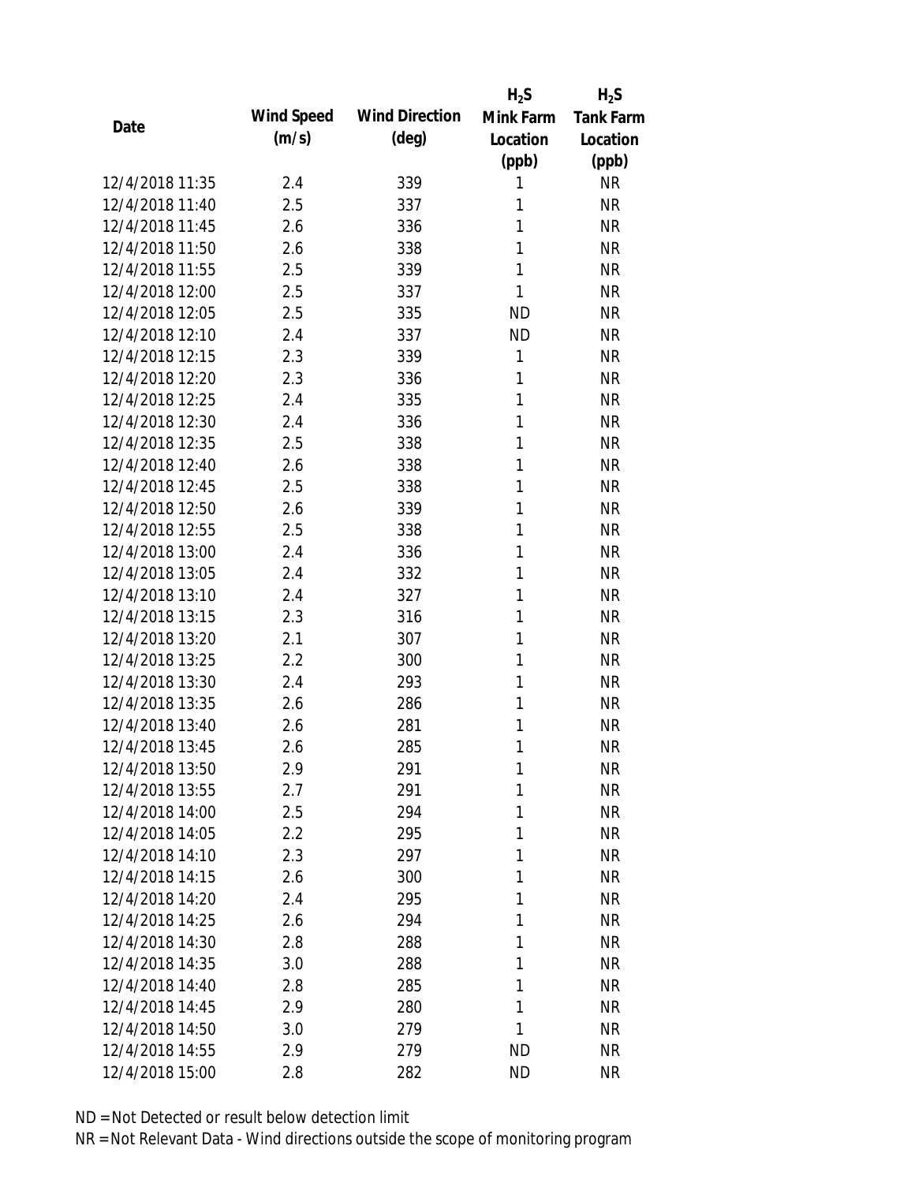| Date | Wind Speed (m/s) | Wind Direction (deg) | $H_2S$ Mink Farm Location (ppb) | $H_2S$ Tank Farm Location (ppb) |
|---|---|---|---|---|
| 12/4/2018 11:35 | 2.4 | 339 | 1 | NR |
| 12/4/2018 11:40 | 2.5 | 337 | 1 | NR |
| 12/4/2018 11:45 | 2.6 | 336 | 1 | NR |
| 12/4/2018 11:50 | 2.6 | 338 | 1 | NR |
| 12/4/2018 11:55 | 2.5 | 339 | 1 | NR |
| 12/4/2018 12:00 | 2.5 | 337 | 1 | NR |
| 12/4/2018 12:05 | 2.5 | 335 | ND | NR |
| 12/4/2018 12:10 | 2.4 | 337 | ND | NR |
| 12/4/2018 12:15 | 2.3 | 339 | 1 | NR |
| 12/4/2018 12:20 | 2.3 | 336 | 1 | NR |
| 12/4/2018 12:25 | 2.4 | 335 | 1 | NR |
| 12/4/2018 12:30 | 2.4 | 336 | 1 | NR |
| 12/4/2018 12:35 | 2.5 | 338 | 1 | NR |
| 12/4/2018 12:40 | 2.6 | 338 | 1 | NR |
| 12/4/2018 12:45 | 2.5 | 338 | 1 | NR |
| 12/4/2018 12:50 | 2.6 | 339 | 1 | NR |
| 12/4/2018 12:55 | 2.5 | 338 | 1 | NR |
| 12/4/2018 13:00 | 2.4 | 336 | 1 | NR |
| 12/4/2018 13:05 | 2.4 | 332 | 1 | NR |
| 12/4/2018 13:10 | 2.4 | 327 | 1 | NR |
| 12/4/2018 13:15 | 2.3 | 316 | 1 | NR |
| 12/4/2018 13:20 | 2.1 | 307 | 1 | NR |
| 12/4/2018 13:25 | 2.2 | 300 | 1 | NR |
| 12/4/2018 13:30 | 2.4 | 293 | 1 | NR |
| 12/4/2018 13:35 | 2.6 | 286 | 1 | NR |
| 12/4/2018 13:40 | 2.6 | 281 | 1 | NR |
| 12/4/2018 13:45 | 2.6 | 285 | 1 | NR |
| 12/4/2018 13:50 | 2.9 | 291 | 1 | NR |
| 12/4/2018 13:55 | 2.7 | 291 | 1 | NR |
| 12/4/2018 14:00 | 2.5 | 294 | 1 | NR |
| 12/4/2018 14:05 | 2.2 | 295 | 1 | NR |
| 12/4/2018 14:10 | 2.3 | 297 | 1 | NR |
| 12/4/2018 14:15 | 2.6 | 300 | 1 | NR |
| 12/4/2018 14:20 | 2.4 | 295 | 1 | NR |
| 12/4/2018 14:25 | 2.6 | 294 | 1 | NR |
| 12/4/2018 14:30 | 2.8 | 288 | 1 | NR |
| 12/4/2018 14:35 | 3.0 | 288 | 1 | NR |
| 12/4/2018 14:40 | 2.8 | 285 | 1 | NR |
| 12/4/2018 14:45 | 2.9 | 280 | 1 | NR |
| 12/4/2018 14:50 | 3.0 | 279 | 1 | NR |
| 12/4/2018 14:55 | 2.9 | 279 | ND | NR |
| 12/4/2018 15:00 | 2.8 | 282 | ND | NR |

ND = Not Detected or result below detection limit

NR = Not Relevant Data - Wind directions outside the scope of monitoring program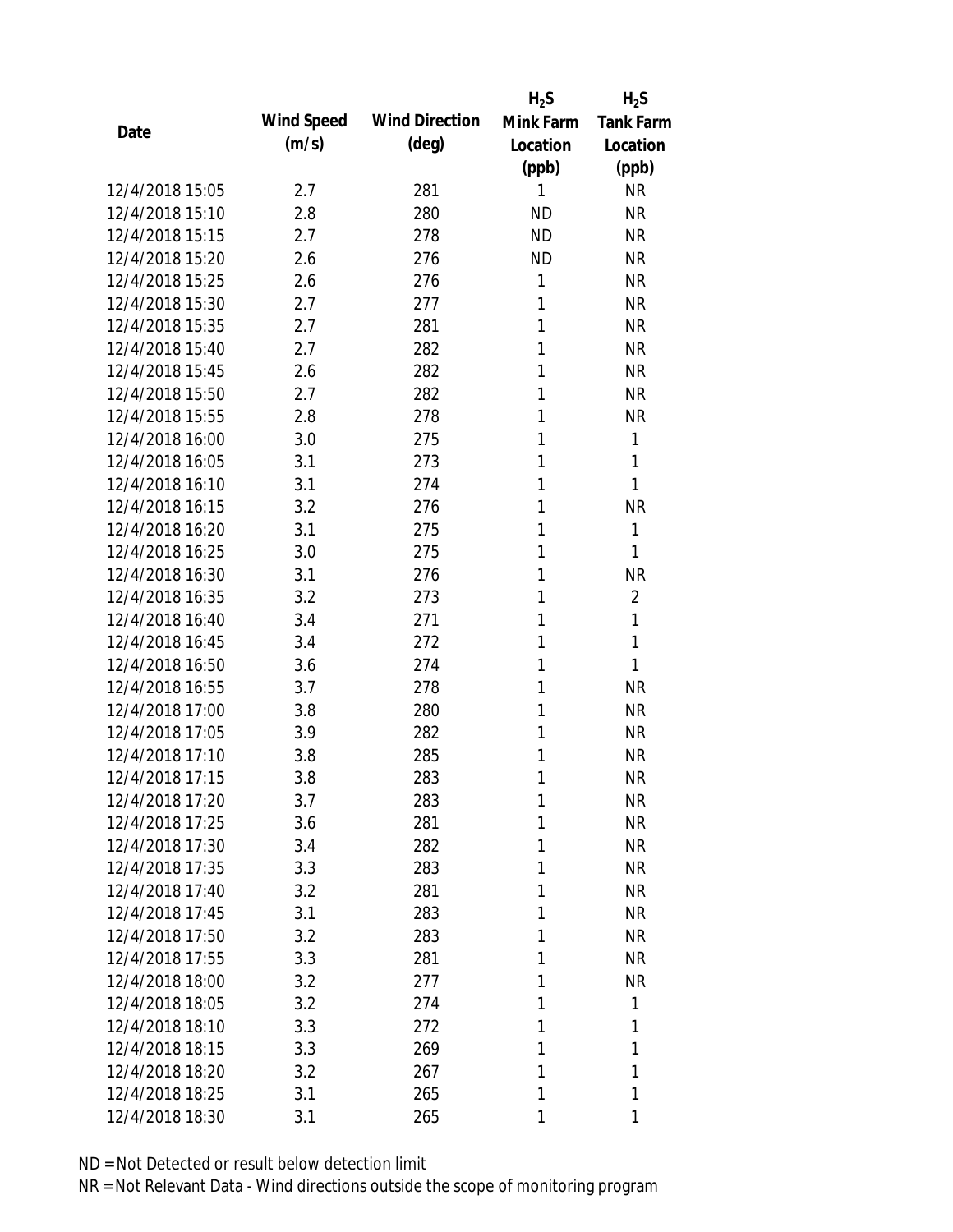| Date | Wind Speed (m/s) | Wind Direction (deg) | $H_2S$ Mink Farm Location (ppb) | $H_2S$ Tank Farm Location (ppb) |
|---|---|---|---|---|
| 12/4/2018 15:05 | 2.7 | 281 | 1 | NR |
| 12/4/2018 15:10 | 2.8 | 280 | ND | NR |
| 12/4/2018 15:15 | 2.7 | 278 | ND | NR |
| 12/4/2018 15:20 | 2.6 | 276 | ND | NR |
| 12/4/2018 15:25 | 2.6 | 276 | 1 | NR |
| 12/4/2018 15:30 | 2.7 | 277 | 1 | NR |
| 12/4/2018 15:35 | 2.7 | 281 | 1 | NR |
| 12/4/2018 15:40 | 2.7 | 282 | 1 | NR |
| 12/4/2018 15:45 | 2.6 | 282 | 1 | NR |
| 12/4/2018 15:50 | 2.7 | 282 | 1 | NR |
| 12/4/2018 15:55 | 2.8 | 278 | 1 | NR |
| 12/4/2018 16:00 | 3.0 | 275 | 1 | 1 |
| 12/4/2018 16:05 | 3.1 | 273 | 1 | 1 |
| 12/4/2018 16:10 | 3.1 | 274 | 1 | 1 |
| 12/4/2018 16:15 | 3.2 | 276 | 1 | NR |
| 12/4/2018 16:20 | 3.1 | 275 | 1 | 1 |
| 12/4/2018 16:25 | 3.0 | 275 | 1 | 1 |
| 12/4/2018 16:30 | 3.1 | 276 | 1 | NR |
| 12/4/2018 16:35 | 3.2 | 273 | 1 | 2 |
| 12/4/2018 16:40 | 3.4 | 271 | 1 | 1 |
| 12/4/2018 16:45 | 3.4 | 272 | 1 | 1 |
| 12/4/2018 16:50 | 3.6 | 274 | 1 | 1 |
| 12/4/2018 16:55 | 3.7 | 278 | 1 | NR |
| 12/4/2018 17:00 | 3.8 | 280 | 1 | NR |
| 12/4/2018 17:05 | 3.9 | 282 | 1 | NR |
| 12/4/2018 17:10 | 3.8 | 285 | 1 | NR |
| 12/4/2018 17:15 | 3.8 | 283 | 1 | NR |
| 12/4/2018 17:20 | 3.7 | 283 | 1 | NR |
| 12/4/2018 17:25 | 3.6 | 281 | 1 | NR |
| 12/4/2018 17:30 | 3.4 | 282 | 1 | NR |
| 12/4/2018 17:35 | 3.3 | 283 | 1 | NR |
| 12/4/2018 17:40 | 3.2 | 281 | 1 | NR |
| 12/4/2018 17:45 | 3.1 | 283 | 1 | NR |
| 12/4/2018 17:50 | 3.2 | 283 | 1 | NR |
| 12/4/2018 17:55 | 3.3 | 281 | 1 | NR |
| 12/4/2018 18:00 | 3.2 | 277 | 1 | NR |
| 12/4/2018 18:05 | 3.2 | 274 | 1 | 1 |
| 12/4/2018 18:10 | 3.3 | 272 | 1 | 1 |
| 12/4/2018 18:15 | 3.3 | 269 | 1 | 1 |
| 12/4/2018 18:20 | 3.2 | 267 | 1 | 1 |
| 12/4/2018 18:25 | 3.1 | 265 | 1 | 1 |
| 12/4/2018 18:30 | 3.1 | 265 | 1 | 1 |

ND = Not Detected or result below detection limit

NR = Not Relevant Data - Wind directions outside the scope of monitoring program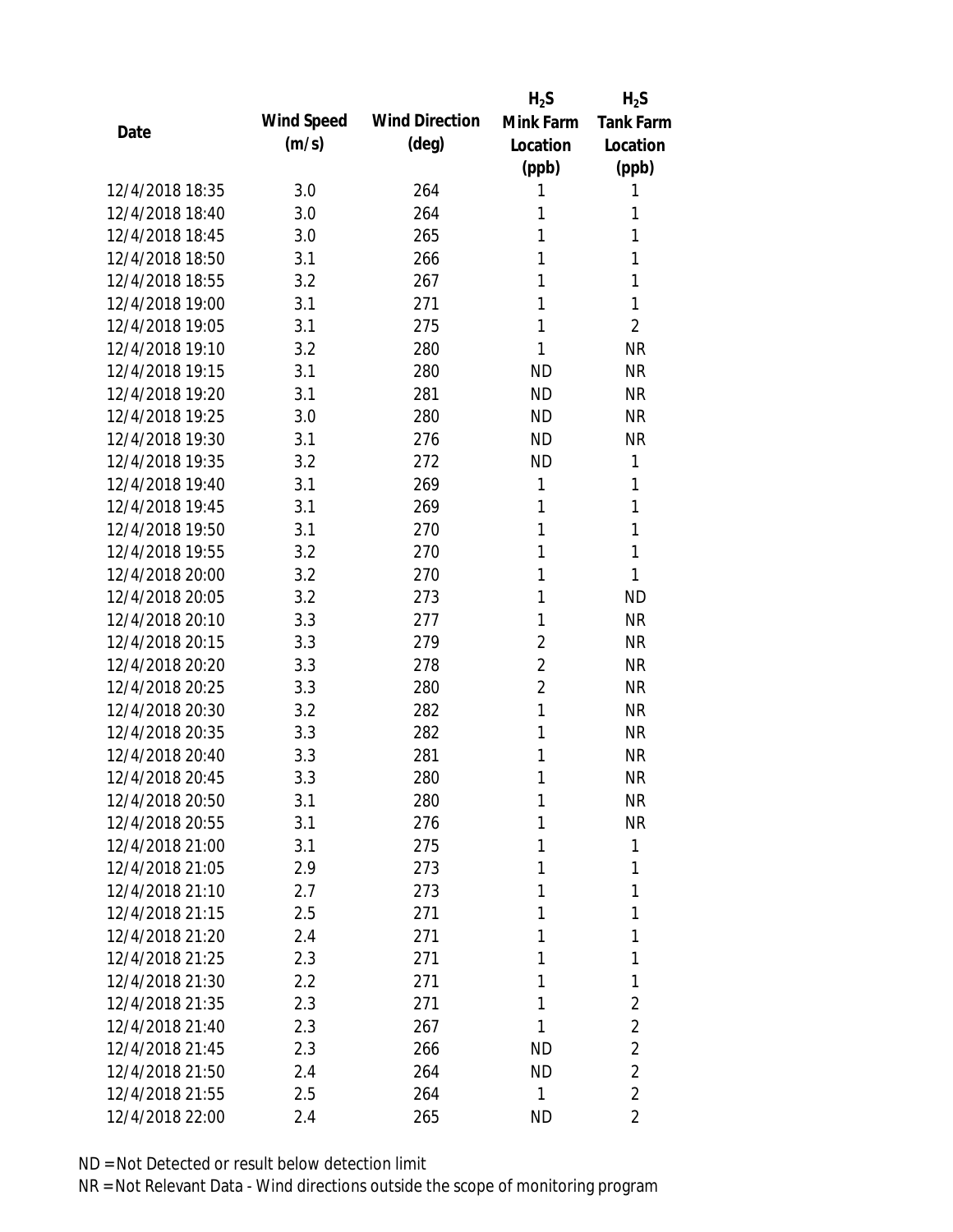| Date | Wind Speed (m/s) | Wind Direction (deg) | $H_2S$ Mink Farm Location (ppb) | $H_2S$ Tank Farm Location (ppb) |
| --- | --- | --- | --- | --- |
| 12/4/2018 18:35 | 3.0 | 264 | 1 | 1 |
| 12/4/2018 18:40 | 3.0 | 264 | 1 | 1 |
| 12/4/2018 18:45 | 3.0 | 265 | 1 | 1 |
| 12/4/2018 18:50 | 3.1 | 266 | 1 | 1 |
| 12/4/2018 18:55 | 3.2 | 267 | 1 | 1 |
| 12/4/2018 19:00 | 3.1 | 271 | 1 | 1 |
| 12/4/2018 19:05 | 3.1 | 275 | 1 | 2 |
| 12/4/2018 19:10 | 3.2 | 280 | 1 | NR |
| 12/4/2018 19:15 | 3.1 | 280 | ND | NR |
| 12/4/2018 19:20 | 3.1 | 281 | ND | NR |
| 12/4/2018 19:25 | 3.0 | 280 | ND | NR |
| 12/4/2018 19:30 | 3.1 | 276 | ND | NR |
| 12/4/2018 19:35 | 3.2 | 272 | ND | 1 |
| 12/4/2018 19:40 | 3.1 | 269 | 1 | 1 |
| 12/4/2018 19:45 | 3.1 | 269 | 1 | 1 |
| 12/4/2018 19:50 | 3.1 | 270 | 1 | 1 |
| 12/4/2018 19:55 | 3.2 | 270 | 1 | 1 |
| 12/4/2018 20:00 | 3.2 | 270 | 1 | 1 |
| 12/4/2018 20:05 | 3.2 | 273 | 1 | ND |
| 12/4/2018 20:10 | 3.3 | 277 | 1 | NR |
| 12/4/2018 20:15 | 3.3 | 279 | 2 | NR |
| 12/4/2018 20:20 | 3.3 | 278 | 2 | NR |
| 12/4/2018 20:25 | 3.3 | 280 | 2 | NR |
| 12/4/2018 20:30 | 3.2 | 282 | 1 | NR |
| 12/4/2018 20:35 | 3.3 | 282 | 1 | NR |
| 12/4/2018 20:40 | 3.3 | 281 | 1 | NR |
| 12/4/2018 20:45 | 3.3 | 280 | 1 | NR |
| 12/4/2018 20:50 | 3.1 | 280 | 1 | NR |
| 12/4/2018 20:55 | 3.1 | 276 | 1 | NR |
| 12/4/2018 21:00 | 3.1 | 275 | 1 | 1 |
| 12/4/2018 21:05 | 2.9 | 273 | 1 | 1 |
| 12/4/2018 21:10 | 2.7 | 273 | 1 | 1 |
| 12/4/2018 21:15 | 2.5 | 271 | 1 | 1 |
| 12/4/2018 21:20 | 2.4 | 271 | 1 | 1 |
| 12/4/2018 21:25 | 2.3 | 271 | 1 | 1 |
| 12/4/2018 21:30 | 2.2 | 271 | 1 | 1 |
| 12/4/2018 21:35 | 2.3 | 271 | 1 | 2 |
| 12/4/2018 21:40 | 2.3 | 267 | 1 | 2 |
| 12/4/2018 21:45 | 2.3 | 266 | ND | 2 |
| 12/4/2018 21:50 | 2.4 | 264 | ND | 2 |
| 12/4/2018 21:55 | 2.5 | 264 | 1 | 2 |
| 12/4/2018 22:00 | 2.4 | 265 | ND | 2 |

ND = Not Detected or result below detection limit
NR = Not Relevant Data - Wind directions outside the scope of monitoring program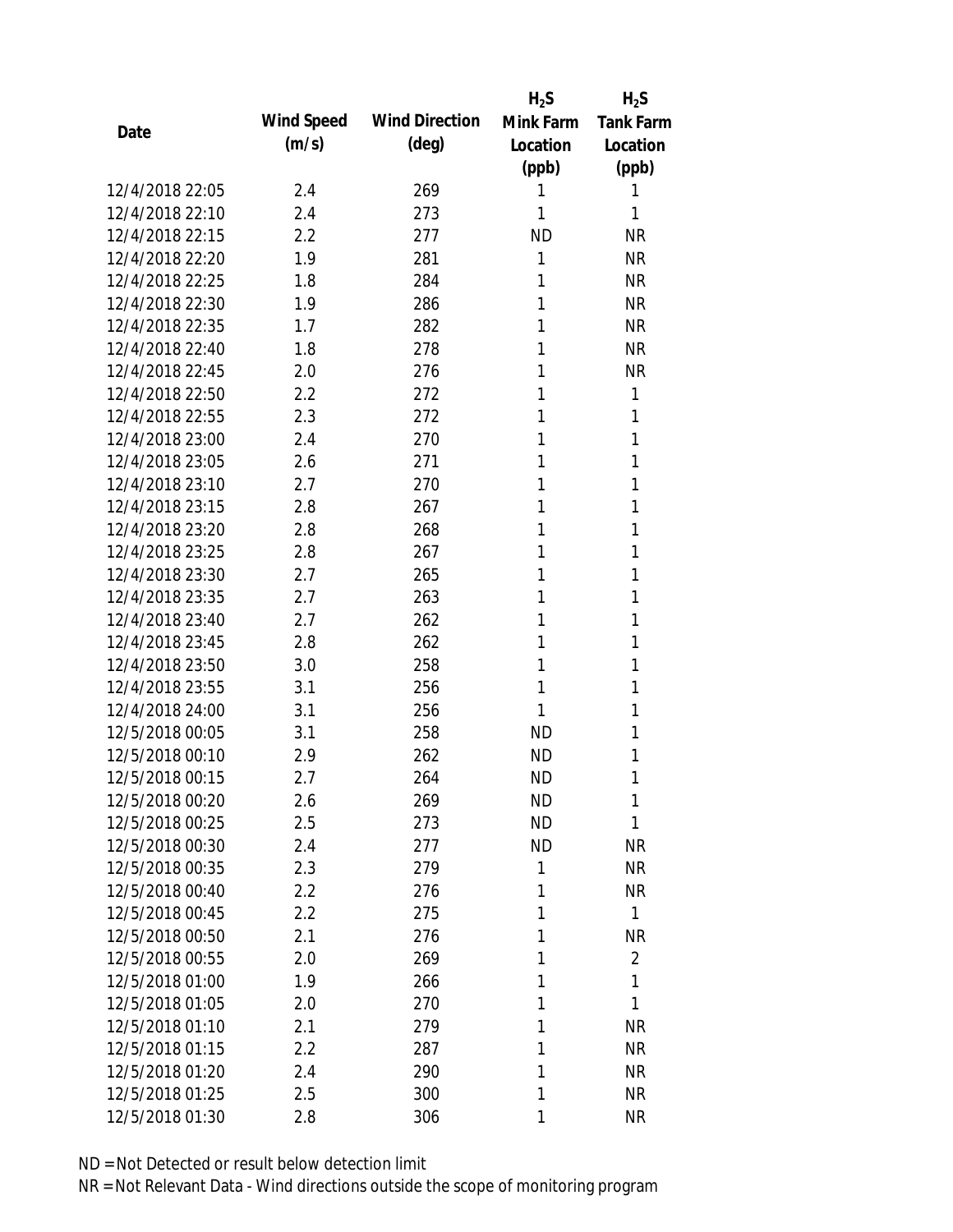| Date | Wind Speed (m/s) | Wind Direction (deg) | $H_2S$ Mink Farm Location (ppb) | $H_2S$ Tank Farm Location (ppb) |
|---|---|---|---|---|
| 12/4/2018 22:05 | 2.4 | 269 | 1 | 1 |
| 12/4/2018 22:10 | 2.4 | 273 | 1 | 1 |
| 12/4/2018 22:15 | 2.2 | 277 | ND | NR |
| 12/4/2018 22:20 | 1.9 | 281 | 1 | NR |
| 12/4/2018 22:25 | 1.8 | 284 | 1 | NR |
| 12/4/2018 22:30 | 1.9 | 286 | 1 | NR |
| 12/4/2018 22:35 | 1.7 | 282 | 1 | NR |
| 12/4/2018 22:40 | 1.8 | 278 | 1 | NR |
| 12/4/2018 22:45 | 2.0 | 276 | 1 | NR |
| 12/4/2018 22:50 | 2.2 | 272 | 1 | 1 |
| 12/4/2018 22:55 | 2.3 | 272 | 1 | 1 |
| 12/4/2018 23:00 | 2.4 | 270 | 1 | 1 |
| 12/4/2018 23:05 | 2.6 | 271 | 1 | 1 |
| 12/4/2018 23:10 | 2.7 | 270 | 1 | 1 |
| 12/4/2018 23:15 | 2.8 | 267 | 1 | 1 |
| 12/4/2018 23:20 | 2.8 | 268 | 1 | 1 |
| 12/4/2018 23:25 | 2.8 | 267 | 1 | 1 |
| 12/4/2018 23:30 | 2.7 | 265 | 1 | 1 |
| 12/4/2018 23:35 | 2.7 | 263 | 1 | 1 |
| 12/4/2018 23:40 | 2.7 | 262 | 1 | 1 |
| 12/4/2018 23:45 | 2.8 | 262 | 1 | 1 |
| 12/4/2018 23:50 | 3.0 | 258 | 1 | 1 |
| 12/4/2018 23:55 | 3.1 | 256 | 1 | 1 |
| 12/4/2018 24:00 | 3.1 | 256 | 1 | 1 |
| 12/5/2018 00:05 | 3.1 | 258 | ND | 1 |
| 12/5/2018 00:10 | 2.9 | 262 | ND | 1 |
| 12/5/2018 00:15 | 2.7 | 264 | ND | 1 |
| 12/5/2018 00:20 | 2.6 | 269 | ND | 1 |
| 12/5/2018 00:25 | 2.5 | 273 | ND | 1 |
| 12/5/2018 00:30 | 2.4 | 277 | ND | NR |
| 12/5/2018 00:35 | 2.3 | 279 | 1 | NR |
| 12/5/2018 00:40 | 2.2 | 276 | 1 | NR |
| 12/5/2018 00:45 | 2.2 | 275 | 1 | 1 |
| 12/5/2018 00:50 | 2.1 | 276 | 1 | NR |
| 12/5/2018 00:55 | 2.0 | 269 | 1 | 2 |
| 12/5/2018 01:00 | 1.9 | 266 | 1 | 1 |
| 12/5/2018 01:05 | 2.0 | 270 | 1 | 1 |
| 12/5/2018 01:10 | 2.1 | 279 | 1 | NR |
| 12/5/2018 01:15 | 2.2 | 287 | 1 | NR |
| 12/5/2018 01:20 | 2.4 | 290 | 1 | NR |
| 12/5/2018 01:25 | 2.5 | 300 | 1 | NR |
| 12/5/2018 01:30 | 2.8 | 306 | 1 | NR |

ND = Not Detected or result below detection limit

NR = Not Relevant Data - Wind directions outside the scope of monitoring program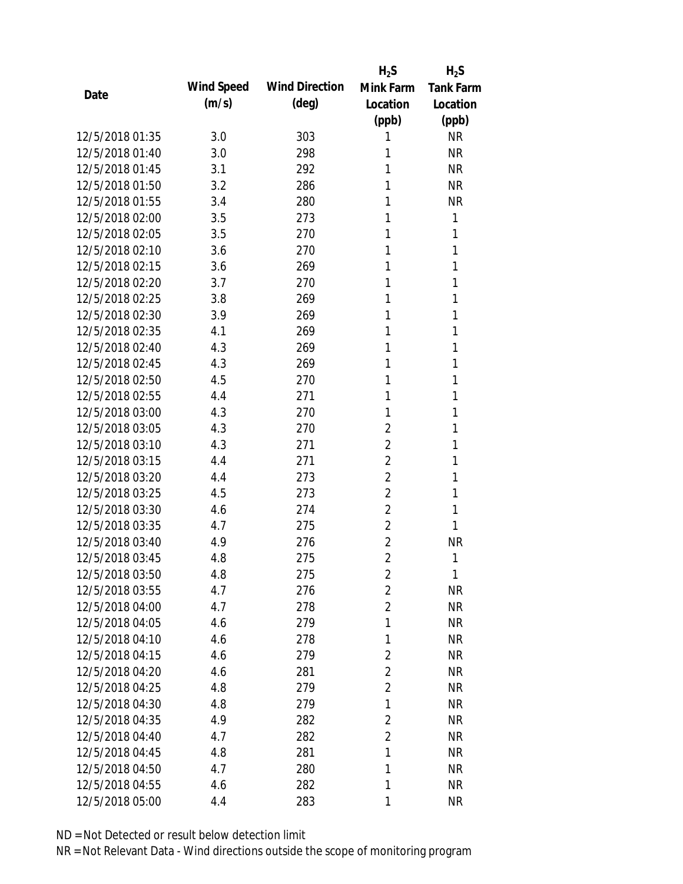| Date | Wind Speed (m/s) | Wind Direction (deg) | $H_2S$ Mink Farm Location (ppb) | $H_2S$ Tank Farm Location (ppb) |
|---|---|---|---|---|
| 12/5/2018 01:35 | 3.0 | 303 | 1 | NR |
| 12/5/2018 01:40 | 3.0 | 298 | 1 | NR |
| 12/5/2018 01:45 | 3.1 | 292 | 1 | NR |
| 12/5/2018 01:50 | 3.2 | 286 | 1 | NR |
| 12/5/2018 01:55 | 3.4 | 280 | 1 | NR |
| 12/5/2018 02:00 | 3.5 | 273 | 1 | 1 |
| 12/5/2018 02:05 | 3.5 | 270 | 1 | 1 |
| 12/5/2018 02:10 | 3.6 | 270 | 1 | 1 |
| 12/5/2018 02:15 | 3.6 | 269 | 1 | 1 |
| 12/5/2018 02:20 | 3.7 | 270 | 1 | 1 |
| 12/5/2018 02:25 | 3.8 | 269 | 1 | 1 |
| 12/5/2018 02:30 | 3.9 | 269 | 1 | 1 |
| 12/5/2018 02:35 | 4.1 | 269 | 1 | 1 |
| 12/5/2018 02:40 | 4.3 | 269 | 1 | 1 |
| 12/5/2018 02:45 | 4.3 | 269 | 1 | 1 |
| 12/5/2018 02:50 | 4.5 | 270 | 1 | 1 |
| 12/5/2018 02:55 | 4.4 | 271 | 1 | 1 |
| 12/5/2018 03:00 | 4.3 | 270 | 1 | 1 |
| 12/5/2018 03:05 | 4.3 | 270 | 2 | 1 |
| 12/5/2018 03:10 | 4.3 | 271 | 2 | 1 |
| 12/5/2018 03:15 | 4.4 | 271 | 2 | 1 |
| 12/5/2018 03:20 | 4.4 | 273 | 2 | 1 |
| 12/5/2018 03:25 | 4.5 | 273 | 2 | 1 |
| 12/5/2018 03:30 | 4.6 | 274 | 2 | 1 |
| 12/5/2018 03:35 | 4.7 | 275 | 2 | 1 |
| 12/5/2018 03:40 | 4.9 | 276 | 2 | NR |
| 12/5/2018 03:45 | 4.8 | 275 | 2 | 1 |
| 12/5/2018 03:50 | 4.8 | 275 | 2 | 1 |
| 12/5/2018 03:55 | 4.7 | 276 | 2 | NR |
| 12/5/2018 04:00 | 4.7 | 278 | 2 | NR |
| 12/5/2018 04:05 | 4.6 | 279 | 1 | NR |
| 12/5/2018 04:10 | 4.6 | 278 | 1 | NR |
| 12/5/2018 04:15 | 4.6 | 279 | 2 | NR |
| 12/5/2018 04:20 | 4.6 | 281 | 2 | NR |
| 12/5/2018 04:25 | 4.8 | 279 | 2 | NR |
| 12/5/2018 04:30 | 4.8 | 279 | 1 | NR |
| 12/5/2018 04:35 | 4.9 | 282 | 2 | NR |
| 12/5/2018 04:40 | 4.7 | 282 | 2 | NR |
| 12/5/2018 04:45 | 4.8 | 281 | 1 | NR |
| 12/5/2018 04:50 | 4.7 | 280 | 1 | NR |
| 12/5/2018 04:55 | 4.6 | 282 | 1 | NR |
| 12/5/2018 05:00 | 4.4 | 283 | 1 | NR |

ND = Not Detected or result below detection limit

NR = Not Relevant Data - Wind directions outside the scope of monitoring program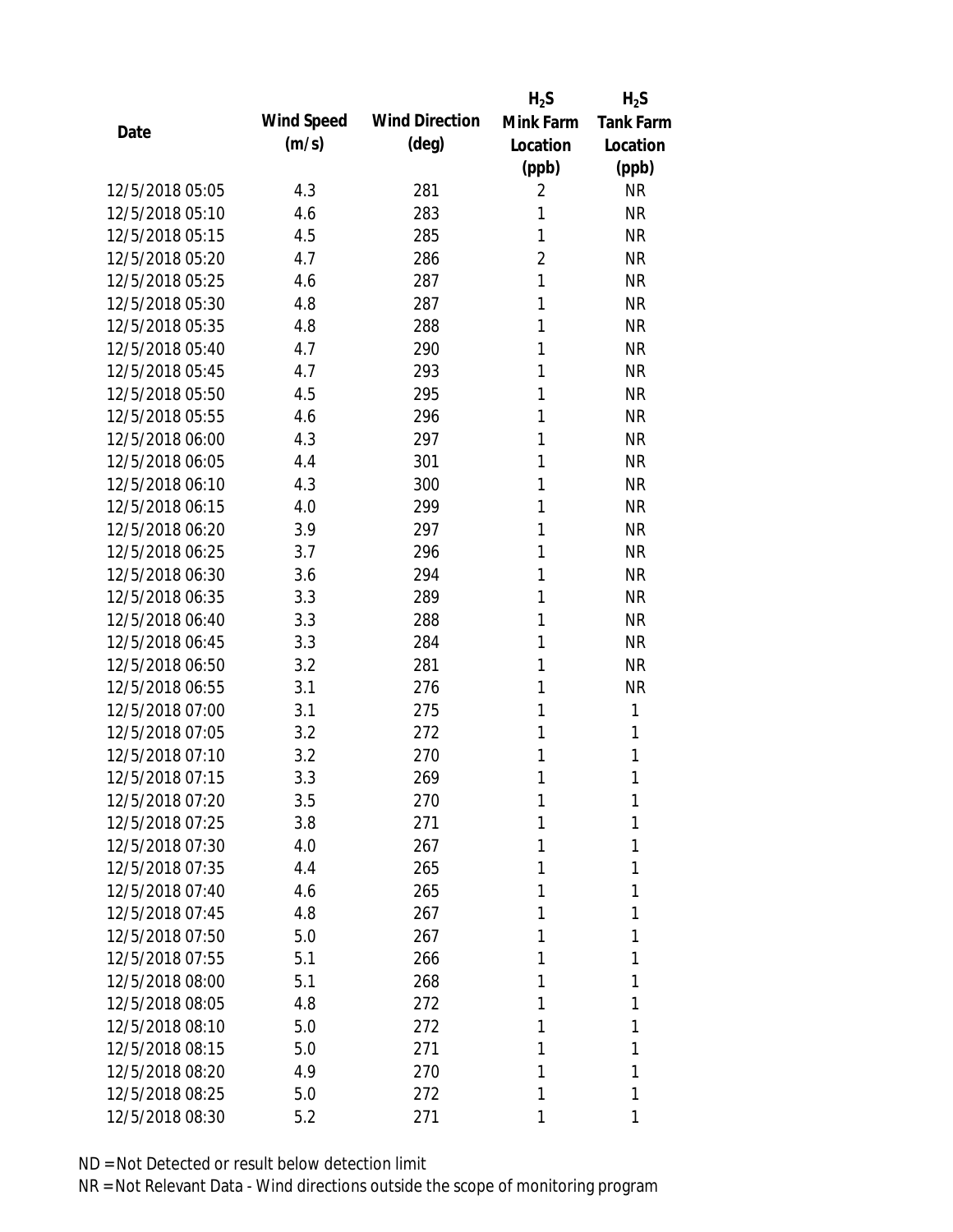| Date | Wind Speed (m/s) | Wind Direction (deg) | $H_2S$ Mink Farm Location (ppb) | $H_2S$ Tank Farm Location (ppb) |
|---|---|---|---|---|
| 12/5/2018 05:05 | 4.3 | 281 | 2 | NR |
| 12/5/2018 05:10 | 4.6 | 283 | 1 | NR |
| 12/5/2018 05:15 | 4.5 | 285 | 1 | NR |
| 12/5/2018 05:20 | 4.7 | 286 | 2 | NR |
| 12/5/2018 05:25 | 4.6 | 287 | 1 | NR |
| 12/5/2018 05:30 | 4.8 | 287 | 1 | NR |
| 12/5/2018 05:35 | 4.8 | 288 | 1 | NR |
| 12/5/2018 05:40 | 4.7 | 290 | 1 | NR |
| 12/5/2018 05:45 | 4.7 | 293 | 1 | NR |
| 12/5/2018 05:50 | 4.5 | 295 | 1 | NR |
| 12/5/2018 05:55 | 4.6 | 296 | 1 | NR |
| 12/5/2018 06:00 | 4.3 | 297 | 1 | NR |
| 12/5/2018 06:05 | 4.4 | 301 | 1 | NR |
| 12/5/2018 06:10 | 4.3 | 300 | 1 | NR |
| 12/5/2018 06:15 | 4.0 | 299 | 1 | NR |
| 12/5/2018 06:20 | 3.9 | 297 | 1 | NR |
| 12/5/2018 06:25 | 3.7 | 296 | 1 | NR |
| 12/5/2018 06:30 | 3.6 | 294 | 1 | NR |
| 12/5/2018 06:35 | 3.3 | 289 | 1 | NR |
| 12/5/2018 06:40 | 3.3 | 288 | 1 | NR |
| 12/5/2018 06:45 | 3.3 | 284 | 1 | NR |
| 12/5/2018 06:50 | 3.2 | 281 | 1 | NR |
| 12/5/2018 06:55 | 3.1 | 276 | 1 | NR |
| 12/5/2018 07:00 | 3.1 | 275 | 1 | 1 |
| 12/5/2018 07:05 | 3.2 | 272 | 1 | 1 |
| 12/5/2018 07:10 | 3.2 | 270 | 1 | 1 |
| 12/5/2018 07:15 | 3.3 | 269 | 1 | 1 |
| 12/5/2018 07:20 | 3.5 | 270 | 1 | 1 |
| 12/5/2018 07:25 | 3.8 | 271 | 1 | 1 |
| 12/5/2018 07:30 | 4.0 | 267 | 1 | 1 |
| 12/5/2018 07:35 | 4.4 | 265 | 1 | 1 |
| 12/5/2018 07:40 | 4.6 | 265 | 1 | 1 |
| 12/5/2018 07:45 | 4.8 | 267 | 1 | 1 |
| 12/5/2018 07:50 | 5.0 | 267 | 1 | 1 |
| 12/5/2018 07:55 | 5.1 | 266 | 1 | 1 |
| 12/5/2018 08:00 | 5.1 | 268 | 1 | 1 |
| 12/5/2018 08:05 | 4.8 | 272 | 1 | 1 |
| 12/5/2018 08:10 | 5.0 | 272 | 1 | 1 |
| 12/5/2018 08:15 | 5.0 | 271 | 1 | 1 |
| 12/5/2018 08:20 | 4.9 | 270 | 1 | 1 |
| 12/5/2018 08:25 | 5.0 | 272 | 1 | 1 |
| 12/5/2018 08:30 | 5.2 | 271 | 1 | 1 |

ND = Not Detected or result below detection limit

NR = Not Relevant Data - Wind directions outside the scope of monitoring program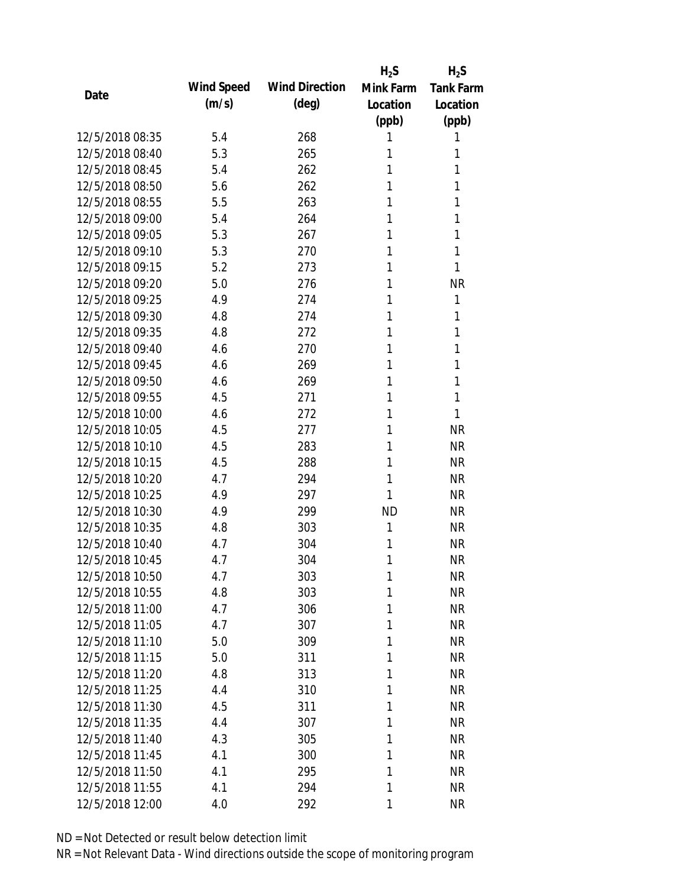| Date | Wind Speed (m/s) | Wind Direction (deg) | $H_2S$ Mink Farm Location (ppb) | $H_2S$ Tank Farm Location (ppb) |
|---|---|---|---|---|
| 12/5/2018 08:35 | 5.4 | 268 | 1 | 1 |
| 12/5/2018 08:40 | 5.3 | 265 | 1 | 1 |
| 12/5/2018 08:45 | 5.4 | 262 | 1 | 1 |
| 12/5/2018 08:50 | 5.6 | 262 | 1 | 1 |
| 12/5/2018 08:55 | 5.5 | 263 | 1 | 1 |
| 12/5/2018 09:00 | 5.4 | 264 | 1 | 1 |
| 12/5/2018 09:05 | 5.3 | 267 | 1 | 1 |
| 12/5/2018 09:10 | 5.3 | 270 | 1 | 1 |
| 12/5/2018 09:15 | 5.2 | 273 | 1 | 1 |
| 12/5/2018 09:20 | 5.0 | 276 | 1 | NR |
| 12/5/2018 09:25 | 4.9 | 274 | 1 | 1 |
| 12/5/2018 09:30 | 4.8 | 274 | 1 | 1 |
| 12/5/2018 09:35 | 4.8 | 272 | 1 | 1 |
| 12/5/2018 09:40 | 4.6 | 270 | 1 | 1 |
| 12/5/2018 09:45 | 4.6 | 269 | 1 | 1 |
| 12/5/2018 09:50 | 4.6 | 269 | 1 | 1 |
| 12/5/2018 09:55 | 4.5 | 271 | 1 | 1 |
| 12/5/2018 10:00 | 4.6 | 272 | 1 | 1 |
| 12/5/2018 10:05 | 4.5 | 277 | 1 | NR |
| 12/5/2018 10:10 | 4.5 | 283 | 1 | NR |
| 12/5/2018 10:15 | 4.5 | 288 | 1 | NR |
| 12/5/2018 10:20 | 4.7 | 294 | 1 | NR |
| 12/5/2018 10:25 | 4.9 | 297 | 1 | NR |
| 12/5/2018 10:30 | 4.9 | 299 | ND | NR |
| 12/5/2018 10:35 | 4.8 | 303 | 1 | NR |
| 12/5/2018 10:40 | 4.7 | 304 | 1 | NR |
| 12/5/2018 10:45 | 4.7 | 304 | 1 | NR |
| 12/5/2018 10:50 | 4.7 | 303 | 1 | NR |
| 12/5/2018 10:55 | 4.8 | 303 | 1 | NR |
| 12/5/2018 11:00 | 4.7 | 306 | 1 | NR |
| 12/5/2018 11:05 | 4.7 | 307 | 1 | NR |
| 12/5/2018 11:10 | 5.0 | 309 | 1 | NR |
| 12/5/2018 11:15 | 5.0 | 311 | 1 | NR |
| 12/5/2018 11:20 | 4.8 | 313 | 1 | NR |
| 12/5/2018 11:25 | 4.4 | 310 | 1 | NR |
| 12/5/2018 11:30 | 4.5 | 311 | 1 | NR |
| 12/5/2018 11:35 | 4.4 | 307 | 1 | NR |
| 12/5/2018 11:40 | 4.3 | 305 | 1 | NR |
| 12/5/2018 11:45 | 4.1 | 300 | 1 | NR |
| 12/5/2018 11:50 | 4.1 | 295 | 1 | NR |
| 12/5/2018 11:55 | 4.1 | 294 | 1 | NR |
| 12/5/2018 12:00 | 4.0 | 292 | 1 | NR |

ND = Not Detected or result below detection limit
NR = Not Relevant Data - Wind directions outside the scope of monitoring program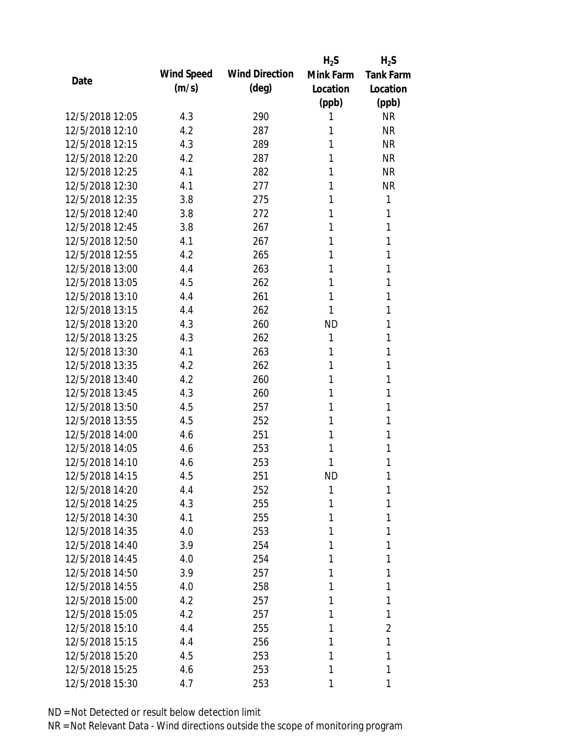| Date | Wind Speed (m/s) | Wind Direction (deg) | $H_2S$ Mink Farm Location (ppb) | $H_2S$ Tank Farm Location (ppb) |
|---|---|---|---|---|
| 12/5/2018 12:05 | 4.3 | 290 | 1 | NR |
| 12/5/2018 12:10 | 4.2 | 287 | 1 | NR |
| 12/5/2018 12:15 | 4.3 | 289 | 1 | NR |
| 12/5/2018 12:20 | 4.2 | 287 | 1 | NR |
| 12/5/2018 12:25 | 4.1 | 282 | 1 | NR |
| 12/5/2018 12:30 | 4.1 | 277 | 1 | NR |
| 12/5/2018 12:35 | 3.8 | 275 | 1 | 1 |
| 12/5/2018 12:40 | 3.8 | 272 | 1 | 1 |
| 12/5/2018 12:45 | 3.8 | 267 | 1 | 1 |
| 12/5/2018 12:50 | 4.1 | 267 | 1 | 1 |
| 12/5/2018 12:55 | 4.2 | 265 | 1 | 1 |
| 12/5/2018 13:00 | 4.4 | 263 | 1 | 1 |
| 12/5/2018 13:05 | 4.5 | 262 | 1 | 1 |
| 12/5/2018 13:10 | 4.4 | 261 | 1 | 1 |
| 12/5/2018 13:15 | 4.4 | 262 | 1 | 1 |
| 12/5/2018 13:20 | 4.3 | 260 | ND | 1 |
| 12/5/2018 13:25 | 4.3 | 262 | 1 | 1 |
| 12/5/2018 13:30 | 4.1 | 263 | 1 | 1 |
| 12/5/2018 13:35 | 4.2 | 262 | 1 | 1 |
| 12/5/2018 13:40 | 4.2 | 260 | 1 | 1 |
| 12/5/2018 13:45 | 4.3 | 260 | 1 | 1 |
| 12/5/2018 13:50 | 4.5 | 257 | 1 | 1 |
| 12/5/2018 13:55 | 4.5 | 252 | 1 | 1 |
| 12/5/2018 14:00 | 4.6 | 251 | 1 | 1 |
| 12/5/2018 14:05 | 4.6 | 253 | 1 | 1 |
| 12/5/2018 14:10 | 4.6 | 253 | 1 | 1 |
| 12/5/2018 14:15 | 4.5 | 251 | ND | 1 |
| 12/5/2018 14:20 | 4.4 | 252 | 1 | 1 |
| 12/5/2018 14:25 | 4.3 | 255 | 1 | 1 |
| 12/5/2018 14:30 | 4.1 | 255 | 1 | 1 |
| 12/5/2018 14:35 | 4.0 | 253 | 1 | 1 |
| 12/5/2018 14:40 | 3.9 | 254 | 1 | 1 |
| 12/5/2018 14:45 | 4.0 | 254 | 1 | 1 |
| 12/5/2018 14:50 | 3.9 | 257 | 1 | 1 |
| 12/5/2018 14:55 | 4.0 | 258 | 1 | 1 |
| 12/5/2018 15:00 | 4.2 | 257 | 1 | 1 |
| 12/5/2018 15:05 | 4.2 | 257 | 1 | 1 |
| 12/5/2018 15:10 | 4.4 | 255 | 1 | 2 |
| 12/5/2018 15:15 | 4.4 | 256 | 1 | 1 |
| 12/5/2018 15:20 | 4.5 | 253 | 1 | 1 |
| 12/5/2018 15:25 | 4.6 | 253 | 1 | 1 |
| 12/5/2018 15:30 | 4.7 | 253 | 1 | 1 |

ND = Not Detected or result below detection limit
NR = Not Relevant Data - Wind directions outside the scope of monitoring program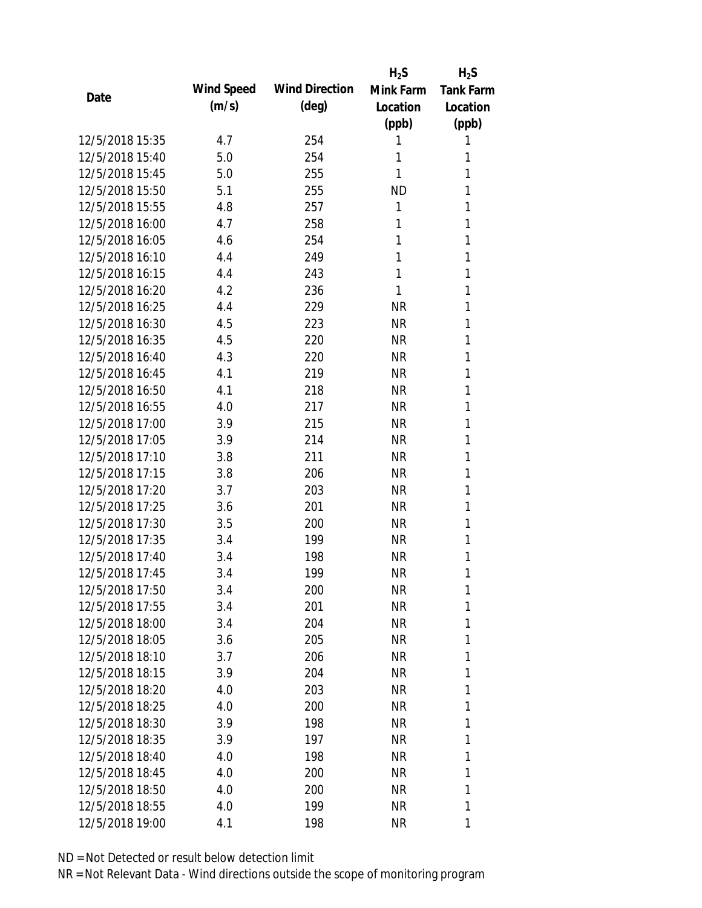| Date | Wind Speed (m/s) | Wind Direction (deg) | $H_2S$ Mink Farm Location (ppb) | $H_2S$ Tank Farm Location (ppb) |
|---|---|---|---|---|
| 12/5/2018 15:35 | 4.7 | 254 | 1 | 1 |
| 12/5/2018 15:40 | 5.0 | 254 | 1 | 1 |
| 12/5/2018 15:45 | 5.0 | 255 | 1 | 1 |
| 12/5/2018 15:50 | 5.1 | 255 | ND | 1 |
| 12/5/2018 15:55 | 4.8 | 257 | 1 | 1 |
| 12/5/2018 16:00 | 4.7 | 258 | 1 | 1 |
| 12/5/2018 16:05 | 4.6 | 254 | 1 | 1 |
| 12/5/2018 16:10 | 4.4 | 249 | 1 | 1 |
| 12/5/2018 16:15 | 4.4 | 243 | 1 | 1 |
| 12/5/2018 16:20 | 4.2 | 236 | 1 | 1 |
| 12/5/2018 16:25 | 4.4 | 229 | NR | 1 |
| 12/5/2018 16:30 | 4.5 | 223 | NR | 1 |
| 12/5/2018 16:35 | 4.5 | 220 | NR | 1 |
| 12/5/2018 16:40 | 4.3 | 220 | NR | 1 |
| 12/5/2018 16:45 | 4.1 | 219 | NR | 1 |
| 12/5/2018 16:50 | 4.1 | 218 | NR | 1 |
| 12/5/2018 16:55 | 4.0 | 217 | NR | 1 |
| 12/5/2018 17:00 | 3.9 | 215 | NR | 1 |
| 12/5/2018 17:05 | 3.9 | 214 | NR | 1 |
| 12/5/2018 17:10 | 3.8 | 211 | NR | 1 |
| 12/5/2018 17:15 | 3.8 | 206 | NR | 1 |
| 12/5/2018 17:20 | 3.7 | 203 | NR | 1 |
| 12/5/2018 17:25 | 3.6 | 201 | NR | 1 |
| 12/5/2018 17:30 | 3.5 | 200 | NR | 1 |
| 12/5/2018 17:35 | 3.4 | 199 | NR | 1 |
| 12/5/2018 17:40 | 3.4 | 198 | NR | 1 |
| 12/5/2018 17:45 | 3.4 | 199 | NR | 1 |
| 12/5/2018 17:50 | 3.4 | 200 | NR | 1 |
| 12/5/2018 17:55 | 3.4 | 201 | NR | 1 |
| 12/5/2018 18:00 | 3.4 | 204 | NR | 1 |
| 12/5/2018 18:05 | 3.6 | 205 | NR | 1 |
| 12/5/2018 18:10 | 3.7 | 206 | NR | 1 |
| 12/5/2018 18:15 | 3.9 | 204 | NR | 1 |
| 12/5/2018 18:20 | 4.0 | 203 | NR | 1 |
| 12/5/2018 18:25 | 4.0 | 200 | NR | 1 |
| 12/5/2018 18:30 | 3.9 | 198 | NR | 1 |
| 12/5/2018 18:35 | 3.9 | 197 | NR | 1 |
| 12/5/2018 18:40 | 4.0 | 198 | NR | 1 |
| 12/5/2018 18:45 | 4.0 | 200 | NR | 1 |
| 12/5/2018 18:50 | 4.0 | 200 | NR | 1 |
| 12/5/2018 18:55 | 4.0 | 199 | NR | 1 |
| 12/5/2018 19:00 | 4.1 | 198 | NR | 1 |

ND = Not Detected or result below detection limit

NR = Not Relevant Data - Wind directions outside the scope of monitoring program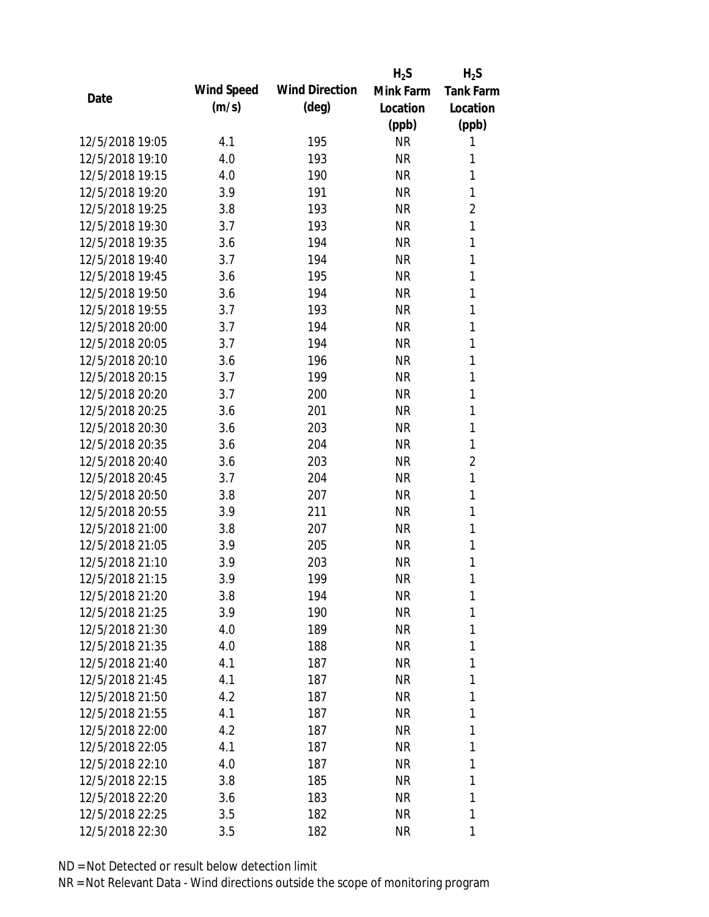| Date | Wind Speed (m/s) | Wind Direction (deg) | $H_2S$ Mink Farm Location (ppb) | $H_2S$ Tank Farm Location (ppb) |
|---|---|---|---|---|
| 12/5/2018 19:05 | 4.1 | 195 | NR | 1 |
| 12/5/2018 19:10 | 4.0 | 193 | NR | 1 |
| 12/5/2018 19:15 | 4.0 | 190 | NR | 1 |
| 12/5/2018 19:20 | 3.9 | 191 | NR | 1 |
| 12/5/2018 19:25 | 3.8 | 193 | NR | 2 |
| 12/5/2018 19:30 | 3.7 | 193 | NR | 1 |
| 12/5/2018 19:35 | 3.6 | 194 | NR | 1 |
| 12/5/2018 19:40 | 3.7 | 194 | NR | 1 |
| 12/5/2018 19:45 | 3.6 | 195 | NR | 1 |
| 12/5/2018 19:50 | 3.6 | 194 | NR | 1 |
| 12/5/2018 19:55 | 3.7 | 193 | NR | 1 |
| 12/5/2018 20:00 | 3.7 | 194 | NR | 1 |
| 12/5/2018 20:05 | 3.7 | 194 | NR | 1 |
| 12/5/2018 20:10 | 3.6 | 196 | NR | 1 |
| 12/5/2018 20:15 | 3.7 | 199 | NR | 1 |
| 12/5/2018 20:20 | 3.7 | 200 | NR | 1 |
| 12/5/2018 20:25 | 3.6 | 201 | NR | 1 |
| 12/5/2018 20:30 | 3.6 | 203 | NR | 1 |
| 12/5/2018 20:35 | 3.6 | 204 | NR | 1 |
| 12/5/2018 20:40 | 3.6 | 203 | NR | 2 |
| 12/5/2018 20:45 | 3.7 | 204 | NR | 1 |
| 12/5/2018 20:50 | 3.8 | 207 | NR | 1 |
| 12/5/2018 20:55 | 3.9 | 211 | NR | 1 |
| 12/5/2018 21:00 | 3.8 | 207 | NR | 1 |
| 12/5/2018 21:05 | 3.9 | 205 | NR | 1 |
| 12/5/2018 21:10 | 3.9 | 203 | NR | 1 |
| 12/5/2018 21:15 | 3.9 | 199 | NR | 1 |
| 12/5/2018 21:20 | 3.8 | 194 | NR | 1 |
| 12/5/2018 21:25 | 3.9 | 190 | NR | 1 |
| 12/5/2018 21:30 | 4.0 | 189 | NR | 1 |
| 12/5/2018 21:35 | 4.0 | 188 | NR | 1 |
| 12/5/2018 21:40 | 4.1 | 187 | NR | 1 |
| 12/5/2018 21:45 | 4.1 | 187 | NR | 1 |
| 12/5/2018 21:50 | 4.2 | 187 | NR | 1 |
| 12/5/2018 21:55 | 4.1 | 187 | NR | 1 |
| 12/5/2018 22:00 | 4.2 | 187 | NR | 1 |
| 12/5/2018 22:05 | 4.1 | 187 | NR | 1 |
| 12/5/2018 22:10 | 4.0 | 187 | NR | 1 |
| 12/5/2018 22:15 | 3.8 | 185 | NR | 1 |
| 12/5/2018 22:20 | 3.6 | 183 | NR | 1 |
| 12/5/2018 22:25 | 3.5 | 182 | NR | 1 |
| 12/5/2018 22:30 | 3.5 | 182 | NR | 1 |

ND = Not Detected or result below detection limit
NR = Not Relevant Data - Wind directions outside the scope of monitoring program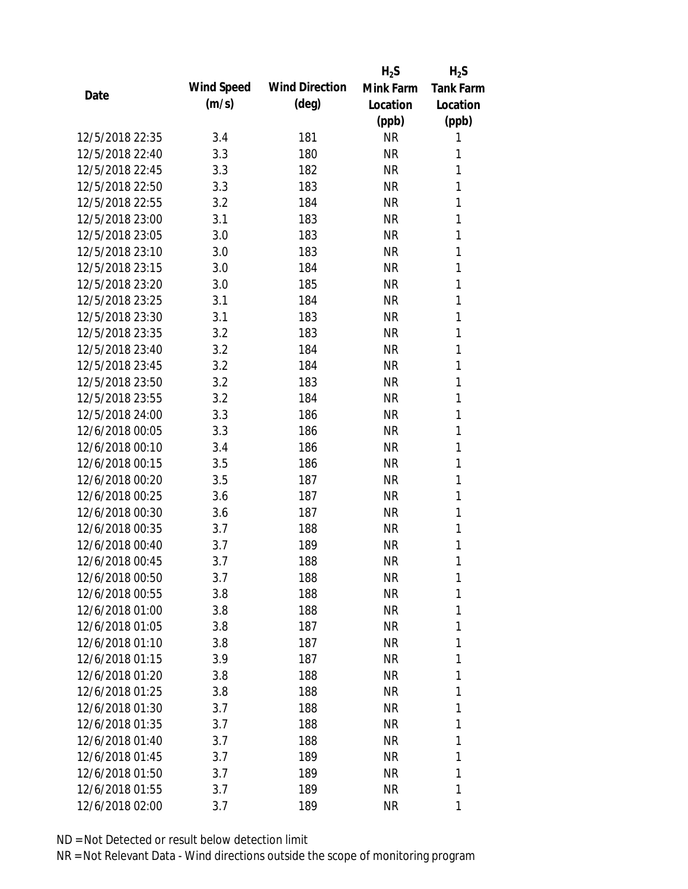| Date | Wind Speed (m/s) | Wind Direction (deg) | $H_2S$ Mink Farm Location (ppb) | $H_2S$ Tank Farm Location (ppb) |
|---|---|---|---|---|
| 12/5/2018 22:35 | 3.4 | 181 | NR | 1 |
| 12/5/2018 22:40 | 3.3 | 180 | NR | 1 |
| 12/5/2018 22:45 | 3.3 | 182 | NR | 1 |
| 12/5/2018 22:50 | 3.3 | 183 | NR | 1 |
| 12/5/2018 22:55 | 3.2 | 184 | NR | 1 |
| 12/5/2018 23:00 | 3.1 | 183 | NR | 1 |
| 12/5/2018 23:05 | 3.0 | 183 | NR | 1 |
| 12/5/2018 23:10 | 3.0 | 183 | NR | 1 |
| 12/5/2018 23:15 | 3.0 | 184 | NR | 1 |
| 12/5/2018 23:20 | 3.0 | 185 | NR | 1 |
| 12/5/2018 23:25 | 3.1 | 184 | NR | 1 |
| 12/5/2018 23:30 | 3.1 | 183 | NR | 1 |
| 12/5/2018 23:35 | 3.2 | 183 | NR | 1 |
| 12/5/2018 23:40 | 3.2 | 184 | NR | 1 |
| 12/5/2018 23:45 | 3.2 | 184 | NR | 1 |
| 12/5/2018 23:50 | 3.2 | 183 | NR | 1 |
| 12/5/2018 23:55 | 3.2 | 184 | NR | 1 |
| 12/5/2018 24:00 | 3.3 | 186 | NR | 1 |
| 12/6/2018 00:05 | 3.3 | 186 | NR | 1 |
| 12/6/2018 00:10 | 3.4 | 186 | NR | 1 |
| 12/6/2018 00:15 | 3.5 | 186 | NR | 1 |
| 12/6/2018 00:20 | 3.5 | 187 | NR | 1 |
| 12/6/2018 00:25 | 3.6 | 187 | NR | 1 |
| 12/6/2018 00:30 | 3.6 | 187 | NR | 1 |
| 12/6/2018 00:35 | 3.7 | 188 | NR | 1 |
| 12/6/2018 00:40 | 3.7 | 189 | NR | 1 |
| 12/6/2018 00:45 | 3.7 | 188 | NR | 1 |
| 12/6/2018 00:50 | 3.7 | 188 | NR | 1 |
| 12/6/2018 00:55 | 3.8 | 188 | NR | 1 |
| 12/6/2018 01:00 | 3.8 | 188 | NR | 1 |
| 12/6/2018 01:05 | 3.8 | 187 | NR | 1 |
| 12/6/2018 01:10 | 3.8 | 187 | NR | 1 |
| 12/6/2018 01:15 | 3.9 | 187 | NR | 1 |
| 12/6/2018 01:20 | 3.8 | 188 | NR | 1 |
| 12/6/2018 01:25 | 3.8 | 188 | NR | 1 |
| 12/6/2018 01:30 | 3.7 | 188 | NR | 1 |
| 12/6/2018 01:35 | 3.7 | 188 | NR | 1 |
| 12/6/2018 01:40 | 3.7 | 188 | NR | 1 |
| 12/6/2018 01:45 | 3.7 | 189 | NR | 1 |
| 12/6/2018 01:50 | 3.7 | 189 | NR | 1 |
| 12/6/2018 01:55 | 3.7 | 189 | NR | 1 |
| 12/6/2018 02:00 | 3.7 | 189 | NR | 1 |

ND = Not Detected or result below detection limit

NR = Not Relevant Data - Wind directions outside the scope of monitoring program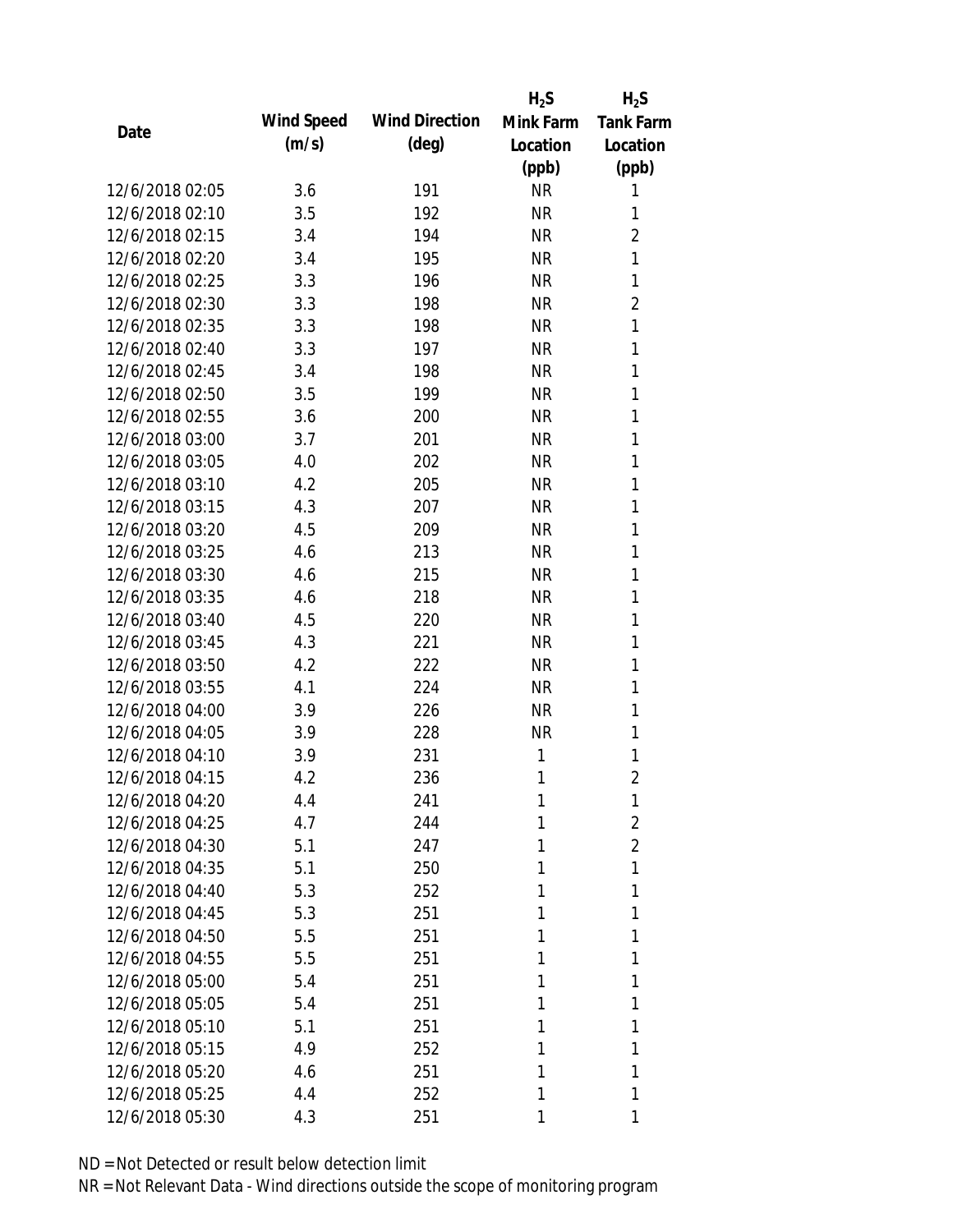| Date | Wind Speed (m/s) | Wind Direction (deg) | $H_2S$ Mink Farm Location (ppb) | $H_2S$ Tank Farm Location (ppb) |
|---|---|---|---|---|
| 12/6/2018 02:05 | 3.6 | 191 | NR | 1 |
| 12/6/2018 02:10 | 3.5 | 192 | NR | 1 |
| 12/6/2018 02:15 | 3.4 | 194 | NR | 2 |
| 12/6/2018 02:20 | 3.4 | 195 | NR | 1 |
| 12/6/2018 02:25 | 3.3 | 196 | NR | 1 |
| 12/6/2018 02:30 | 3.3 | 198 | NR | 2 |
| 12/6/2018 02:35 | 3.3 | 198 | NR | 1 |
| 12/6/2018 02:40 | 3.3 | 197 | NR | 1 |
| 12/6/2018 02:45 | 3.4 | 198 | NR | 1 |
| 12/6/2018 02:50 | 3.5 | 199 | NR | 1 |
| 12/6/2018 02:55 | 3.6 | 200 | NR | 1 |
| 12/6/2018 03:00 | 3.7 | 201 | NR | 1 |
| 12/6/2018 03:05 | 4.0 | 202 | NR | 1 |
| 12/6/2018 03:10 | 4.2 | 205 | NR | 1 |
| 12/6/2018 03:15 | 4.3 | 207 | NR | 1 |
| 12/6/2018 03:20 | 4.5 | 209 | NR | 1 |
| 12/6/2018 03:25 | 4.6 | 213 | NR | 1 |
| 12/6/2018 03:30 | 4.6 | 215 | NR | 1 |
| 12/6/2018 03:35 | 4.6 | 218 | NR | 1 |
| 12/6/2018 03:40 | 4.5 | 220 | NR | 1 |
| 12/6/2018 03:45 | 4.3 | 221 | NR | 1 |
| 12/6/2018 03:50 | 4.2 | 222 | NR | 1 |
| 12/6/2018 03:55 | 4.1 | 224 | NR | 1 |
| 12/6/2018 04:00 | 3.9 | 226 | NR | 1 |
| 12/6/2018 04:05 | 3.9 | 228 | NR | 1 |
| 12/6/2018 04:10 | 3.9 | 231 | 1 | 1 |
| 12/6/2018 04:15 | 4.2 | 236 | 1 | 2 |
| 12/6/2018 04:20 | 4.4 | 241 | 1 | 1 |
| 12/6/2018 04:25 | 4.7 | 244 | 1 | 2 |
| 12/6/2018 04:30 | 5.1 | 247 | 1 | 2 |
| 12/6/2018 04:35 | 5.1 | 250 | 1 | 1 |
| 12/6/2018 04:40 | 5.3 | 252 | 1 | 1 |
| 12/6/2018 04:45 | 5.3 | 251 | 1 | 1 |
| 12/6/2018 04:50 | 5.5 | 251 | 1 | 1 |
| 12/6/2018 04:55 | 5.5 | 251 | 1 | 1 |
| 12/6/2018 05:00 | 5.4 | 251 | 1 | 1 |
| 12/6/2018 05:05 | 5.4 | 251 | 1 | 1 |
| 12/6/2018 05:10 | 5.1 | 251 | 1 | 1 |
| 12/6/2018 05:15 | 4.9 | 252 | 1 | 1 |
| 12/6/2018 05:20 | 4.6 | 251 | 1 | 1 |
| 12/6/2018 05:25 | 4.4 | 252 | 1 | 1 |
| 12/6/2018 05:30 | 4.3 | 251 | 1 | 1 |

ND = Not Detected or result below detection limit

NR = Not Relevant Data - Wind directions outside the scope of monitoring program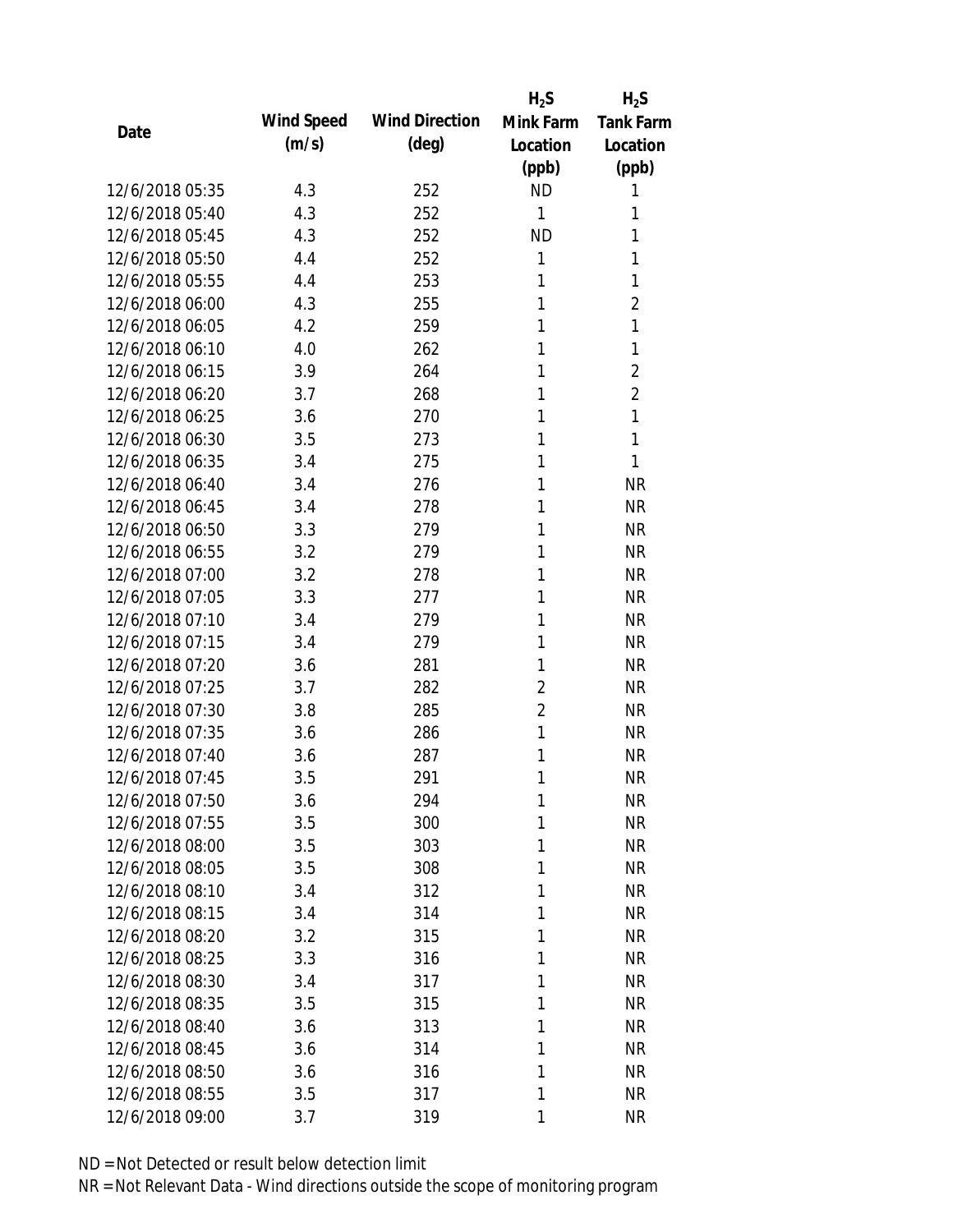| Date | Wind Speed (m/s) | Wind Direction (deg) | $H_2S$ Mink Farm Location (ppb) | $H_2S$ Tank Farm Location (ppb) |
|---|---|---|---|---|
| 12/6/2018 05:35 | 4.3 | 252 | ND | 1 |
| 12/6/2018 05:40 | 4.3 | 252 | 1 | 1 |
| 12/6/2018 05:45 | 4.3 | 252 | ND | 1 |
| 12/6/2018 05:50 | 4.4 | 252 | 1 | 1 |
| 12/6/2018 05:55 | 4.4 | 253 | 1 | 1 |
| 12/6/2018 06:00 | 4.3 | 255 | 1 | 2 |
| 12/6/2018 06:05 | 4.2 | 259 | 1 | 1 |
| 12/6/2018 06:10 | 4.0 | 262 | 1 | 1 |
| 12/6/2018 06:15 | 3.9 | 264 | 1 | 2 |
| 12/6/2018 06:20 | 3.7 | 268 | 1 | 2 |
| 12/6/2018 06:25 | 3.6 | 270 | 1 | 1 |
| 12/6/2018 06:30 | 3.5 | 273 | 1 | 1 |
| 12/6/2018 06:35 | 3.4 | 275 | 1 | 1 |
| 12/6/2018 06:40 | 3.4 | 276 | 1 | NR |
| 12/6/2018 06:45 | 3.4 | 278 | 1 | NR |
| 12/6/2018 06:50 | 3.3 | 279 | 1 | NR |
| 12/6/2018 06:55 | 3.2 | 279 | 1 | NR |
| 12/6/2018 07:00 | 3.2 | 278 | 1 | NR |
| 12/6/2018 07:05 | 3.3 | 277 | 1 | NR |
| 12/6/2018 07:10 | 3.4 | 279 | 1 | NR |
| 12/6/2018 07:15 | 3.4 | 279 | 1 | NR |
| 12/6/2018 07:20 | 3.6 | 281 | 1 | NR |
| 12/6/2018 07:25 | 3.7 | 282 | 2 | NR |
| 12/6/2018 07:30 | 3.8 | 285 | 2 | NR |
| 12/6/2018 07:35 | 3.6 | 286 | 1 | NR |
| 12/6/2018 07:40 | 3.6 | 287 | 1 | NR |
| 12/6/2018 07:45 | 3.5 | 291 | 1 | NR |
| 12/6/2018 07:50 | 3.6 | 294 | 1 | NR |
| 12/6/2018 07:55 | 3.5 | 300 | 1 | NR |
| 12/6/2018 08:00 | 3.5 | 303 | 1 | NR |
| 12/6/2018 08:05 | 3.5 | 308 | 1 | NR |
| 12/6/2018 08:10 | 3.4 | 312 | 1 | NR |
| 12/6/2018 08:15 | 3.4 | 314 | 1 | NR |
| 12/6/2018 08:20 | 3.2 | 315 | 1 | NR |
| 12/6/2018 08:25 | 3.3 | 316 | 1 | NR |
| 12/6/2018 08:30 | 3.4 | 317 | 1 | NR |
| 12/6/2018 08:35 | 3.5 | 315 | 1 | NR |
| 12/6/2018 08:40 | 3.6 | 313 | 1 | NR |
| 12/6/2018 08:45 | 3.6 | 314 | 1 | NR |
| 12/6/2018 08:50 | 3.6 | 316 | 1 | NR |
| 12/6/2018 08:55 | 3.5 | 317 | 1 | NR |
| 12/6/2018 09:00 | 3.7 | 319 | 1 | NR |

ND = Not Detected or result below detection limit

NR = Not Relevant Data - Wind directions outside the scope of monitoring program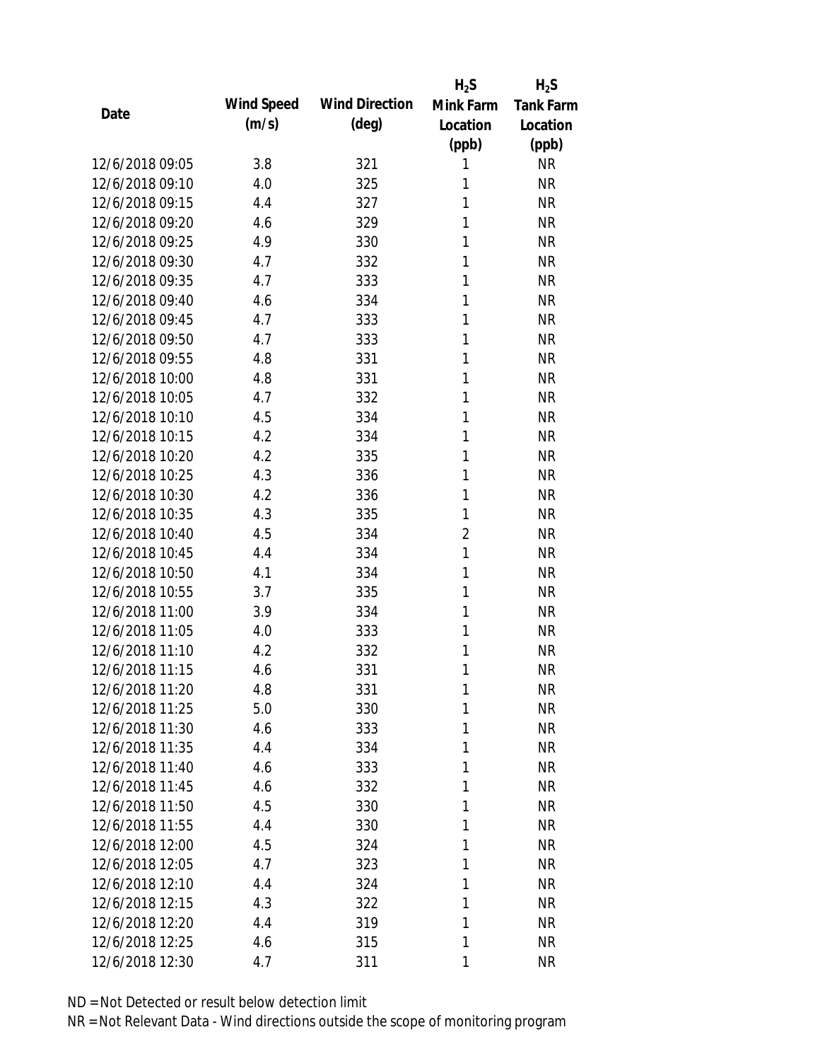| Date | Wind Speed (m/s) | Wind Direction (deg) | $H_2S$ Mink Farm Location (ppb) | $H_2S$ Tank Farm Location (ppb) |
|---|---|---|---|---|
| 12/6/2018 09:05 | 3.8 | 321 | 1 | NR |
| 12/6/2018 09:10 | 4.0 | 325 | 1 | NR |
| 12/6/2018 09:15 | 4.4 | 327 | 1 | NR |
| 12/6/2018 09:20 | 4.6 | 329 | 1 | NR |
| 12/6/2018 09:25 | 4.9 | 330 | 1 | NR |
| 12/6/2018 09:30 | 4.7 | 332 | 1 | NR |
| 12/6/2018 09:35 | 4.7 | 333 | 1 | NR |
| 12/6/2018 09:40 | 4.6 | 334 | 1 | NR |
| 12/6/2018 09:45 | 4.7 | 333 | 1 | NR |
| 12/6/2018 09:50 | 4.7 | 333 | 1 | NR |
| 12/6/2018 09:55 | 4.8 | 331 | 1 | NR |
| 12/6/2018 10:00 | 4.8 | 331 | 1 | NR |
| 12/6/2018 10:05 | 4.7 | 332 | 1 | NR |
| 12/6/2018 10:10 | 4.5 | 334 | 1 | NR |
| 12/6/2018 10:15 | 4.2 | 334 | 1 | NR |
| 12/6/2018 10:20 | 4.2 | 335 | 1 | NR |
| 12/6/2018 10:25 | 4.3 | 336 | 1 | NR |
| 12/6/2018 10:30 | 4.2 | 336 | 1 | NR |
| 12/6/2018 10:35 | 4.3 | 335 | 1 | NR |
| 12/6/2018 10:40 | 4.5 | 334 | 2 | NR |
| 12/6/2018 10:45 | 4.4 | 334 | 1 | NR |
| 12/6/2018 10:50 | 4.1 | 334 | 1 | NR |
| 12/6/2018 10:55 | 3.7 | 335 | 1 | NR |
| 12/6/2018 11:00 | 3.9 | 334 | 1 | NR |
| 12/6/2018 11:05 | 4.0 | 333 | 1 | NR |
| 12/6/2018 11:10 | 4.2 | 332 | 1 | NR |
| 12/6/2018 11:15 | 4.6 | 331 | 1 | NR |
| 12/6/2018 11:20 | 4.8 | 331 | 1 | NR |
| 12/6/2018 11:25 | 5.0 | 330 | 1 | NR |
| 12/6/2018 11:30 | 4.6 | 333 | 1 | NR |
| 12/6/2018 11:35 | 4.4 | 334 | 1 | NR |
| 12/6/2018 11:40 | 4.6 | 333 | 1 | NR |
| 12/6/2018 11:45 | 4.6 | 332 | 1 | NR |
| 12/6/2018 11:50 | 4.5 | 330 | 1 | NR |
| 12/6/2018 11:55 | 4.4 | 330 | 1 | NR |
| 12/6/2018 12:00 | 4.5 | 324 | 1 | NR |
| 12/6/2018 12:05 | 4.7 | 323 | 1 | NR |
| 12/6/2018 12:10 | 4.4 | 324 | 1 | NR |
| 12/6/2018 12:15 | 4.3 | 322 | 1 | NR |
| 12/6/2018 12:20 | 4.4 | 319 | 1 | NR |
| 12/6/2018 12:25 | 4.6 | 315 | 1 | NR |
| 12/6/2018 12:30 | 4.7 | 311 | 1 | NR |

ND = Not Detected or result below detection limit

NR = Not Relevant Data - Wind directions outside the scope of monitoring program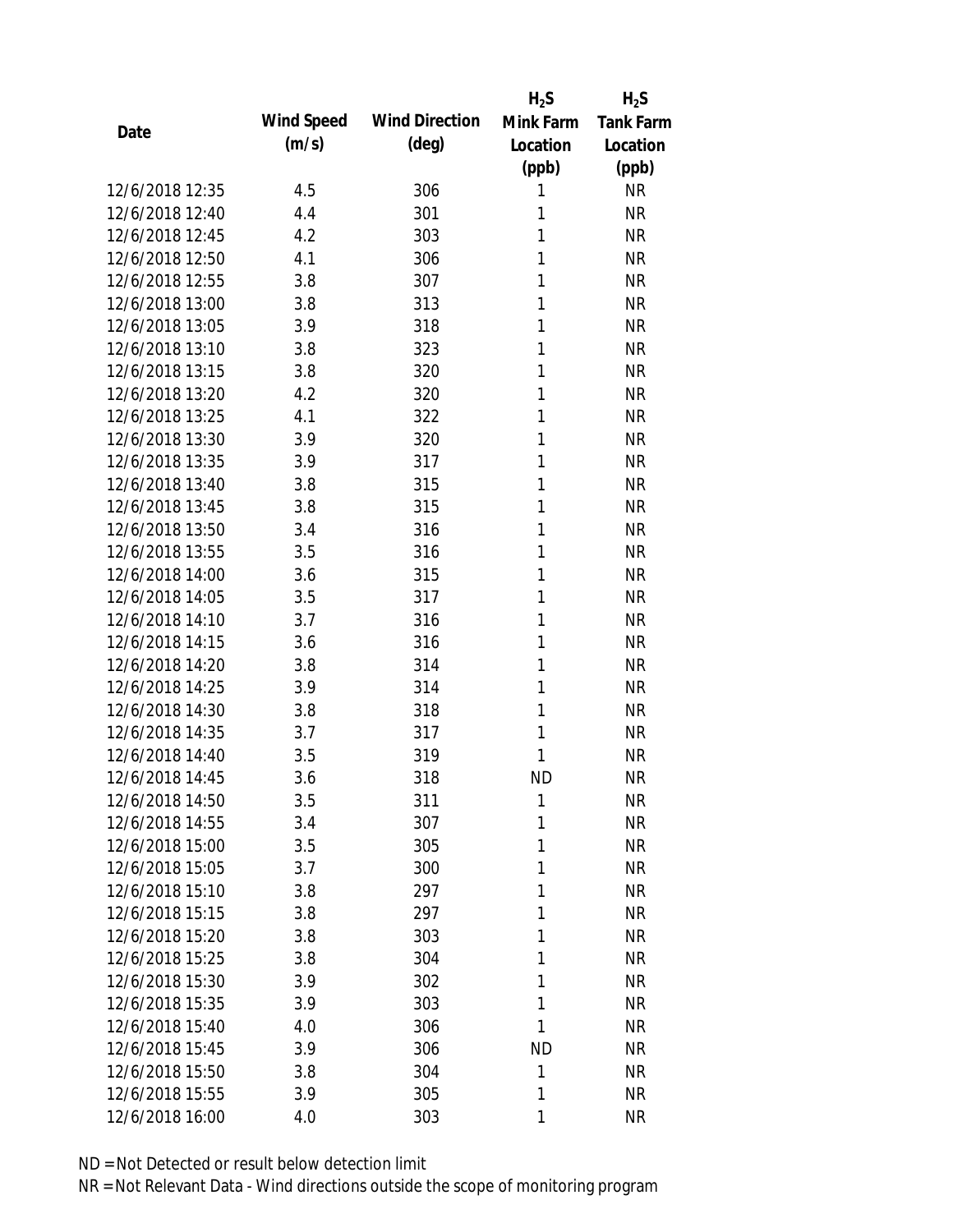| Date | Wind Speed (m/s) | Wind Direction (deg) | $H_2S$ Mink Farm Location (ppb) | $H_2S$ Tank Farm Location (ppb) |
|---|---|---|---|---|
| 12/6/2018 12:35 | 4.5 | 306 | 1 | NR |
| 12/6/2018 12:40 | 4.4 | 301 | 1 | NR |
| 12/6/2018 12:45 | 4.2 | 303 | 1 | NR |
| 12/6/2018 12:50 | 4.1 | 306 | 1 | NR |
| 12/6/2018 12:55 | 3.8 | 307 | 1 | NR |
| 12/6/2018 13:00 | 3.8 | 313 | 1 | NR |
| 12/6/2018 13:05 | 3.9 | 318 | 1 | NR |
| 12/6/2018 13:10 | 3.8 | 323 | 1 | NR |
| 12/6/2018 13:15 | 3.8 | 320 | 1 | NR |
| 12/6/2018 13:20 | 4.2 | 320 | 1 | NR |
| 12/6/2018 13:25 | 4.1 | 322 | 1 | NR |
| 12/6/2018 13:30 | 3.9 | 320 | 1 | NR |
| 12/6/2018 13:35 | 3.9 | 317 | 1 | NR |
| 12/6/2018 13:40 | 3.8 | 315 | 1 | NR |
| 12/6/2018 13:45 | 3.8 | 315 | 1 | NR |
| 12/6/2018 13:50 | 3.4 | 316 | 1 | NR |
| 12/6/2018 13:55 | 3.5 | 316 | 1 | NR |
| 12/6/2018 14:00 | 3.6 | 315 | 1 | NR |
| 12/6/2018 14:05 | 3.5 | 317 | 1 | NR |
| 12/6/2018 14:10 | 3.7 | 316 | 1 | NR |
| 12/6/2018 14:15 | 3.6 | 316 | 1 | NR |
| 12/6/2018 14:20 | 3.8 | 314 | 1 | NR |
| 12/6/2018 14:25 | 3.9 | 314 | 1 | NR |
| 12/6/2018 14:30 | 3.8 | 318 | 1 | NR |
| 12/6/2018 14:35 | 3.7 | 317 | 1 | NR |
| 12/6/2018 14:40 | 3.5 | 319 | 1 | NR |
| 12/6/2018 14:45 | 3.6 | 318 | ND | NR |
| 12/6/2018 14:50 | 3.5 | 311 | 1 | NR |
| 12/6/2018 14:55 | 3.4 | 307 | 1 | NR |
| 12/6/2018 15:00 | 3.5 | 305 | 1 | NR |
| 12/6/2018 15:05 | 3.7 | 300 | 1 | NR |
| 12/6/2018 15:10 | 3.8 | 297 | 1 | NR |
| 12/6/2018 15:15 | 3.8 | 297 | 1 | NR |
| 12/6/2018 15:20 | 3.8 | 303 | 1 | NR |
| 12/6/2018 15:25 | 3.8 | 304 | 1 | NR |
| 12/6/2018 15:30 | 3.9 | 302 | 1 | NR |
| 12/6/2018 15:35 | 3.9 | 303 | 1 | NR |
| 12/6/2018 15:40 | 4.0 | 306 | 1 | NR |
| 12/6/2018 15:45 | 3.9 | 306 | ND | NR |
| 12/6/2018 15:50 | 3.8 | 304 | 1 | NR |
| 12/6/2018 15:55 | 3.9 | 305 | 1 | NR |
| 12/6/2018 16:00 | 4.0 | 303 | 1 | NR |

ND = Not Detected or result below detection limit

NR = Not Relevant Data - Wind directions outside the scope of monitoring program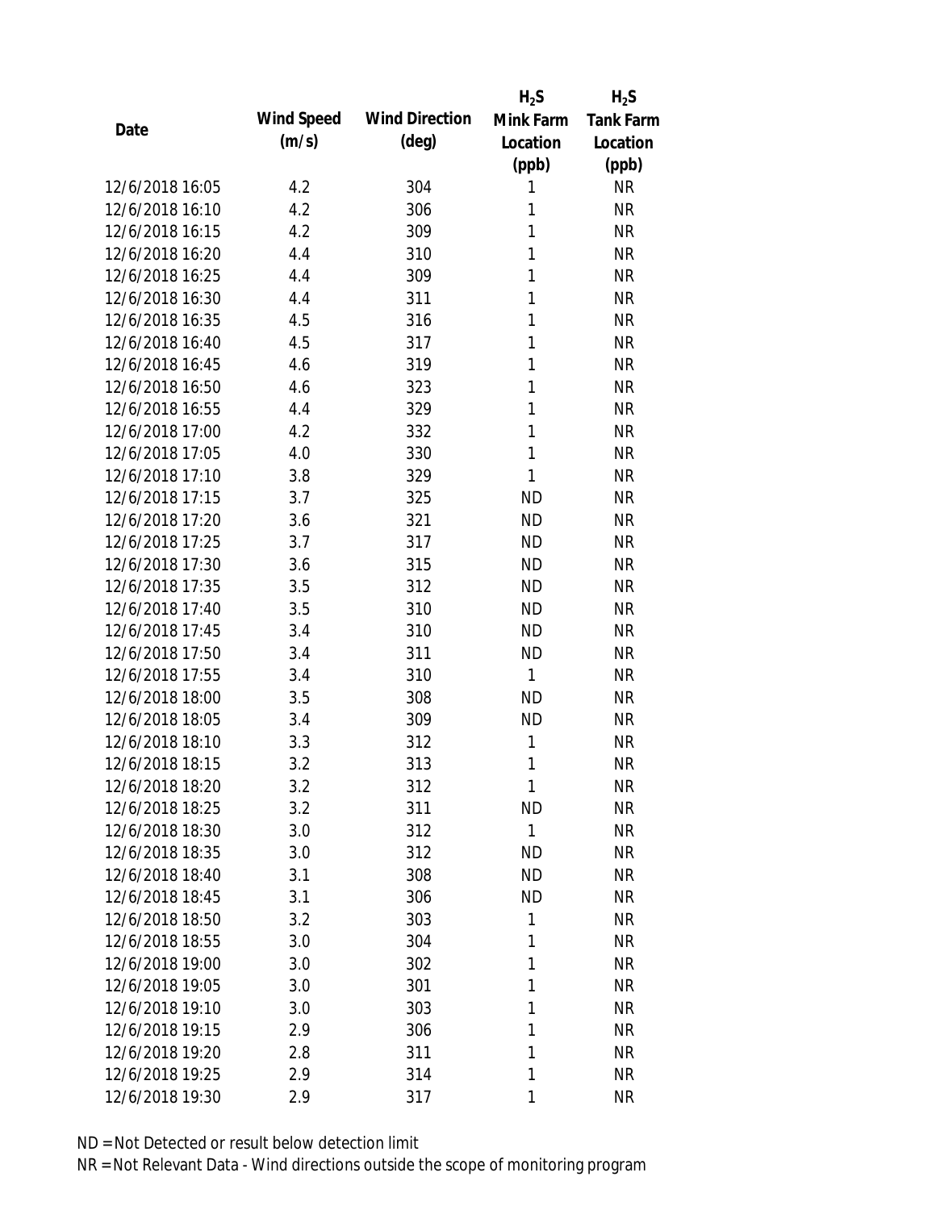| Date | Wind Speed (m/s) | Wind Direction (deg) | $H_2S$ Mink Farm Location (ppb) | $H_2S$ Tank Farm Location (ppb) |
|---|---|---|---|---|
| 12/6/2018 16:05 | 4.2 | 304 | 1 | NR |
| 12/6/2018 16:10 | 4.2 | 306 | 1 | NR |
| 12/6/2018 16:15 | 4.2 | 309 | 1 | NR |
| 12/6/2018 16:20 | 4.4 | 310 | 1 | NR |
| 12/6/2018 16:25 | 4.4 | 309 | 1 | NR |
| 12/6/2018 16:30 | 4.4 | 311 | 1 | NR |
| 12/6/2018 16:35 | 4.5 | 316 | 1 | NR |
| 12/6/2018 16:40 | 4.5 | 317 | 1 | NR |
| 12/6/2018 16:45 | 4.6 | 319 | 1 | NR |
| 12/6/2018 16:50 | 4.6 | 323 | 1 | NR |
| 12/6/2018 16:55 | 4.4 | 329 | 1 | NR |
| 12/6/2018 17:00 | 4.2 | 332 | 1 | NR |
| 12/6/2018 17:05 | 4.0 | 330 | 1 | NR |
| 12/6/2018 17:10 | 3.8 | 329 | 1 | NR |
| 12/6/2018 17:15 | 3.7 | 325 | ND | NR |
| 12/6/2018 17:20 | 3.6 | 321 | ND | NR |
| 12/6/2018 17:25 | 3.7 | 317 | ND | NR |
| 12/6/2018 17:30 | 3.6 | 315 | ND | NR |
| 12/6/2018 17:35 | 3.5 | 312 | ND | NR |
| 12/6/2018 17:40 | 3.5 | 310 | ND | NR |
| 12/6/2018 17:45 | 3.4 | 310 | ND | NR |
| 12/6/2018 17:50 | 3.4 | 311 | ND | NR |
| 12/6/2018 17:55 | 3.4 | 310 | 1 | NR |
| 12/6/2018 18:00 | 3.5 | 308 | ND | NR |
| 12/6/2018 18:05 | 3.4 | 309 | ND | NR |
| 12/6/2018 18:10 | 3.3 | 312 | 1 | NR |
| 12/6/2018 18:15 | 3.2 | 313 | 1 | NR |
| 12/6/2018 18:20 | 3.2 | 312 | 1 | NR |
| 12/6/2018 18:25 | 3.2 | 311 | ND | NR |
| 12/6/2018 18:30 | 3.0 | 312 | 1 | NR |
| 12/6/2018 18:35 | 3.0 | 312 | ND | NR |
| 12/6/2018 18:40 | 3.1 | 308 | ND | NR |
| 12/6/2018 18:45 | 3.1 | 306 | ND | NR |
| 12/6/2018 18:50 | 3.2 | 303 | 1 | NR |
| 12/6/2018 18:55 | 3.0 | 304 | 1 | NR |
| 12/6/2018 19:00 | 3.0 | 302 | 1 | NR |
| 12/6/2018 19:05 | 3.0 | 301 | 1 | NR |
| 12/6/2018 19:10 | 3.0 | 303 | 1 | NR |
| 12/6/2018 19:15 | 2.9 | 306 | 1 | NR |
| 12/6/2018 19:20 | 2.8 | 311 | 1 | NR |
| 12/6/2018 19:25 | 2.9 | 314 | 1 | NR |
| 12/6/2018 19:30 | 2.9 | 317 | 1 | NR |

ND = Not Detected or result below detection limit

NR = Not Relevant Data - Wind directions outside the scope of monitoring program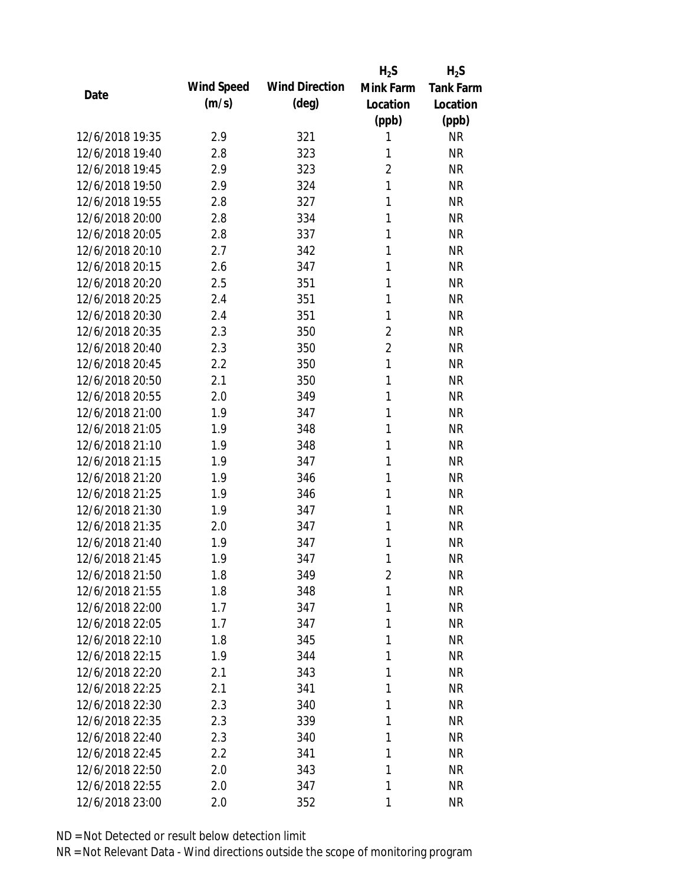| Date | Wind Speed (m/s) | Wind Direction (deg) | $H_2S$ Mink Farm Location (ppb) | $H_2S$ Tank Farm Location (ppb) |
|---|---|---|---|---|
| 12/6/2018 19:35 | 2.9 | 321 | 1 | NR |
| 12/6/2018 19:40 | 2.8 | 323 | 1 | NR |
| 12/6/2018 19:45 | 2.9 | 323 | 2 | NR |
| 12/6/2018 19:50 | 2.9 | 324 | 1 | NR |
| 12/6/2018 19:55 | 2.8 | 327 | 1 | NR |
| 12/6/2018 20:00 | 2.8 | 334 | 1 | NR |
| 12/6/2018 20:05 | 2.8 | 337 | 1 | NR |
| 12/6/2018 20:10 | 2.7 | 342 | 1 | NR |
| 12/6/2018 20:15 | 2.6 | 347 | 1 | NR |
| 12/6/2018 20:20 | 2.5 | 351 | 1 | NR |
| 12/6/2018 20:25 | 2.4 | 351 | 1 | NR |
| 12/6/2018 20:30 | 2.4 | 351 | 1 | NR |
| 12/6/2018 20:35 | 2.3 | 350 | 2 | NR |
| 12/6/2018 20:40 | 2.3 | 350 | 2 | NR |
| 12/6/2018 20:45 | 2.2 | 350 | 1 | NR |
| 12/6/2018 20:50 | 2.1 | 350 | 1 | NR |
| 12/6/2018 20:55 | 2.0 | 349 | 1 | NR |
| 12/6/2018 21:00 | 1.9 | 347 | 1 | NR |
| 12/6/2018 21:05 | 1.9 | 348 | 1 | NR |
| 12/6/2018 21:10 | 1.9 | 348 | 1 | NR |
| 12/6/2018 21:15 | 1.9 | 347 | 1 | NR |
| 12/6/2018 21:20 | 1.9 | 346 | 1 | NR |
| 12/6/2018 21:25 | 1.9 | 346 | 1 | NR |
| 12/6/2018 21:30 | 1.9 | 347 | 1 | NR |
| 12/6/2018 21:35 | 2.0 | 347 | 1 | NR |
| 12/6/2018 21:40 | 1.9 | 347 | 1 | NR |
| 12/6/2018 21:45 | 1.9 | 347 | 1 | NR |
| 12/6/2018 21:50 | 1.8 | 349 | 2 | NR |
| 12/6/2018 21:55 | 1.8 | 348 | 1 | NR |
| 12/6/2018 22:00 | 1.7 | 347 | 1 | NR |
| 12/6/2018 22:05 | 1.7 | 347 | 1 | NR |
| 12/6/2018 22:10 | 1.8 | 345 | 1 | NR |
| 12/6/2018 22:15 | 1.9 | 344 | 1 | NR |
| 12/6/2018 22:20 | 2.1 | 343 | 1 | NR |
| 12/6/2018 22:25 | 2.1 | 341 | 1 | NR |
| 12/6/2018 22:30 | 2.3 | 340 | 1 | NR |
| 12/6/2018 22:35 | 2.3 | 339 | 1 | NR |
| 12/6/2018 22:40 | 2.3 | 340 | 1 | NR |
| 12/6/2018 22:45 | 2.2 | 341 | 1 | NR |
| 12/6/2018 22:50 | 2.0 | 343 | 1 | NR |
| 12/6/2018 22:55 | 2.0 | 347 | 1 | NR |
| 12/6/2018 23:00 | 2.0 | 352 | 1 | NR |

ND = Not Detected or result below detection limit

NR = Not Relevant Data - Wind directions outside the scope of monitoring program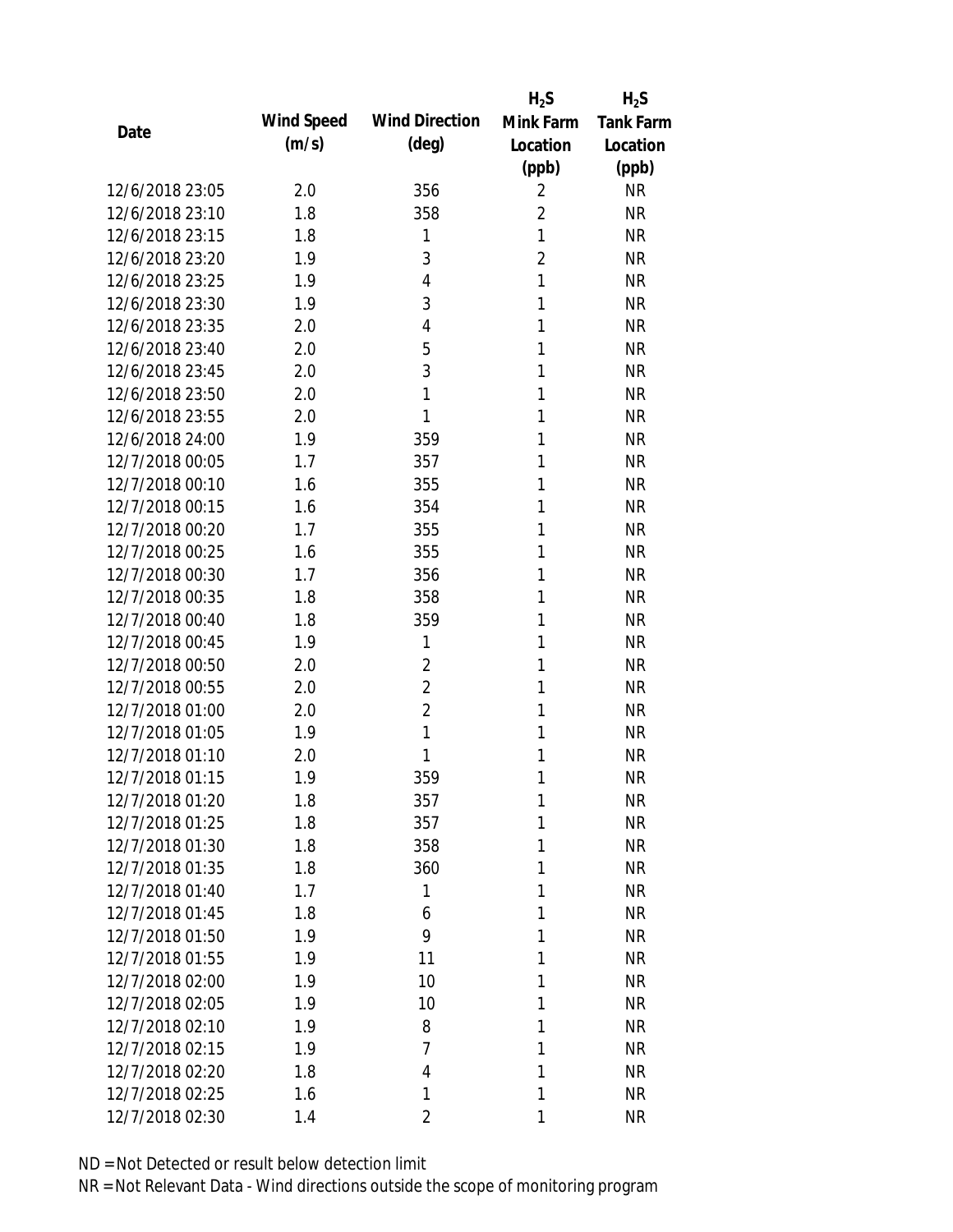| Date | Wind Speed (m/s) | Wind Direction (deg) | $H_2S$ Mink Farm Location (ppb) | $H_2S$ Tank Farm Location (ppb) |
|---|---|---|---|---|
| 12/6/2018 23:05 | 2.0 | 356 | 2 | NR |
| 12/6/2018 23:10 | 1.8 | 358 | 2 | NR |
| 12/6/2018 23:15 | 1.8 | 1 | 1 | NR |
| 12/6/2018 23:20 | 1.9 | 3 | 2 | NR |
| 12/6/2018 23:25 | 1.9 | 4 | 1 | NR |
| 12/6/2018 23:30 | 1.9 | 3 | 1 | NR |
| 12/6/2018 23:35 | 2.0 | 4 | 1 | NR |
| 12/6/2018 23:40 | 2.0 | 5 | 1 | NR |
| 12/6/2018 23:45 | 2.0 | 3 | 1 | NR |
| 12/6/2018 23:50 | 2.0 | 1 | 1 | NR |
| 12/6/2018 23:55 | 2.0 | 1 | 1 | NR |
| 12/6/2018 24:00 | 1.9 | 359 | 1 | NR |
| 12/7/2018 00:05 | 1.7 | 357 | 1 | NR |
| 12/7/2018 00:10 | 1.6 | 355 | 1 | NR |
| 12/7/2018 00:15 | 1.6 | 354 | 1 | NR |
| 12/7/2018 00:20 | 1.7 | 355 | 1 | NR |
| 12/7/2018 00:25 | 1.6 | 355 | 1 | NR |
| 12/7/2018 00:30 | 1.7 | 356 | 1 | NR |
| 12/7/2018 00:35 | 1.8 | 358 | 1 | NR |
| 12/7/2018 00:40 | 1.8 | 359 | 1 | NR |
| 12/7/2018 00:45 | 1.9 | 1 | 1 | NR |
| 12/7/2018 00:50 | 2.0 | 2 | 1 | NR |
| 12/7/2018 00:55 | 2.0 | 2 | 1 | NR |
| 12/7/2018 01:00 | 2.0 | 2 | 1 | NR |
| 12/7/2018 01:05 | 1.9 | 1 | 1 | NR |
| 12/7/2018 01:10 | 2.0 | 1 | 1 | NR |
| 12/7/2018 01:15 | 1.9 | 359 | 1 | NR |
| 12/7/2018 01:20 | 1.8 | 357 | 1 | NR |
| 12/7/2018 01:25 | 1.8 | 357 | 1 | NR |
| 12/7/2018 01:30 | 1.8 | 358 | 1 | NR |
| 12/7/2018 01:35 | 1.8 | 360 | 1 | NR |
| 12/7/2018 01:40 | 1.7 | 1 | 1 | NR |
| 12/7/2018 01:45 | 1.8 | 6 | 1 | NR |
| 12/7/2018 01:50 | 1.9 | 9 | 1 | NR |
| 12/7/2018 01:55 | 1.9 | 11 | 1 | NR |
| 12/7/2018 02:00 | 1.9 | 10 | 1 | NR |
| 12/7/2018 02:05 | 1.9 | 10 | 1 | NR |
| 12/7/2018 02:10 | 1.9 | 8 | 1 | NR |
| 12/7/2018 02:15 | 1.9 | 7 | 1 | NR |
| 12/7/2018 02:20 | 1.8 | 4 | 1 | NR |
| 12/7/2018 02:25 | 1.6 | 1 | 1 | NR |
| 12/7/2018 02:30 | 1.4 | 2 | 1 | NR |

ND = Not Detected or result below detection limit

NR = Not Relevant Data - Wind directions outside the scope of monitoring program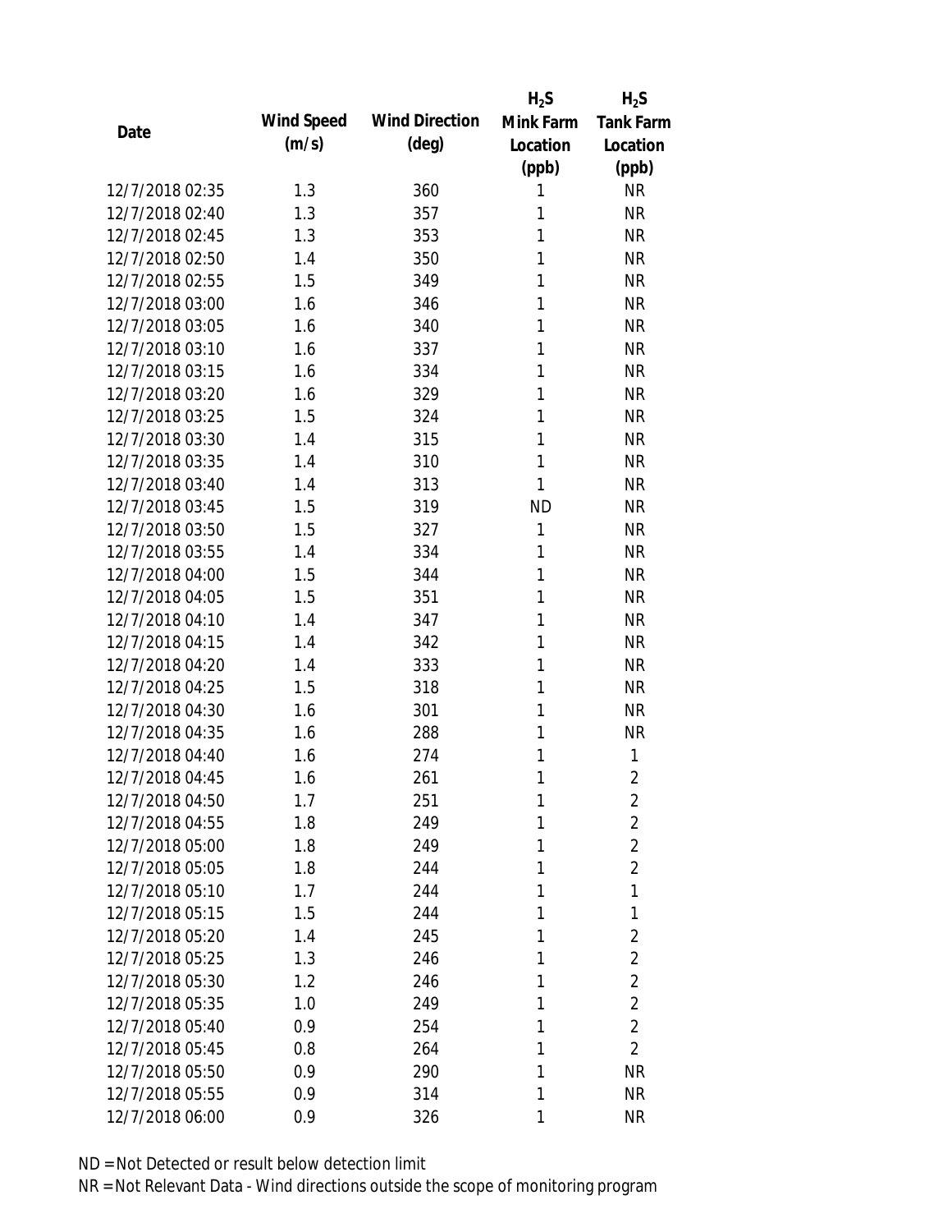| Date | Wind Speed (m/s) | Wind Direction (deg) | $H_2S$ Mink Farm Location (ppb) | $H_2S$ Tank Farm Location (ppb) |
| --- | --- | --- | --- | --- |
| 12/7/2018 02:35 | 1.3 | 360 | 1 | NR |
| 12/7/2018 02:40 | 1.3 | 357 | 1 | NR |
| 12/7/2018 02:45 | 1.3 | 353 | 1 | NR |
| 12/7/2018 02:50 | 1.4 | 350 | 1 | NR |
| 12/7/2018 02:55 | 1.5 | 349 | 1 | NR |
| 12/7/2018 03:00 | 1.6 | 346 | 1 | NR |
| 12/7/2018 03:05 | 1.6 | 340 | 1 | NR |
| 12/7/2018 03:10 | 1.6 | 337 | 1 | NR |
| 12/7/2018 03:15 | 1.6 | 334 | 1 | NR |
| 12/7/2018 03:20 | 1.6 | 329 | 1 | NR |
| 12/7/2018 03:25 | 1.5 | 324 | 1 | NR |
| 12/7/2018 03:30 | 1.4 | 315 | 1 | NR |
| 12/7/2018 03:35 | 1.4 | 310 | 1 | NR |
| 12/7/2018 03:40 | 1.4 | 313 | 1 | NR |
| 12/7/2018 03:45 | 1.5 | 319 | ND | NR |
| 12/7/2018 03:50 | 1.5 | 327 | 1 | NR |
| 12/7/2018 03:55 | 1.4 | 334 | 1 | NR |
| 12/7/2018 04:00 | 1.5 | 344 | 1 | NR |
| 12/7/2018 04:05 | 1.5 | 351 | 1 | NR |
| 12/7/2018 04:10 | 1.4 | 347 | 1 | NR |
| 12/7/2018 04:15 | 1.4 | 342 | 1 | NR |
| 12/7/2018 04:20 | 1.4 | 333 | 1 | NR |
| 12/7/2018 04:25 | 1.5 | 318 | 1 | NR |
| 12/7/2018 04:30 | 1.6 | 301 | 1 | NR |
| 12/7/2018 04:35 | 1.6 | 288 | 1 | NR |
| 12/7/2018 04:40 | 1.6 | 274 | 1 | 1 |
| 12/7/2018 04:45 | 1.6 | 261 | 1 | 2 |
| 12/7/2018 04:50 | 1.7 | 251 | 1 | 2 |
| 12/7/2018 04:55 | 1.8 | 249 | 1 | 2 |
| 12/7/2018 05:00 | 1.8 | 249 | 1 | 2 |
| 12/7/2018 05:05 | 1.8 | 244 | 1 | 2 |
| 12/7/2018 05:10 | 1.7 | 244 | 1 | 1 |
| 12/7/2018 05:15 | 1.5 | 244 | 1 | 1 |
| 12/7/2018 05:20 | 1.4 | 245 | 1 | 2 |
| 12/7/2018 05:25 | 1.3 | 246 | 1 | 2 |
| 12/7/2018 05:30 | 1.2 | 246 | 1 | 2 |
| 12/7/2018 05:35 | 1.0 | 249 | 1 | 2 |
| 12/7/2018 05:40 | 0.9 | 254 | 1 | 2 |
| 12/7/2018 05:45 | 0.8 | 264 | 1 | 2 |
| 12/7/2018 05:50 | 0.9 | 290 | 1 | NR |
| 12/7/2018 05:55 | 0.9 | 314 | 1 | NR |
| 12/7/2018 06:00 | 0.9 | 326 | 1 | NR |

ND = Not Detected or result below detection limit

NR = Not Relevant Data - Wind directions outside the scope of monitoring program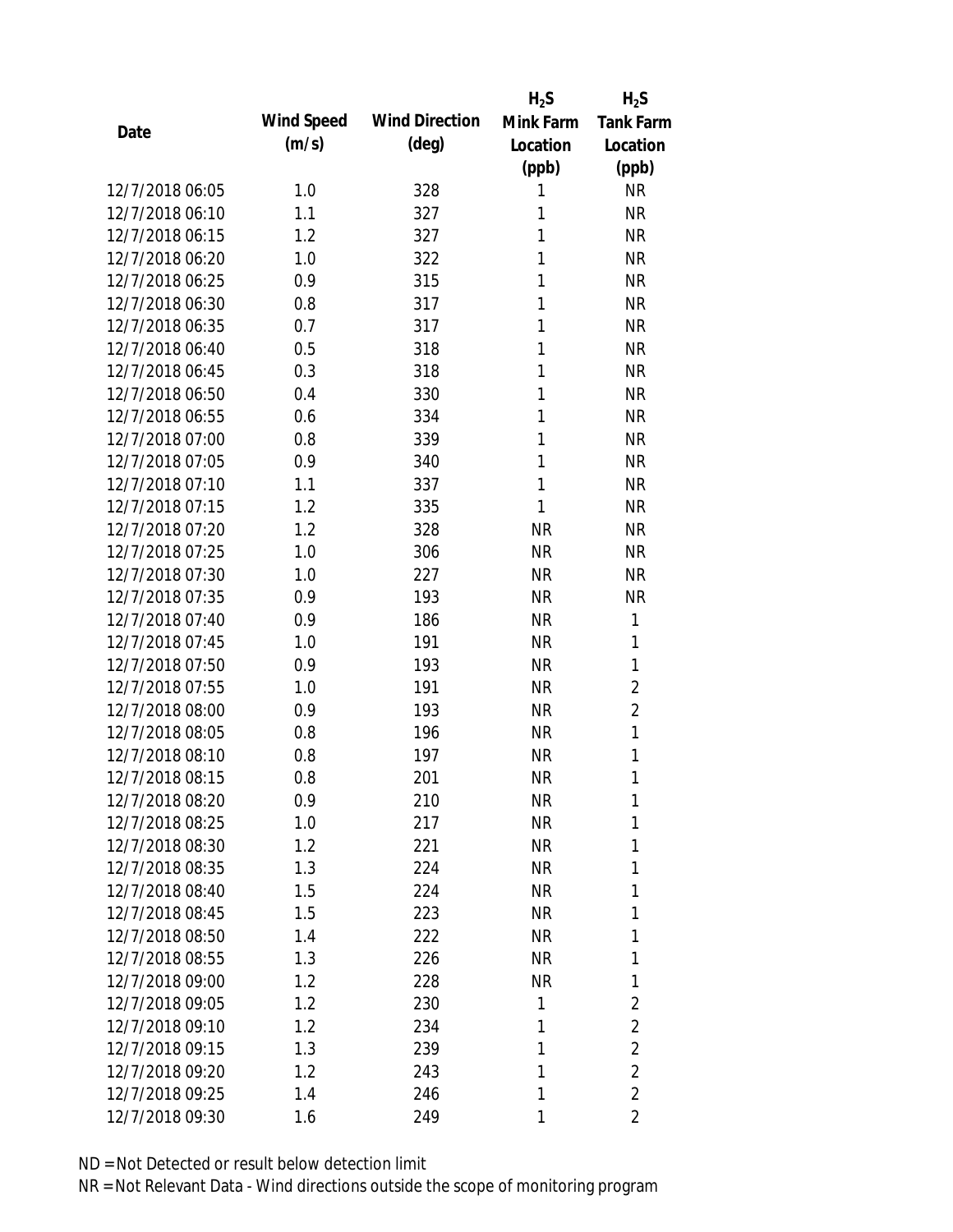| Date | Wind Speed (m/s) | Wind Direction (deg) | $H_2S$ Mink Farm Location (ppb) | $H_2S$ Tank Farm Location (ppb) |
|---|---|---|---|---|
| 12/7/2018 06:05 | 1.0 | 328 | 1 | NR |
| 12/7/2018 06:10 | 1.1 | 327 | 1 | NR |
| 12/7/2018 06:15 | 1.2 | 327 | 1 | NR |
| 12/7/2018 06:20 | 1.0 | 322 | 1 | NR |
| 12/7/2018 06:25 | 0.9 | 315 | 1 | NR |
| 12/7/2018 06:30 | 0.8 | 317 | 1 | NR |
| 12/7/2018 06:35 | 0.7 | 317 | 1 | NR |
| 12/7/2018 06:40 | 0.5 | 318 | 1 | NR |
| 12/7/2018 06:45 | 0.3 | 318 | 1 | NR |
| 12/7/2018 06:50 | 0.4 | 330 | 1 | NR |
| 12/7/2018 06:55 | 0.6 | 334 | 1 | NR |
| 12/7/2018 07:00 | 0.8 | 339 | 1 | NR |
| 12/7/2018 07:05 | 0.9 | 340 | 1 | NR |
| 12/7/2018 07:10 | 1.1 | 337 | 1 | NR |
| 12/7/2018 07:15 | 1.2 | 335 | 1 | NR |
| 12/7/2018 07:20 | 1.2 | 328 | NR | NR |
| 12/7/2018 07:25 | 1.0 | 306 | NR | NR |
| 12/7/2018 07:30 | 1.0 | 227 | NR | NR |
| 12/7/2018 07:35 | 0.9 | 193 | NR | NR |
| 12/7/2018 07:40 | 0.9 | 186 | NR | 1 |
| 12/7/2018 07:45 | 1.0 | 191 | NR | 1 |
| 12/7/2018 07:50 | 0.9 | 193 | NR | 1 |
| 12/7/2018 07:55 | 1.0 | 191 | NR | 2 |
| 12/7/2018 08:00 | 0.9 | 193 | NR | 2 |
| 12/7/2018 08:05 | 0.8 | 196 | NR | 1 |
| 12/7/2018 08:10 | 0.8 | 197 | NR | 1 |
| 12/7/2018 08:15 | 0.8 | 201 | NR | 1 |
| 12/7/2018 08:20 | 0.9 | 210 | NR | 1 |
| 12/7/2018 08:25 | 1.0 | 217 | NR | 1 |
| 12/7/2018 08:30 | 1.2 | 221 | NR | 1 |
| 12/7/2018 08:35 | 1.3 | 224 | NR | 1 |
| 12/7/2018 08:40 | 1.5 | 224 | NR | 1 |
| 12/7/2018 08:45 | 1.5 | 223 | NR | 1 |
| 12/7/2018 08:50 | 1.4 | 222 | NR | 1 |
| 12/7/2018 08:55 | 1.3 | 226 | NR | 1 |
| 12/7/2018 09:00 | 1.2 | 228 | NR | 1 |
| 12/7/2018 09:05 | 1.2 | 230 | 1 | 2 |
| 12/7/2018 09:10 | 1.2 | 234 | 1 | 2 |
| 12/7/2018 09:15 | 1.3 | 239 | 1 | 2 |
| 12/7/2018 09:20 | 1.2 | 243 | 1 | 2 |
| 12/7/2018 09:25 | 1.4 | 246 | 1 | 2 |
| 12/7/2018 09:30 | 1.6 | 249 | 1 | 2 |

ND = Not Detected or result below detection limit

NR = Not Relevant Data - Wind directions outside the scope of monitoring program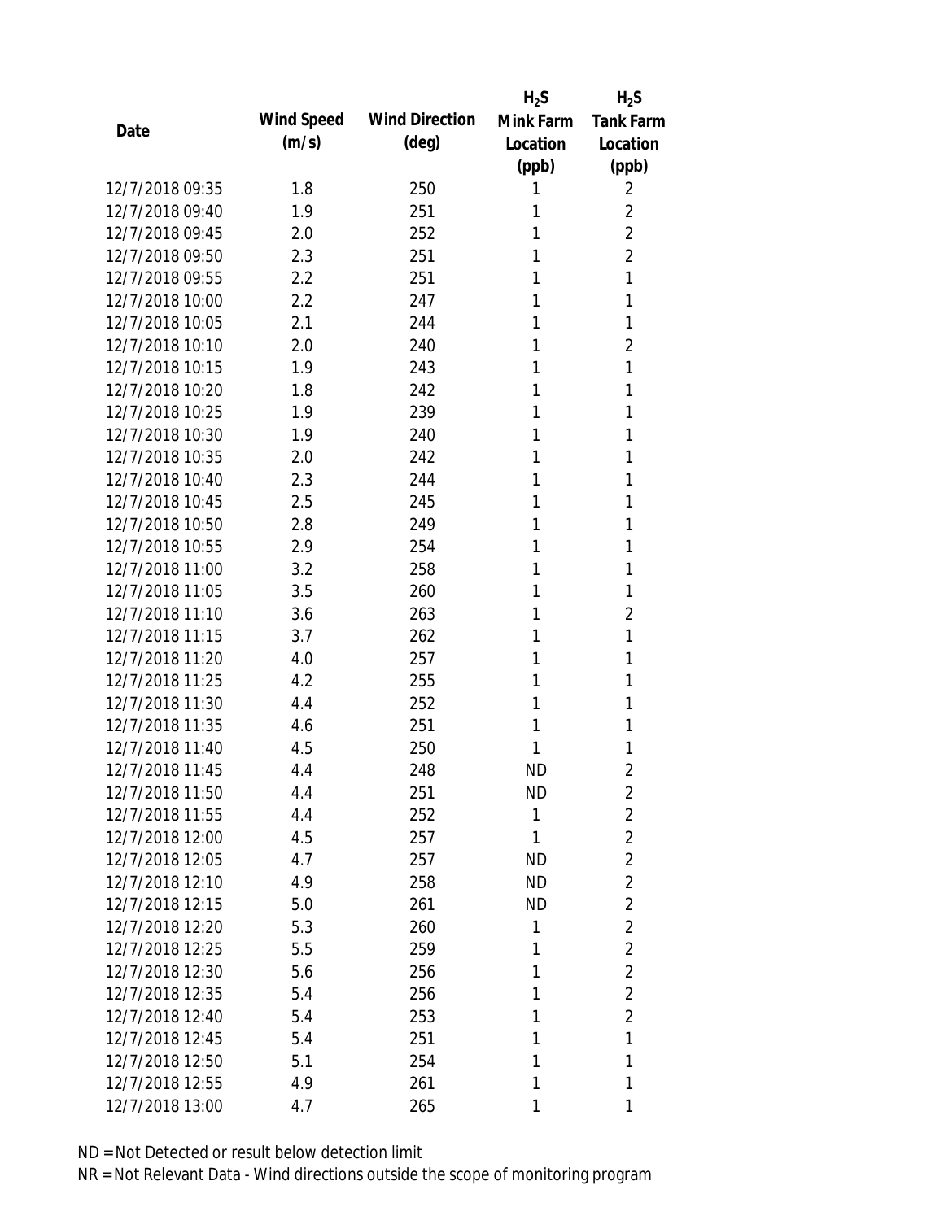| Date | Wind Speed (m/s) | Wind Direction (deg) | $H_2S$ Mink Farm Location (ppb) | $H_2S$ Tank Farm Location (ppb) |
|---|---|---|---|---|
| 12/7/2018 09:35 | 1.8 | 250 | 1 | 2 |
| 12/7/2018 09:40 | 1.9 | 251 | 1 | 2 |
| 12/7/2018 09:45 | 2.0 | 252 | 1 | 2 |
| 12/7/2018 09:50 | 2.3 | 251 | 1 | 2 |
| 12/7/2018 09:55 | 2.2 | 251 | 1 | 1 |
| 12/7/2018 10:00 | 2.2 | 247 | 1 | 1 |
| 12/7/2018 10:05 | 2.1 | 244 | 1 | 1 |
| 12/7/2018 10:10 | 2.0 | 240 | 1 | 2 |
| 12/7/2018 10:15 | 1.9 | 243 | 1 | 1 |
| 12/7/2018 10:20 | 1.8 | 242 | 1 | 1 |
| 12/7/2018 10:25 | 1.9 | 239 | 1 | 1 |
| 12/7/2018 10:30 | 1.9 | 240 | 1 | 1 |
| 12/7/2018 10:35 | 2.0 | 242 | 1 | 1 |
| 12/7/2018 10:40 | 2.3 | 244 | 1 | 1 |
| 12/7/2018 10:45 | 2.5 | 245 | 1 | 1 |
| 12/7/2018 10:50 | 2.8 | 249 | 1 | 1 |
| 12/7/2018 10:55 | 2.9 | 254 | 1 | 1 |
| 12/7/2018 11:00 | 3.2 | 258 | 1 | 1 |
| 12/7/2018 11:05 | 3.5 | 260 | 1 | 1 |
| 12/7/2018 11:10 | 3.6 | 263 | 1 | 2 |
| 12/7/2018 11:15 | 3.7 | 262 | 1 | 1 |
| 12/7/2018 11:20 | 4.0 | 257 | 1 | 1 |
| 12/7/2018 11:25 | 4.2 | 255 | 1 | 1 |
| 12/7/2018 11:30 | 4.4 | 252 | 1 | 1 |
| 12/7/2018 11:35 | 4.6 | 251 | 1 | 1 |
| 12/7/2018 11:40 | 4.5 | 250 | 1 | 1 |
| 12/7/2018 11:45 | 4.4 | 248 | ND | 2 |
| 12/7/2018 11:50 | 4.4 | 251 | ND | 2 |
| 12/7/2018 11:55 | 4.4 | 252 | 1 | 2 |
| 12/7/2018 12:00 | 4.5 | 257 | 1 | 2 |
| 12/7/2018 12:05 | 4.7 | 257 | ND | 2 |
| 12/7/2018 12:10 | 4.9 | 258 | ND | 2 |
| 12/7/2018 12:15 | 5.0 | 261 | ND | 2 |
| 12/7/2018 12:20 | 5.3 | 260 | 1 | 2 |
| 12/7/2018 12:25 | 5.5 | 259 | 1 | 2 |
| 12/7/2018 12:30 | 5.6 | 256 | 1 | 2 |
| 12/7/2018 12:35 | 5.4 | 256 | 1 | 2 |
| 12/7/2018 12:40 | 5.4 | 253 | 1 | 2 |
| 12/7/2018 12:45 | 5.4 | 251 | 1 | 1 |
| 12/7/2018 12:50 | 5.1 | 254 | 1 | 1 |
| 12/7/2018 12:55 | 4.9 | 261 | 1 | 1 |
| 12/7/2018 13:00 | 4.7 | 265 | 1 | 1 |

ND = Not Detected or result below detection limit

NR = Not Relevant Data - Wind directions outside the scope of monitoring program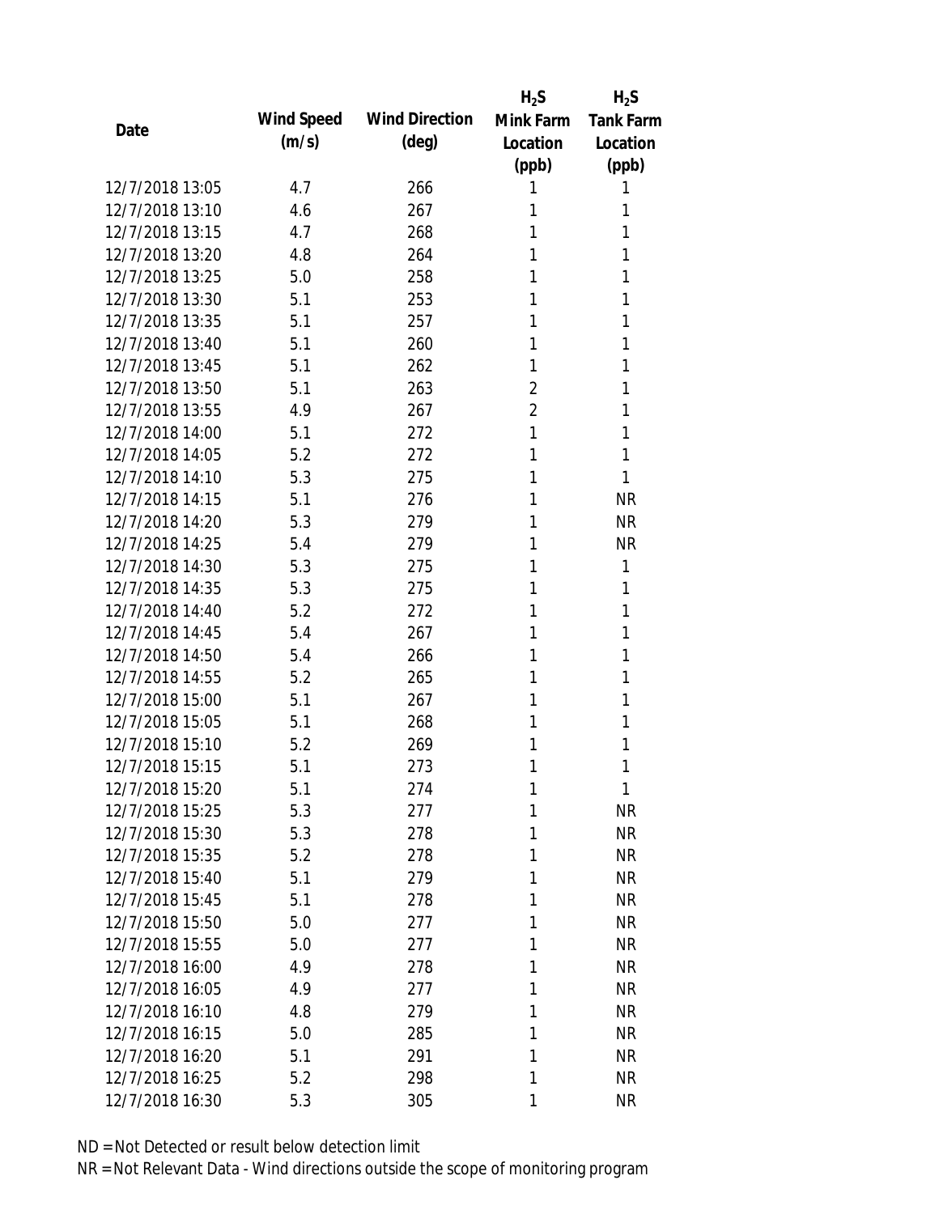| Date | Wind Speed (m/s) | Wind Direction (deg) | $H_2S$ Mink Farm Location (ppb) | $H_2S$ Tank Farm Location (ppb) |
|---|---|---|---|---|
| 12/7/2018 13:05 | 4.7 | 266 | 1 | 1 |
| 12/7/2018 13:10 | 4.6 | 267 | 1 | 1 |
| 12/7/2018 13:15 | 4.7 | 268 | 1 | 1 |
| 12/7/2018 13:20 | 4.8 | 264 | 1 | 1 |
| 12/7/2018 13:25 | 5.0 | 258 | 1 | 1 |
| 12/7/2018 13:30 | 5.1 | 253 | 1 | 1 |
| 12/7/2018 13:35 | 5.1 | 257 | 1 | 1 |
| 12/7/2018 13:40 | 5.1 | 260 | 1 | 1 |
| 12/7/2018 13:45 | 5.1 | 262 | 1 | 1 |
| 12/7/2018 13:50 | 5.1 | 263 | 2 | 1 |
| 12/7/2018 13:55 | 4.9 | 267 | 2 | 1 |
| 12/7/2018 14:00 | 5.1 | 272 | 1 | 1 |
| 12/7/2018 14:05 | 5.2 | 272 | 1 | 1 |
| 12/7/2018 14:10 | 5.3 | 275 | 1 | 1 |
| 12/7/2018 14:15 | 5.1 | 276 | 1 | NR |
| 12/7/2018 14:20 | 5.3 | 279 | 1 | NR |
| 12/7/2018 14:25 | 5.4 | 279 | 1 | NR |
| 12/7/2018 14:30 | 5.3 | 275 | 1 | 1 |
| 12/7/2018 14:35 | 5.3 | 275 | 1 | 1 |
| 12/7/2018 14:40 | 5.2 | 272 | 1 | 1 |
| 12/7/2018 14:45 | 5.4 | 267 | 1 | 1 |
| 12/7/2018 14:50 | 5.4 | 266 | 1 | 1 |
| 12/7/2018 14:55 | 5.2 | 265 | 1 | 1 |
| 12/7/2018 15:00 | 5.1 | 267 | 1 | 1 |
| 12/7/2018 15:05 | 5.1 | 268 | 1 | 1 |
| 12/7/2018 15:10 | 5.2 | 269 | 1 | 1 |
| 12/7/2018 15:15 | 5.1 | 273 | 1 | 1 |
| 12/7/2018 15:20 | 5.1 | 274 | 1 | 1 |
| 12/7/2018 15:25 | 5.3 | 277 | 1 | NR |
| 12/7/2018 15:30 | 5.3 | 278 | 1 | NR |
| 12/7/2018 15:35 | 5.2 | 278 | 1 | NR |
| 12/7/2018 15:40 | 5.1 | 279 | 1 | NR |
| 12/7/2018 15:45 | 5.1 | 278 | 1 | NR |
| 12/7/2018 15:50 | 5.0 | 277 | 1 | NR |
| 12/7/2018 15:55 | 5.0 | 277 | 1 | NR |
| 12/7/2018 16:00 | 4.9 | 278 | 1 | NR |
| 12/7/2018 16:05 | 4.9 | 277 | 1 | NR |
| 12/7/2018 16:10 | 4.8 | 279 | 1 | NR |
| 12/7/2018 16:15 | 5.0 | 285 | 1 | NR |
| 12/7/2018 16:20 | 5.1 | 291 | 1 | NR |
| 12/7/2018 16:25 | 5.2 | 298 | 1 | NR |
| 12/7/2018 16:30 | 5.3 | 305 | 1 | NR |

ND = Not Detected or result below detection limit
NR = Not Relevant Data - Wind directions outside the scope of monitoring program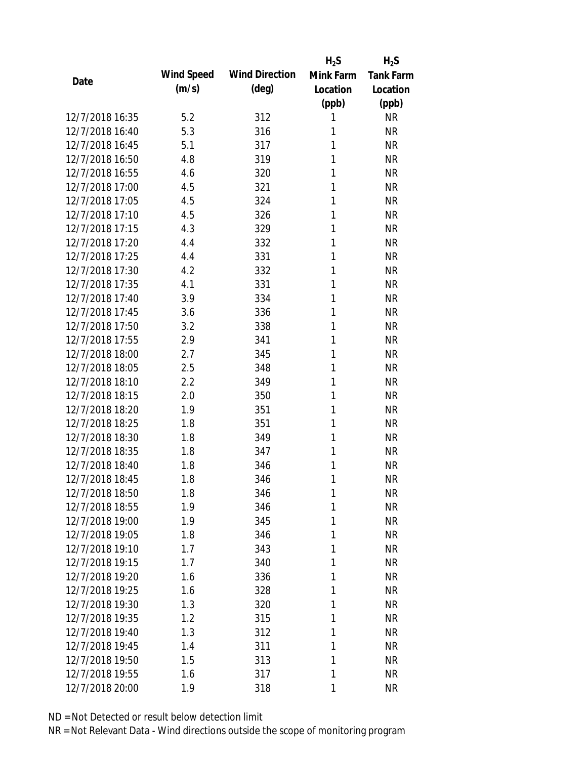| Date | Wind Speed (m/s) | Wind Direction (deg) | $H_2S$ Mink Farm Location (ppb) | $H_2S$ Tank Farm Location (ppb) |
|---|---|---|---|---|
| 12/7/2018 16:35 | 5.2 | 312 | 1 | NR |
| 12/7/2018 16:40 | 5.3 | 316 | 1 | NR |
| 12/7/2018 16:45 | 5.1 | 317 | 1 | NR |
| 12/7/2018 16:50 | 4.8 | 319 | 1 | NR |
| 12/7/2018 16:55 | 4.6 | 320 | 1 | NR |
| 12/7/2018 17:00 | 4.5 | 321 | 1 | NR |
| 12/7/2018 17:05 | 4.5 | 324 | 1 | NR |
| 12/7/2018 17:10 | 4.5 | 326 | 1 | NR |
| 12/7/2018 17:15 | 4.3 | 329 | 1 | NR |
| 12/7/2018 17:20 | 4.4 | 332 | 1 | NR |
| 12/7/2018 17:25 | 4.4 | 331 | 1 | NR |
| 12/7/2018 17:30 | 4.2 | 332 | 1 | NR |
| 12/7/2018 17:35 | 4.1 | 331 | 1 | NR |
| 12/7/2018 17:40 | 3.9 | 334 | 1 | NR |
| 12/7/2018 17:45 | 3.6 | 336 | 1 | NR |
| 12/7/2018 17:50 | 3.2 | 338 | 1 | NR |
| 12/7/2018 17:55 | 2.9 | 341 | 1 | NR |
| 12/7/2018 18:00 | 2.7 | 345 | 1 | NR |
| 12/7/2018 18:05 | 2.5 | 348 | 1 | NR |
| 12/7/2018 18:10 | 2.2 | 349 | 1 | NR |
| 12/7/2018 18:15 | 2.0 | 350 | 1 | NR |
| 12/7/2018 18:20 | 1.9 | 351 | 1 | NR |
| 12/7/2018 18:25 | 1.8 | 351 | 1 | NR |
| 12/7/2018 18:30 | 1.8 | 349 | 1 | NR |
| 12/7/2018 18:35 | 1.8 | 347 | 1 | NR |
| 12/7/2018 18:40 | 1.8 | 346 | 1 | NR |
| 12/7/2018 18:45 | 1.8 | 346 | 1 | NR |
| 12/7/2018 18:50 | 1.8 | 346 | 1 | NR |
| 12/7/2018 18:55 | 1.9 | 346 | 1 | NR |
| 12/7/2018 19:00 | 1.9 | 345 | 1 | NR |
| 12/7/2018 19:05 | 1.8 | 346 | 1 | NR |
| 12/7/2018 19:10 | 1.7 | 343 | 1 | NR |
| 12/7/2018 19:15 | 1.7 | 340 | 1 | NR |
| 12/7/2018 19:20 | 1.6 | 336 | 1 | NR |
| 12/7/2018 19:25 | 1.6 | 328 | 1 | NR |
| 12/7/2018 19:30 | 1.3 | 320 | 1 | NR |
| 12/7/2018 19:35 | 1.2 | 315 | 1 | NR |
| 12/7/2018 19:40 | 1.3 | 312 | 1 | NR |
| 12/7/2018 19:45 | 1.4 | 311 | 1 | NR |
| 12/7/2018 19:50 | 1.5 | 313 | 1 | NR |
| 12/7/2018 19:55 | 1.6 | 317 | 1 | NR |
| 12/7/2018 20:00 | 1.9 | 318 | 1 | NR |

ND = Not Detected or result below detection limit

NR = Not Relevant Data - Wind directions outside the scope of monitoring program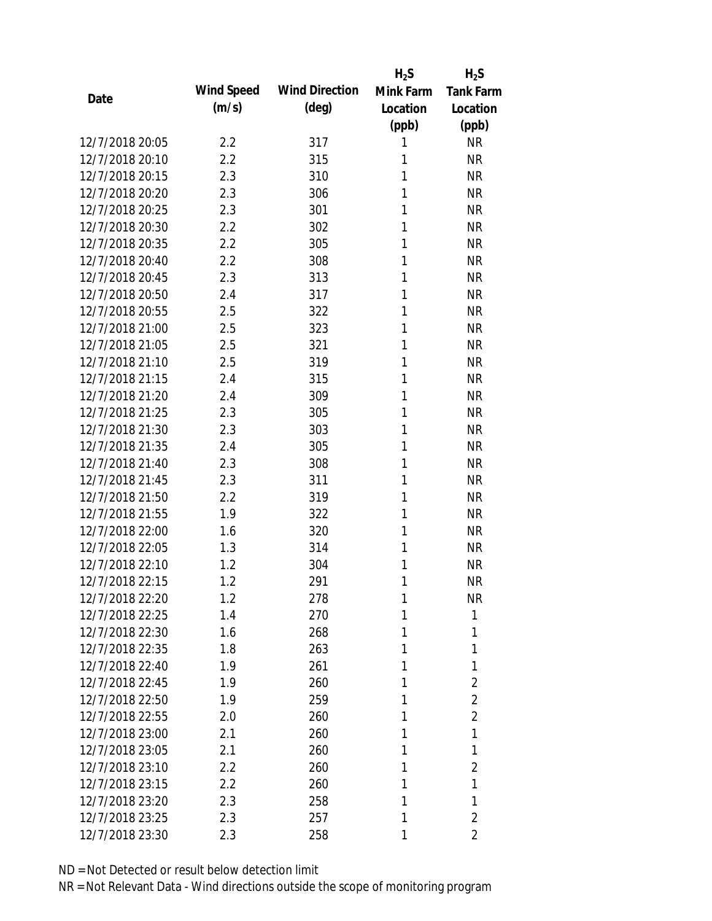| Date | Wind Speed (m/s) | Wind Direction (deg) | $H_2S$ Mink Farm Location (ppb) | $H_2S$ Tank Farm Location (ppb) |
|---|---|---|---|---|
| 12/7/2018 20:05 | 2.2 | 317 | 1 | NR |
| 12/7/2018 20:10 | 2.2 | 315 | 1 | NR |
| 12/7/2018 20:15 | 2.3 | 310 | 1 | NR |
| 12/7/2018 20:20 | 2.3 | 306 | 1 | NR |
| 12/7/2018 20:25 | 2.3 | 301 | 1 | NR |
| 12/7/2018 20:30 | 2.2 | 302 | 1 | NR |
| 12/7/2018 20:35 | 2.2 | 305 | 1 | NR |
| 12/7/2018 20:40 | 2.2 | 308 | 1 | NR |
| 12/7/2018 20:45 | 2.3 | 313 | 1 | NR |
| 12/7/2018 20:50 | 2.4 | 317 | 1 | NR |
| 12/7/2018 20:55 | 2.5 | 322 | 1 | NR |
| 12/7/2018 21:00 | 2.5 | 323 | 1 | NR |
| 12/7/2018 21:05 | 2.5 | 321 | 1 | NR |
| 12/7/2018 21:10 | 2.5 | 319 | 1 | NR |
| 12/7/2018 21:15 | 2.4 | 315 | 1 | NR |
| 12/7/2018 21:20 | 2.4 | 309 | 1 | NR |
| 12/7/2018 21:25 | 2.3 | 305 | 1 | NR |
| 12/7/2018 21:30 | 2.3 | 303 | 1 | NR |
| 12/7/2018 21:35 | 2.4 | 305 | 1 | NR |
| 12/7/2018 21:40 | 2.3 | 308 | 1 | NR |
| 12/7/2018 21:45 | 2.3 | 311 | 1 | NR |
| 12/7/2018 21:50 | 2.2 | 319 | 1 | NR |
| 12/7/2018 21:55 | 1.9 | 322 | 1 | NR |
| 12/7/2018 22:00 | 1.6 | 320 | 1 | NR |
| 12/7/2018 22:05 | 1.3 | 314 | 1 | NR |
| 12/7/2018 22:10 | 1.2 | 304 | 1 | NR |
| 12/7/2018 22:15 | 1.2 | 291 | 1 | NR |
| 12/7/2018 22:20 | 1.2 | 278 | 1 | NR |
| 12/7/2018 22:25 | 1.4 | 270 | 1 | 1 |
| 12/7/2018 22:30 | 1.6 | 268 | 1 | 1 |
| 12/7/2018 22:35 | 1.8 | 263 | 1 | 1 |
| 12/7/2018 22:40 | 1.9 | 261 | 1 | 1 |
| 12/7/2018 22:45 | 1.9 | 260 | 1 | 2 |
| 12/7/2018 22:50 | 1.9 | 259 | 1 | 2 |
| 12/7/2018 22:55 | 2.0 | 260 | 1 | 2 |
| 12/7/2018 23:00 | 2.1 | 260 | 1 | 1 |
| 12/7/2018 23:05 | 2.1 | 260 | 1 | 1 |
| 12/7/2018 23:10 | 2.2 | 260 | 1 | 2 |
| 12/7/2018 23:15 | 2.2 | 260 | 1 | 1 |
| 12/7/2018 23:20 | 2.3 | 258 | 1 | 1 |
| 12/7/2018 23:25 | 2.3 | 257 | 1 | 2 |
| 12/7/2018 23:30 | 2.3 | 258 | 1 | 2 |

ND = Not Detected or result below detection limit
NR = Not Relevant Data - Wind directions outside the scope of monitoring program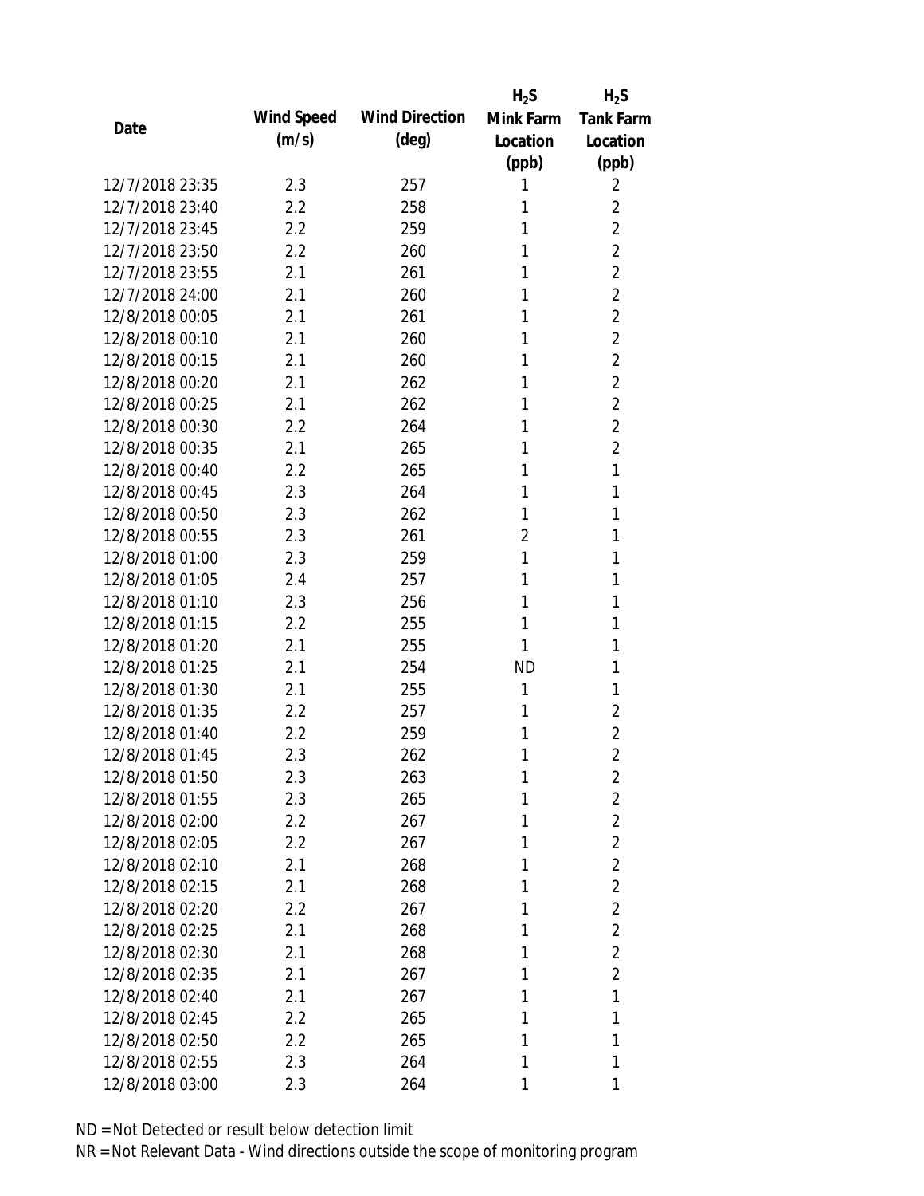| Date | Wind Speed (m/s) | Wind Direction (deg) | $H_2S$ Mink Farm Location (ppb) | $H_2S$ Tank Farm Location (ppb) |
|---|---|---|---|---|
| 12/7/2018 23:35 | 2.3 | 257 | 1 | 2 |
| 12/7/2018 23:40 | 2.2 | 258 | 1 | 2 |
| 12/7/2018 23:45 | 2.2 | 259 | 1 | 2 |
| 12/7/2018 23:50 | 2.2 | 260 | 1 | 2 |
| 12/7/2018 23:55 | 2.1 | 261 | 1 | 2 |
| 12/7/2018 24:00 | 2.1 | 260 | 1 | 2 |
| 12/8/2018 00:05 | 2.1 | 261 | 1 | 2 |
| 12/8/2018 00:10 | 2.1 | 260 | 1 | 2 |
| 12/8/2018 00:15 | 2.1 | 260 | 1 | 2 |
| 12/8/2018 00:20 | 2.1 | 262 | 1 | 2 |
| 12/8/2018 00:25 | 2.1 | 262 | 1 | 2 |
| 12/8/2018 00:30 | 2.2 | 264 | 1 | 2 |
| 12/8/2018 00:35 | 2.1 | 265 | 1 | 2 |
| 12/8/2018 00:40 | 2.2 | 265 | 1 | 1 |
| 12/8/2018 00:45 | 2.3 | 264 | 1 | 1 |
| 12/8/2018 00:50 | 2.3 | 262 | 1 | 1 |
| 12/8/2018 00:55 | 2.3 | 261 | 2 | 1 |
| 12/8/2018 01:00 | 2.3 | 259 | 1 | 1 |
| 12/8/2018 01:05 | 2.4 | 257 | 1 | 1 |
| 12/8/2018 01:10 | 2.3 | 256 | 1 | 1 |
| 12/8/2018 01:15 | 2.2 | 255 | 1 | 1 |
| 12/8/2018 01:20 | 2.1 | 255 | 1 | 1 |
| 12/8/2018 01:25 | 2.1 | 254 | ND | 1 |
| 12/8/2018 01:30 | 2.1 | 255 | 1 | 1 |
| 12/8/2018 01:35 | 2.2 | 257 | 1 | 2 |
| 12/8/2018 01:40 | 2.2 | 259 | 1 | 2 |
| 12/8/2018 01:45 | 2.3 | 262 | 1 | 2 |
| 12/8/2018 01:50 | 2.3 | 263 | 1 | 2 |
| 12/8/2018 01:55 | 2.3 | 265 | 1 | 2 |
| 12/8/2018 02:00 | 2.2 | 267 | 1 | 2 |
| 12/8/2018 02:05 | 2.2 | 267 | 1 | 2 |
| 12/8/2018 02:10 | 2.1 | 268 | 1 | 2 |
| 12/8/2018 02:15 | 2.1 | 268 | 1 | 2 |
| 12/8/2018 02:20 | 2.2 | 267 | 1 | 2 |
| 12/8/2018 02:25 | 2.1 | 268 | 1 | 2 |
| 12/8/2018 02:30 | 2.1 | 268 | 1 | 2 |
| 12/8/2018 02:35 | 2.1 | 267 | 1 | 2 |
| 12/8/2018 02:40 | 2.1 | 267 | 1 | 1 |
| 12/8/2018 02:45 | 2.2 | 265 | 1 | 1 |
| 12/8/2018 02:50 | 2.2 | 265 | 1 | 1 |
| 12/8/2018 02:55 | 2.3 | 264 | 1 | 1 |
| 12/8/2018 03:00 | 2.3 | 264 | 1 | 1 |

ND = Not Detected or result below detection limit

NR = Not Relevant Data - Wind directions outside the scope of monitoring program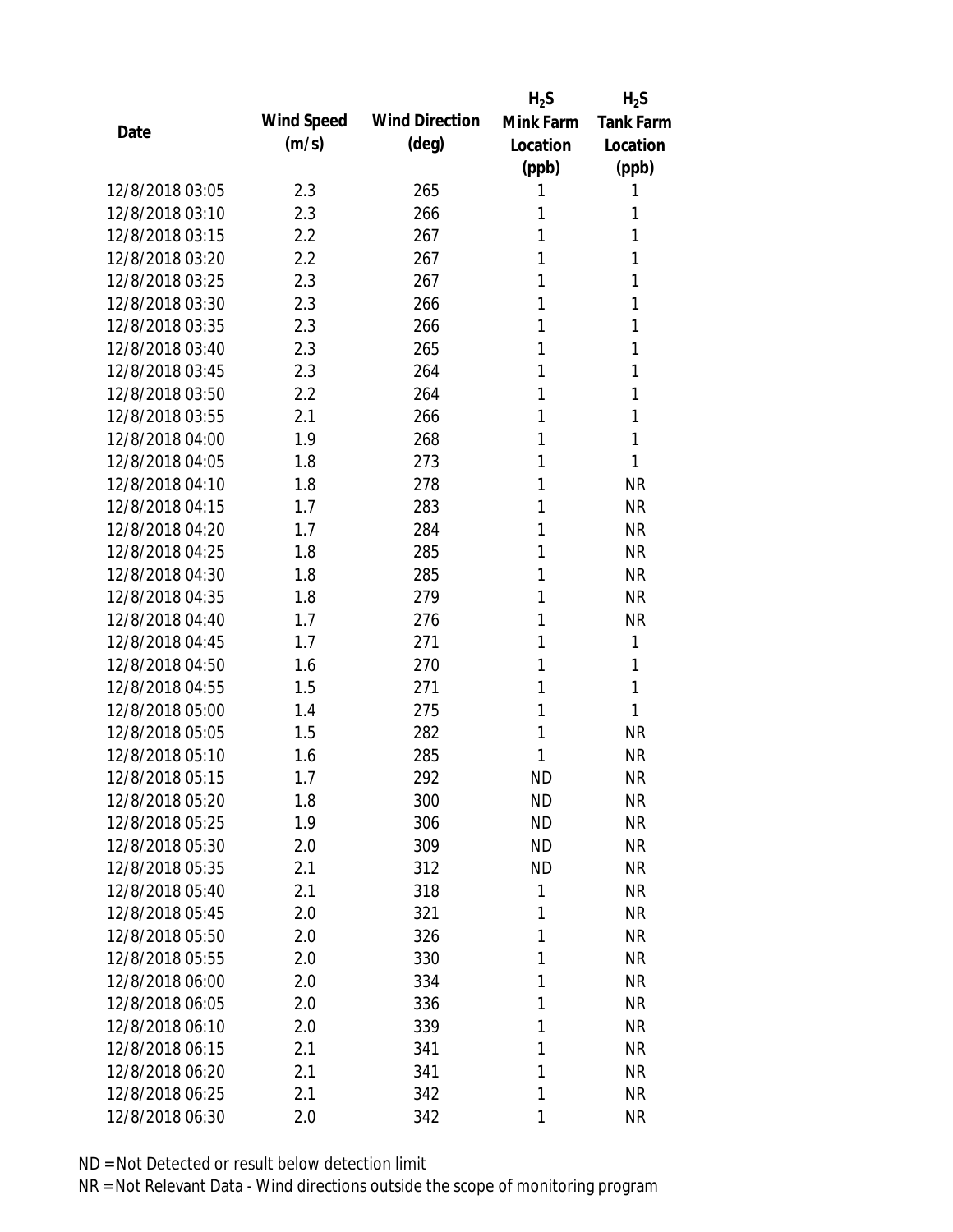| Date | Wind Speed (m/s) | Wind Direction (deg) | $H_2S$ Mink Farm Location (ppb) | $H_2S$ Tank Farm Location (ppb) |
|---|---|---|---|---|
| 12/8/2018 03:05 | 2.3 | 265 | 1 | 1 |
| 12/8/2018 03:10 | 2.3 | 266 | 1 | 1 |
| 12/8/2018 03:15 | 2.2 | 267 | 1 | 1 |
| 12/8/2018 03:20 | 2.2 | 267 | 1 | 1 |
| 12/8/2018 03:25 | 2.3 | 267 | 1 | 1 |
| 12/8/2018 03:30 | 2.3 | 266 | 1 | 1 |
| 12/8/2018 03:35 | 2.3 | 266 | 1 | 1 |
| 12/8/2018 03:40 | 2.3 | 265 | 1 | 1 |
| 12/8/2018 03:45 | 2.3 | 264 | 1 | 1 |
| 12/8/2018 03:50 | 2.2 | 264 | 1 | 1 |
| 12/8/2018 03:55 | 2.1 | 266 | 1 | 1 |
| 12/8/2018 04:00 | 1.9 | 268 | 1 | 1 |
| 12/8/2018 04:05 | 1.8 | 273 | 1 | 1 |
| 12/8/2018 04:10 | 1.8 | 278 | 1 | NR |
| 12/8/2018 04:15 | 1.7 | 283 | 1 | NR |
| 12/8/2018 04:20 | 1.7 | 284 | 1 | NR |
| 12/8/2018 04:25 | 1.8 | 285 | 1 | NR |
| 12/8/2018 04:30 | 1.8 | 285 | 1 | NR |
| 12/8/2018 04:35 | 1.8 | 279 | 1 | NR |
| 12/8/2018 04:40 | 1.7 | 276 | 1 | NR |
| 12/8/2018 04:45 | 1.7 | 271 | 1 | 1 |
| 12/8/2018 04:50 | 1.6 | 270 | 1 | 1 |
| 12/8/2018 04:55 | 1.5 | 271 | 1 | 1 |
| 12/8/2018 05:00 | 1.4 | 275 | 1 | 1 |
| 12/8/2018 05:05 | 1.5 | 282 | 1 | NR |
| 12/8/2018 05:10 | 1.6 | 285 | 1 | NR |
| 12/8/2018 05:15 | 1.7 | 292 | ND | NR |
| 12/8/2018 05:20 | 1.8 | 300 | ND | NR |
| 12/8/2018 05:25 | 1.9 | 306 | ND | NR |
| 12/8/2018 05:30 | 2.0 | 309 | ND | NR |
| 12/8/2018 05:35 | 2.1 | 312 | ND | NR |
| 12/8/2018 05:40 | 2.1 | 318 | 1 | NR |
| 12/8/2018 05:45 | 2.0 | 321 | 1 | NR |
| 12/8/2018 05:50 | 2.0 | 326 | 1 | NR |
| 12/8/2018 05:55 | 2.0 | 330 | 1 | NR |
| 12/8/2018 06:00 | 2.0 | 334 | 1 | NR |
| 12/8/2018 06:05 | 2.0 | 336 | 1 | NR |
| 12/8/2018 06:10 | 2.0 | 339 | 1 | NR |
| 12/8/2018 06:15 | 2.1 | 341 | 1 | NR |
| 12/8/2018 06:20 | 2.1 | 341 | 1 | NR |
| 12/8/2018 06:25 | 2.1 | 342 | 1 | NR |
| 12/8/2018 06:30 | 2.0 | 342 | 1 | NR |

ND = Not Detected or result below detection limit

NR = Not Relevant Data - Wind directions outside the scope of monitoring program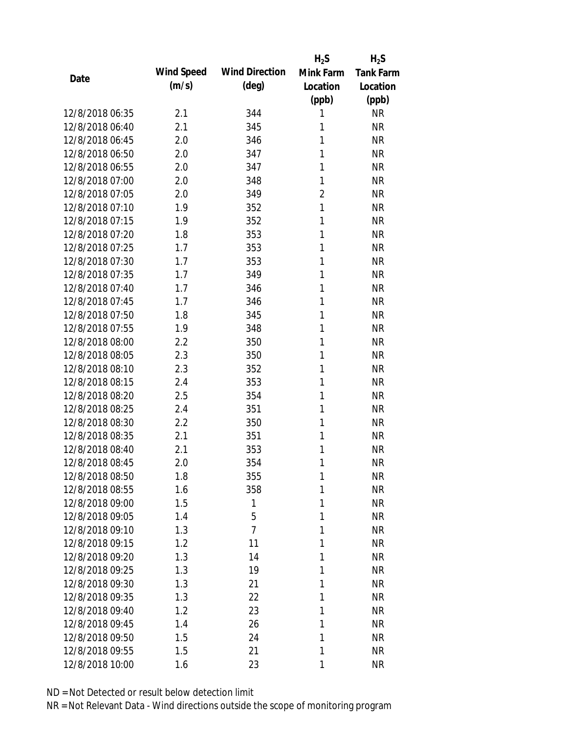| Date | Wind Speed (m/s) | Wind Direction (deg) | $H_2S$ Mink Farm Location (ppb) | $H_2S$ Tank Farm Location (ppb) |
|---|---|---|---|---|
| 12/8/2018 06:35 | 2.1 | 344 | 1 | NR |
| 12/8/2018 06:40 | 2.1 | 345 | 1 | NR |
| 12/8/2018 06:45 | 2.0 | 346 | 1 | NR |
| 12/8/2018 06:50 | 2.0 | 347 | 1 | NR |
| 12/8/2018 06:55 | 2.0 | 347 | 1 | NR |
| 12/8/2018 07:00 | 2.0 | 348 | 1 | NR |
| 12/8/2018 07:05 | 2.0 | 349 | 2 | NR |
| 12/8/2018 07:10 | 1.9 | 352 | 1 | NR |
| 12/8/2018 07:15 | 1.9 | 352 | 1 | NR |
| 12/8/2018 07:20 | 1.8 | 353 | 1 | NR |
| 12/8/2018 07:25 | 1.7 | 353 | 1 | NR |
| 12/8/2018 07:30 | 1.7 | 353 | 1 | NR |
| 12/8/2018 07:35 | 1.7 | 349 | 1 | NR |
| 12/8/2018 07:40 | 1.7 | 346 | 1 | NR |
| 12/8/2018 07:45 | 1.7 | 346 | 1 | NR |
| 12/8/2018 07:50 | 1.8 | 345 | 1 | NR |
| 12/8/2018 07:55 | 1.9 | 348 | 1 | NR |
| 12/8/2018 08:00 | 2.2 | 350 | 1 | NR |
| 12/8/2018 08:05 | 2.3 | 350 | 1 | NR |
| 12/8/2018 08:10 | 2.3 | 352 | 1 | NR |
| 12/8/2018 08:15 | 2.4 | 353 | 1 | NR |
| 12/8/2018 08:20 | 2.5 | 354 | 1 | NR |
| 12/8/2018 08:25 | 2.4 | 351 | 1 | NR |
| 12/8/2018 08:30 | 2.2 | 350 | 1 | NR |
| 12/8/2018 08:35 | 2.1 | 351 | 1 | NR |
| 12/8/2018 08:40 | 2.1 | 353 | 1 | NR |
| 12/8/2018 08:45 | 2.0 | 354 | 1 | NR |
| 12/8/2018 08:50 | 1.8 | 355 | 1 | NR |
| 12/8/2018 08:55 | 1.6 | 358 | 1 | NR |
| 12/8/2018 09:00 | 1.5 | 1 | 1 | NR |
| 12/8/2018 09:05 | 1.4 | 5 | 1 | NR |
| 12/8/2018 09:10 | 1.3 | 7 | 1 | NR |
| 12/8/2018 09:15 | 1.2 | 11 | 1 | NR |
| 12/8/2018 09:20 | 1.3 | 14 | 1 | NR |
| 12/8/2018 09:25 | 1.3 | 19 | 1 | NR |
| 12/8/2018 09:30 | 1.3 | 21 | 1 | NR |
| 12/8/2018 09:35 | 1.3 | 22 | 1 | NR |
| 12/8/2018 09:40 | 1.2 | 23 | 1 | NR |
| 12/8/2018 09:45 | 1.4 | 26 | 1 | NR |
| 12/8/2018 09:50 | 1.5 | 24 | 1 | NR |
| 12/8/2018 09:55 | 1.5 | 21 | 1 | NR |
| 12/8/2018 10:00 | 1.6 | 23 | 1 | NR |

ND = Not Detected or result below detection limit

NR = Not Relevant Data - Wind directions outside the scope of monitoring program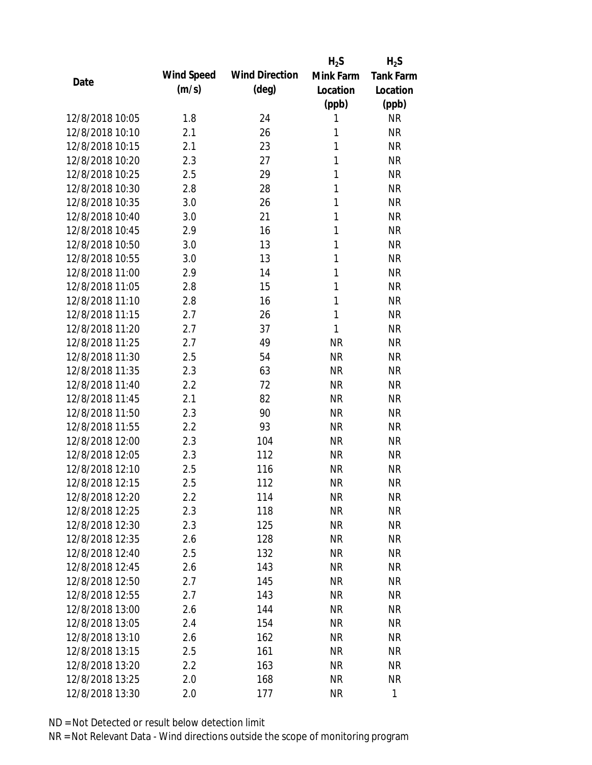| Date | Wind Speed (m/s) | Wind Direction (deg) | $H_2S$ Mink Farm Location (ppb) | $H_2S$ Tank Farm Location (ppb) |
|---|---|---|---|---|
| 12/8/2018 10:05 | 1.8 | 24 | 1 | NR |
| 12/8/2018 10:10 | 2.1 | 26 | 1 | NR |
| 12/8/2018 10:15 | 2.1 | 23 | 1 | NR |
| 12/8/2018 10:20 | 2.3 | 27 | 1 | NR |
| 12/8/2018 10:25 | 2.5 | 29 | 1 | NR |
| 12/8/2018 10:30 | 2.8 | 28 | 1 | NR |
| 12/8/2018 10:35 | 3.0 | 26 | 1 | NR |
| 12/8/2018 10:40 | 3.0 | 21 | 1 | NR |
| 12/8/2018 10:45 | 2.9 | 16 | 1 | NR |
| 12/8/2018 10:50 | 3.0 | 13 | 1 | NR |
| 12/8/2018 10:55 | 3.0 | 13 | 1 | NR |
| 12/8/2018 11:00 | 2.9 | 14 | 1 | NR |
| 12/8/2018 11:05 | 2.8 | 15 | 1 | NR |
| 12/8/2018 11:10 | 2.8 | 16 | 1 | NR |
| 12/8/2018 11:15 | 2.7 | 26 | 1 | NR |
| 12/8/2018 11:20 | 2.7 | 37 | 1 | NR |
| 12/8/2018 11:25 | 2.7 | 49 | NR | NR |
| 12/8/2018 11:30 | 2.5 | 54 | NR | NR |
| 12/8/2018 11:35 | 2.3 | 63 | NR | NR |
| 12/8/2018 11:40 | 2.2 | 72 | NR | NR |
| 12/8/2018 11:45 | 2.1 | 82 | NR | NR |
| 12/8/2018 11:50 | 2.3 | 90 | NR | NR |
| 12/8/2018 11:55 | 2.2 | 93 | NR | NR |
| 12/8/2018 12:00 | 2.3 | 104 | NR | NR |
| 12/8/2018 12:05 | 2.3 | 112 | NR | NR |
| 12/8/2018 12:10 | 2.5 | 116 | NR | NR |
| 12/8/2018 12:15 | 2.5 | 112 | NR | NR |
| 12/8/2018 12:20 | 2.2 | 114 | NR | NR |
| 12/8/2018 12:25 | 2.3 | 118 | NR | NR |
| 12/8/2018 12:30 | 2.3 | 125 | NR | NR |
| 12/8/2018 12:35 | 2.6 | 128 | NR | NR |
| 12/8/2018 12:40 | 2.5 | 132 | NR | NR |
| 12/8/2018 12:45 | 2.6 | 143 | NR | NR |
| 12/8/2018 12:50 | 2.7 | 145 | NR | NR |
| 12/8/2018 12:55 | 2.7 | 143 | NR | NR |
| 12/8/2018 13:00 | 2.6 | 144 | NR | NR |
| 12/8/2018 13:05 | 2.4 | 154 | NR | NR |
| 12/8/2018 13:10 | 2.6 | 162 | NR | NR |
| 12/8/2018 13:15 | 2.5 | 161 | NR | NR |
| 12/8/2018 13:20 | 2.2 | 163 | NR | NR |
| 12/8/2018 13:25 | 2.0 | 168 | NR | NR |
| 12/8/2018 13:30 | 2.0 | 177 | NR | 1 |

ND = Not Detected or result below detection limit

NR = Not Relevant Data - Wind directions outside the scope of monitoring program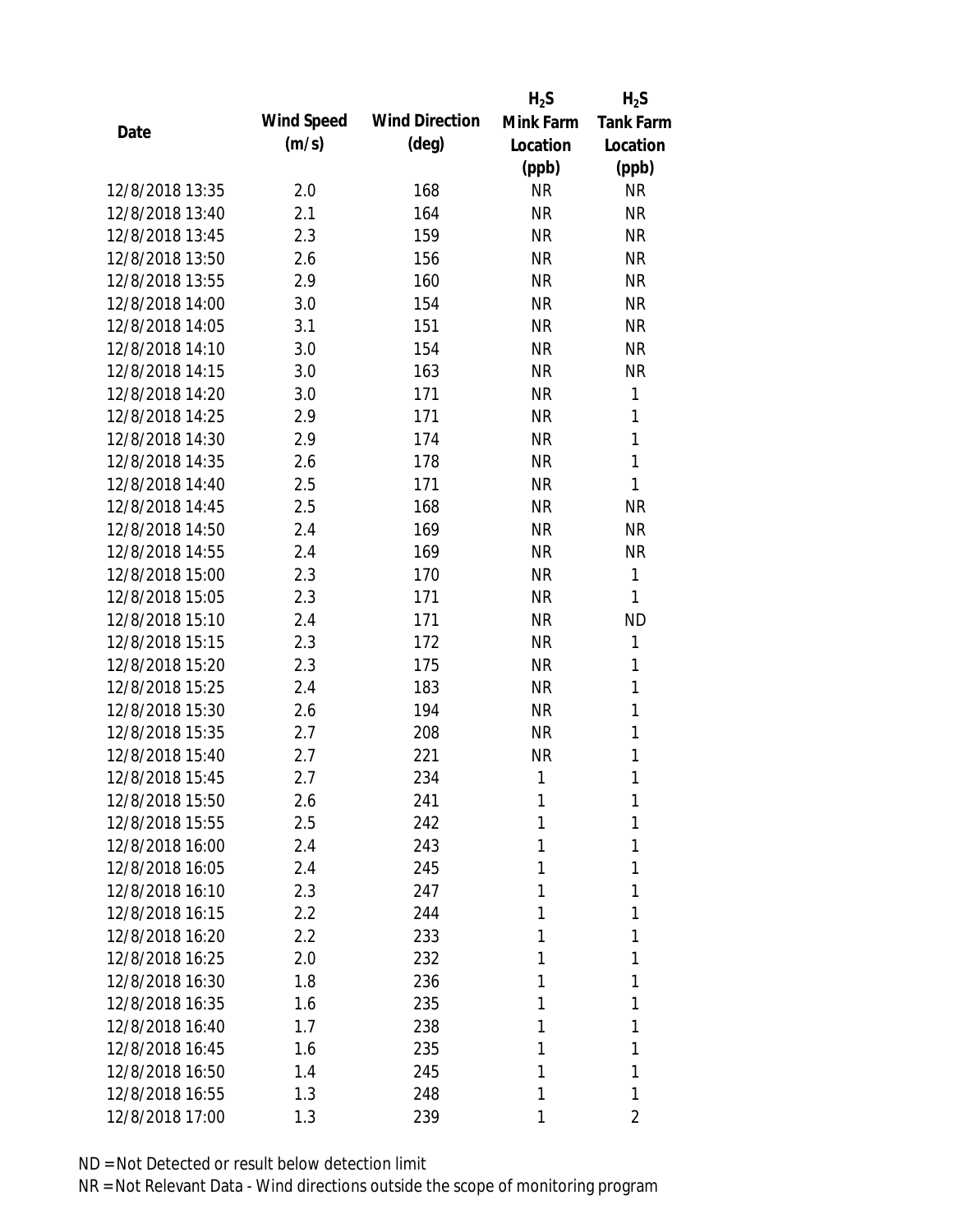| Date | Wind Speed (m/s) | Wind Direction (deg) | $H_2S$ Mink Farm Location (ppb) | $H_2S$ Tank Farm Location (ppb) |
|---|---|---|---|---|
| 12/8/2018 13:35 | 2.0 | 168 | NR | NR |
| 12/8/2018 13:40 | 2.1 | 164 | NR | NR |
| 12/8/2018 13:45 | 2.3 | 159 | NR | NR |
| 12/8/2018 13:50 | 2.6 | 156 | NR | NR |
| 12/8/2018 13:55 | 2.9 | 160 | NR | NR |
| 12/8/2018 14:00 | 3.0 | 154 | NR | NR |
| 12/8/2018 14:05 | 3.1 | 151 | NR | NR |
| 12/8/2018 14:10 | 3.0 | 154 | NR | NR |
| 12/8/2018 14:15 | 3.0 | 163 | NR | NR |
| 12/8/2018 14:20 | 3.0 | 171 | NR | 1 |
| 12/8/2018 14:25 | 2.9 | 171 | NR | 1 |
| 12/8/2018 14:30 | 2.9 | 174 | NR | 1 |
| 12/8/2018 14:35 | 2.6 | 178 | NR | 1 |
| 12/8/2018 14:40 | 2.5 | 171 | NR | 1 |
| 12/8/2018 14:45 | 2.5 | 168 | NR | NR |
| 12/8/2018 14:50 | 2.4 | 169 | NR | NR |
| 12/8/2018 14:55 | 2.4 | 169 | NR | NR |
| 12/8/2018 15:00 | 2.3 | 170 | NR | 1 |
| 12/8/2018 15:05 | 2.3 | 171 | NR | 1 |
| 12/8/2018 15:10 | 2.4 | 171 | NR | ND |
| 12/8/2018 15:15 | 2.3 | 172 | NR | 1 |
| 12/8/2018 15:20 | 2.3 | 175 | NR | 1 |
| 12/8/2018 15:25 | 2.4 | 183 | NR | 1 |
| 12/8/2018 15:30 | 2.6 | 194 | NR | 1 |
| 12/8/2018 15:35 | 2.7 | 208 | NR | 1 |
| 12/8/2018 15:40 | 2.7 | 221 | NR | 1 |
| 12/8/2018 15:45 | 2.7 | 234 | 1 | 1 |
| 12/8/2018 15:50 | 2.6 | 241 | 1 | 1 |
| 12/8/2018 15:55 | 2.5 | 242 | 1 | 1 |
| 12/8/2018 16:00 | 2.4 | 243 | 1 | 1 |
| 12/8/2018 16:05 | 2.4 | 245 | 1 | 1 |
| 12/8/2018 16:10 | 2.3 | 247 | 1 | 1 |
| 12/8/2018 16:15 | 2.2 | 244 | 1 | 1 |
| 12/8/2018 16:20 | 2.2 | 233 | 1 | 1 |
| 12/8/2018 16:25 | 2.0 | 232 | 1 | 1 |
| 12/8/2018 16:30 | 1.8 | 236 | 1 | 1 |
| 12/8/2018 16:35 | 1.6 | 235 | 1 | 1 |
| 12/8/2018 16:40 | 1.7 | 238 | 1 | 1 |
| 12/8/2018 16:45 | 1.6 | 235 | 1 | 1 |
| 12/8/2018 16:50 | 1.4 | 245 | 1 | 1 |
| 12/8/2018 16:55 | 1.3 | 248 | 1 | 1 |
| 12/8/2018 17:00 | 1.3 | 239 | 1 | 2 |

ND = Not Detected or result below detection limit

NR = Not Relevant Data - Wind directions outside the scope of monitoring program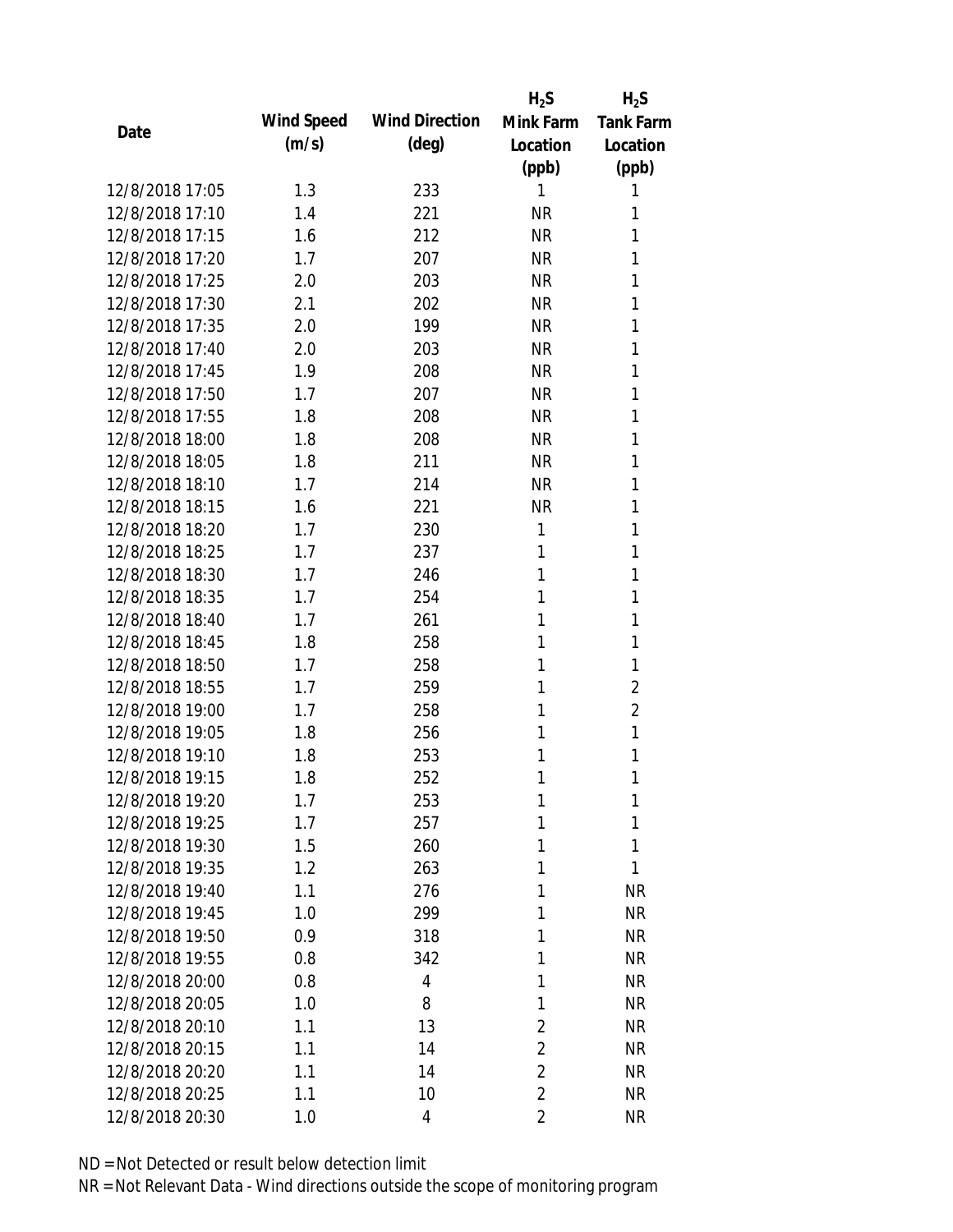| Date | Wind Speed (m/s) | Wind Direction (deg) | $H_2S$ Mink Farm Location (ppb) | $H_2S$ Tank Farm Location (ppb) |
|---|---|---|---|---|
| 12/8/2018 17:05 | 1.3 | 233 | 1 | 1 |
| 12/8/2018 17:10 | 1.4 | 221 | NR | 1 |
| 12/8/2018 17:15 | 1.6 | 212 | NR | 1 |
| 12/8/2018 17:20 | 1.7 | 207 | NR | 1 |
| 12/8/2018 17:25 | 2.0 | 203 | NR | 1 |
| 12/8/2018 17:30 | 2.1 | 202 | NR | 1 |
| 12/8/2018 17:35 | 2.0 | 199 | NR | 1 |
| 12/8/2018 17:40 | 2.0 | 203 | NR | 1 |
| 12/8/2018 17:45 | 1.9 | 208 | NR | 1 |
| 12/8/2018 17:50 | 1.7 | 207 | NR | 1 |
| 12/8/2018 17:55 | 1.8 | 208 | NR | 1 |
| 12/8/2018 18:00 | 1.8 | 208 | NR | 1 |
| 12/8/2018 18:05 | 1.8 | 211 | NR | 1 |
| 12/8/2018 18:10 | 1.7 | 214 | NR | 1 |
| 12/8/2018 18:15 | 1.6 | 221 | NR | 1 |
| 12/8/2018 18:20 | 1.7 | 230 | 1 | 1 |
| 12/8/2018 18:25 | 1.7 | 237 | 1 | 1 |
| 12/8/2018 18:30 | 1.7 | 246 | 1 | 1 |
| 12/8/2018 18:35 | 1.7 | 254 | 1 | 1 |
| 12/8/2018 18:40 | 1.7 | 261 | 1 | 1 |
| 12/8/2018 18:45 | 1.8 | 258 | 1 | 1 |
| 12/8/2018 18:50 | 1.7 | 258 | 1 | 1 |
| 12/8/2018 18:55 | 1.7 | 259 | 1 | 2 |
| 12/8/2018 19:00 | 1.7 | 258 | 1 | 2 |
| 12/8/2018 19:05 | 1.8 | 256 | 1 | 1 |
| 12/8/2018 19:10 | 1.8 | 253 | 1 | 1 |
| 12/8/2018 19:15 | 1.8 | 252 | 1 | 1 |
| 12/8/2018 19:20 | 1.7 | 253 | 1 | 1 |
| 12/8/2018 19:25 | 1.7 | 257 | 1 | 1 |
| 12/8/2018 19:30 | 1.5 | 260 | 1 | 1 |
| 12/8/2018 19:35 | 1.2 | 263 | 1 | 1 |
| 12/8/2018 19:40 | 1.1 | 276 | 1 | NR |
| 12/8/2018 19:45 | 1.0 | 299 | 1 | NR |
| 12/8/2018 19:50 | 0.9 | 318 | 1 | NR |
| 12/8/2018 19:55 | 0.8 | 342 | 1 | NR |
| 12/8/2018 20:00 | 0.8 | 4 | 1 | NR |
| 12/8/2018 20:05 | 1.0 | 8 | 1 | NR |
| 12/8/2018 20:10 | 1.1 | 13 | 2 | NR |
| 12/8/2018 20:15 | 1.1 | 14 | 2 | NR |
| 12/8/2018 20:20 | 1.1 | 14 | 2 | NR |
| 12/8/2018 20:25 | 1.1 | 10 | 2 | NR |
| 12/8/2018 20:30 | 1.0 | 4 | 2 | NR |

ND = Not Detected or result below detection limit

NR = Not Relevant Data - Wind directions outside the scope of monitoring program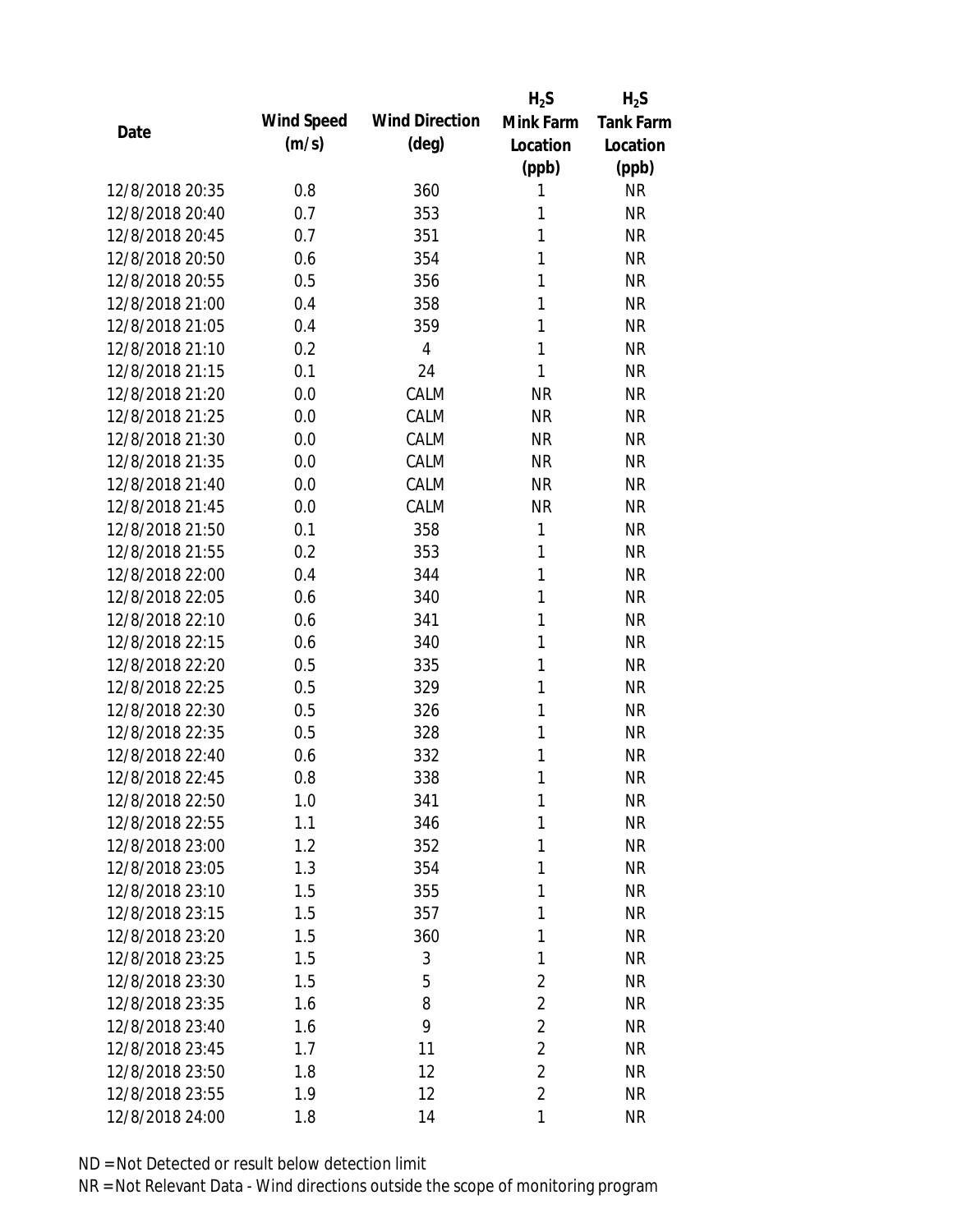| Date | Wind Speed (m/s) | Wind Direction (deg) | $H_2S$ Mink Farm Location (ppb) | $H_2S$ Tank Farm Location (ppb) |
|---|---|---|---|---|
| 12/8/2018 20:35 | 0.8 | 360 | 1 | NR |
| 12/8/2018 20:40 | 0.7 | 353 | 1 | NR |
| 12/8/2018 20:45 | 0.7 | 351 | 1 | NR |
| 12/8/2018 20:50 | 0.6 | 354 | 1 | NR |
| 12/8/2018 20:55 | 0.5 | 356 | 1 | NR |
| 12/8/2018 21:00 | 0.4 | 358 | 1 | NR |
| 12/8/2018 21:05 | 0.4 | 359 | 1 | NR |
| 12/8/2018 21:10 | 0.2 | 4 | 1 | NR |
| 12/8/2018 21:15 | 0.1 | 24 | 1 | NR |
| 12/8/2018 21:20 | 0.0 | CALM | NR | NR |
| 12/8/2018 21:25 | 0.0 | CALM | NR | NR |
| 12/8/2018 21:30 | 0.0 | CALM | NR | NR |
| 12/8/2018 21:35 | 0.0 | CALM | NR | NR |
| 12/8/2018 21:40 | 0.0 | CALM | NR | NR |
| 12/8/2018 21:45 | 0.0 | CALM | NR | NR |
| 12/8/2018 21:50 | 0.1 | 358 | 1 | NR |
| 12/8/2018 21:55 | 0.2 | 353 | 1 | NR |
| 12/8/2018 22:00 | 0.4 | 344 | 1 | NR |
| 12/8/2018 22:05 | 0.6 | 340 | 1 | NR |
| 12/8/2018 22:10 | 0.6 | 341 | 1 | NR |
| 12/8/2018 22:15 | 0.6 | 340 | 1 | NR |
| 12/8/2018 22:20 | 0.5 | 335 | 1 | NR |
| 12/8/2018 22:25 | 0.5 | 329 | 1 | NR |
| 12/8/2018 22:30 | 0.5 | 326 | 1 | NR |
| 12/8/2018 22:35 | 0.5 | 328 | 1 | NR |
| 12/8/2018 22:40 | 0.6 | 332 | 1 | NR |
| 12/8/2018 22:45 | 0.8 | 338 | 1 | NR |
| 12/8/2018 22:50 | 1.0 | 341 | 1 | NR |
| 12/8/2018 22:55 | 1.1 | 346 | 1 | NR |
| 12/8/2018 23:00 | 1.2 | 352 | 1 | NR |
| 12/8/2018 23:05 | 1.3 | 354 | 1 | NR |
| 12/8/2018 23:10 | 1.5 | 355 | 1 | NR |
| 12/8/2018 23:15 | 1.5 | 357 | 1 | NR |
| 12/8/2018 23:20 | 1.5 | 360 | 1 | NR |
| 12/8/2018 23:25 | 1.5 | 3 | 1 | NR |
| 12/8/2018 23:30 | 1.5 | 5 | 2 | NR |
| 12/8/2018 23:35 | 1.6 | 8 | 2 | NR |
| 12/8/2018 23:40 | 1.6 | 9 | 2 | NR |
| 12/8/2018 23:45 | 1.7 | 11 | 2 | NR |
| 12/8/2018 23:50 | 1.8 | 12 | 2 | NR |
| 12/8/2018 23:55 | 1.9 | 12 | 2 | NR |
| 12/8/2018 24:00 | 1.8 | 14 | 1 | NR |

ND = Not Detected or result below detection limit

NR = Not Relevant Data - Wind directions outside the scope of monitoring program